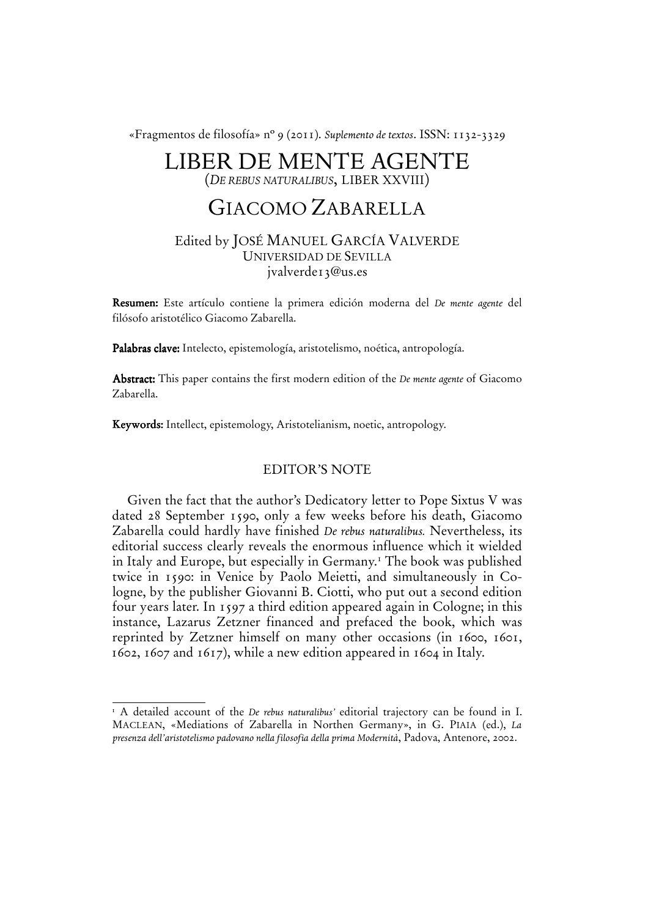«Fragmentos de filosofía» nº 9 (2011). *Suplemento de textos*. ISSN: 1132-3329

# LIBER DE MENTE AGENTE

(*DE REBUS NATURALIBUS*, LIBER XXVIII)

## GIACOMO ZABARELLA

Edited by JOSÉ MANUEL GARCÍA VALVERDE
UNIVERSIDAD DE SEVILLA
jvalverde13@us.es

**Resumen:** Este artículo contiene la primera edición moderna del *De mente agente* del filósofo aristotélico Giacomo Zabarella.

**Palabras clave:** Intelecto, epistemología, aristotelismo, noética, antropología.

**Abstract:** This paper contains the first modern edition of the *De mente agente* of Giacomo Zabarella.

**Keywords:** Intellect, epistemology, Aristotelianism, noetic, antropology.

### EDITOR'S NOTE

Given the fact that the author's Dedicatory letter to Pope Sixtus V was dated 28 September 1590, only a few weeks before his death, Giacomo Zabarella could hardly have finished *De rebus naturalibus.* Nevertheless, its editorial success clearly reveals the enormous influence which it wielded in Italy and Europe, but especially in Germany.[1] The book was published twice in 1590: in Venice by Paolo Meietti, and simultaneously in Cologne, by the publisher Giovanni B. Ciotti, who put out a second edition four years later. In 1597 a third edition appeared again in Cologne; in this instance, Lazarus Zetzner financed and prefaced the book, which was reprinted by Zetzner himself on many other occasions (in 1600, 1601, 1602, 1607 and 1617), while a new edition appeared in 1604 in Italy.

---

[1] A detailed account of the *De rebus naturalibus'* editorial trajectory can be found in I. MACLEAN, «Mediations of Zabarella in Northen Germany», in G. PIAIA (ed.), *La presenza dell'aristotelismo padovano nella filosofia della prima Modernità*, Padova, Antenore, 2002.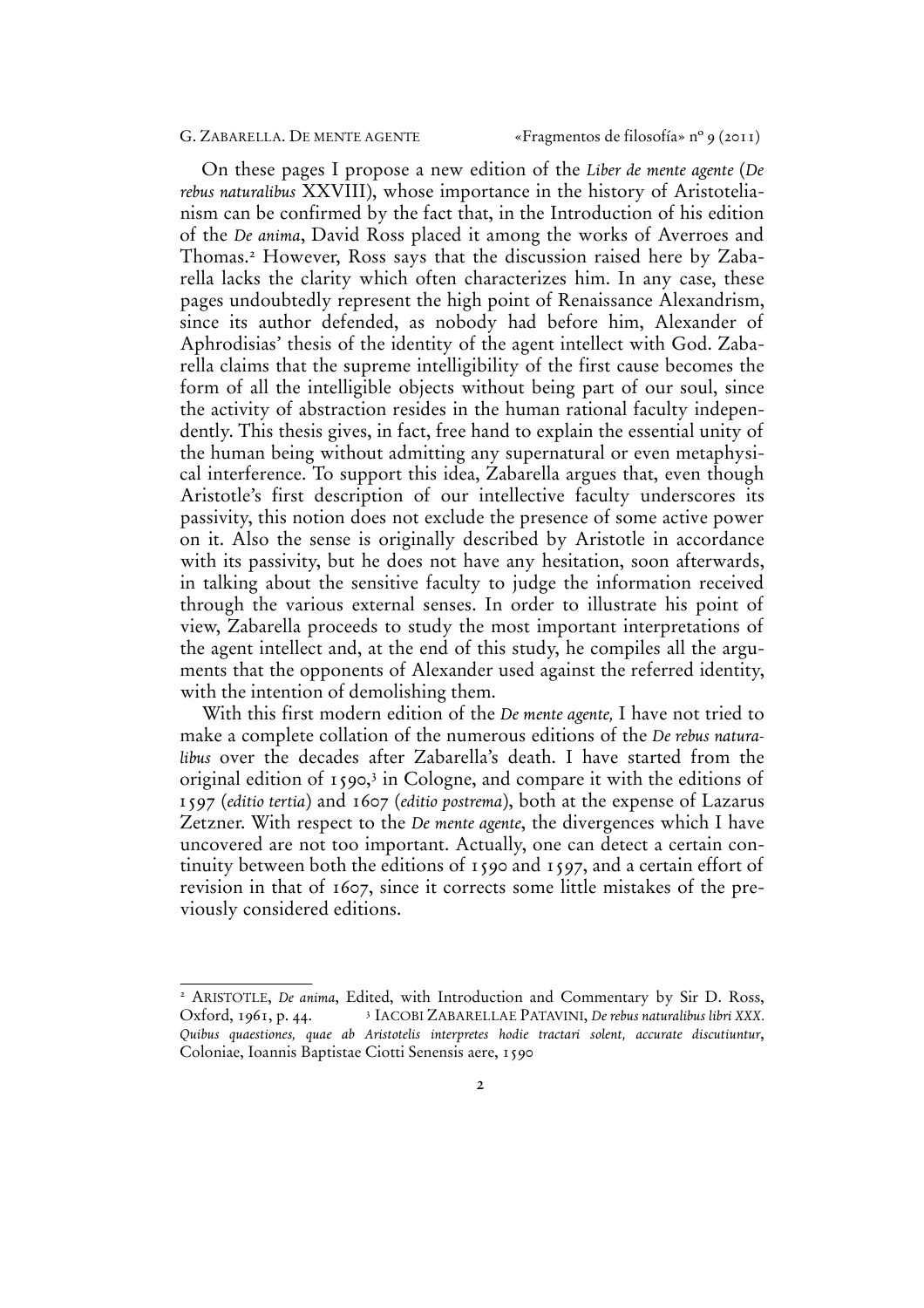On these pages I propose a new edition of the *Liber de mente agente* (*De rebus naturalibus* XXVIII), whose importance in the history of Aristotelianism can be confirmed by the fact that, in the Introduction of his edition of the *De anima*, David Ross placed it among the works of Averroes and Thomas.[2] However, Ross says that the discussion raised here by Zabarella lacks the clarity which often characterizes him. In any case, these pages undoubtedly represent the high point of Renaissance Alexandrism, since its author defended, as nobody had before him, Alexander of Aphrodisias' thesis of the identity of the agent intellect with God. Zabarella claims that the supreme intelligibility of the first cause becomes the form of all the intelligible objects without being part of our soul, since the activity of abstraction resides in the human rational faculty independently. This thesis gives, in fact, free hand to explain the essential unity of the human being without admitting any supernatural or even metaphysical interference. To support this idea, Zabarella argues that, even though Aristotle's first description of our intellective faculty underscores its passivity, this notion does not exclude the presence of some active power on it. Also the sense is originally described by Aristotle in accordance with its passivity, but he does not have any hesitation, soon afterwards, in talking about the sensitive faculty to judge the information received through the various external senses. In order to illustrate his point of view, Zabarella proceeds to study the most important interpretations of the agent intellect and, at the end of this study, he compiles all the arguments that the opponents of Alexander used against the referred identity, with the intention of demolishing them.

With this first modern edition of the *De mente agente,* I have not tried to make a complete collation of the numerous editions of the *De rebus naturalibus* over the decades after Zabarella's death. I have started from the original edition of 1590,[3] in Cologne, and compare it with the editions of 1597 (*editio tertia*) and 1607 (*editio postrema*), both at the expense of Lazarus Zetzner. With respect to the *De mente agente*, the divergences which I have uncovered are not too important. Actually, one can detect a certain continuity between both the editions of 1590 and 1597, and a certain effort of revision in that of 1607, since it corrects some little mistakes of the previously considered editions.

---

[2] ARISTOTLE, *De anima*, Edited, with Introduction and Commentary by Sir D. Ross, Oxford, 1961, p. 44.

[3] IACOBI ZABARELLAE PATAVINI, *De rebus naturalibus libri XXX. Quibus quaestiones, quae ab Aristotelis interpretes hodie tractari solent, accurate discutiuntur*, Coloniae, Ioannis Baptistae Ciotti Senensis aere, 1590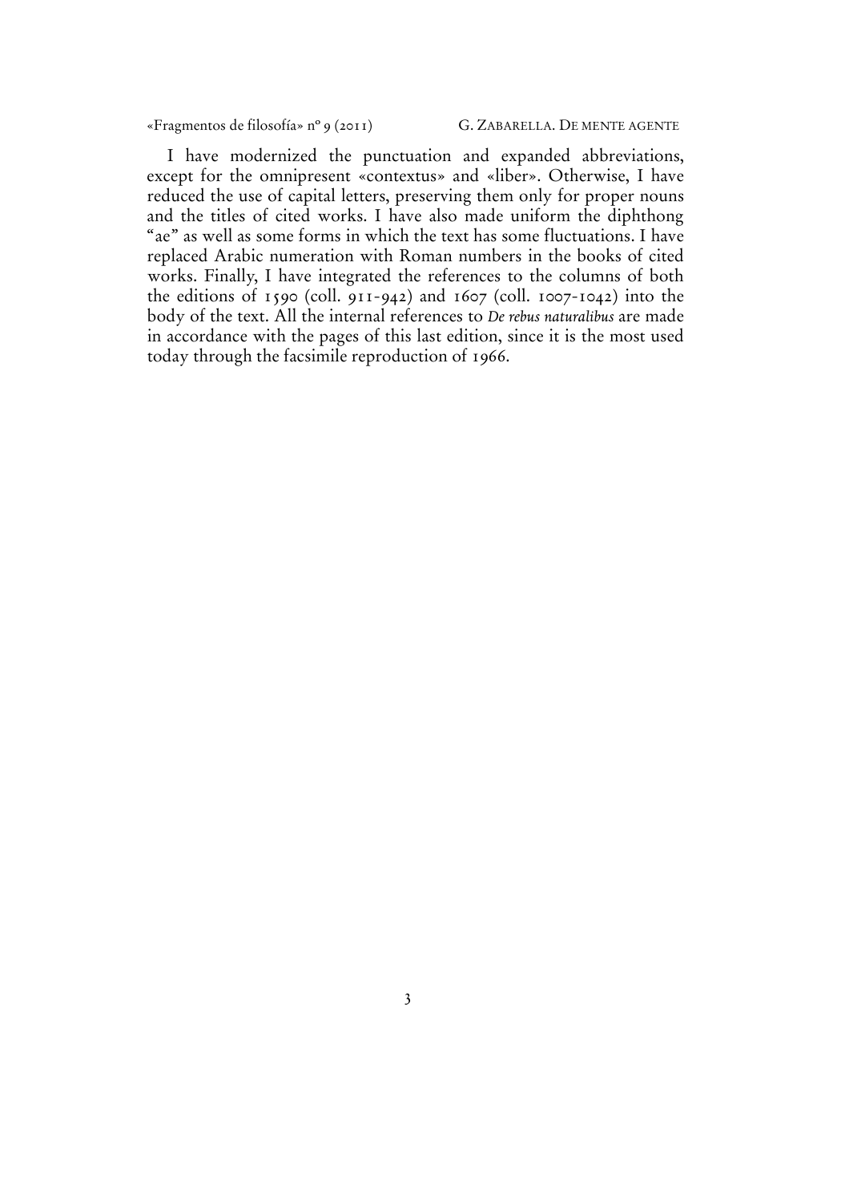I have modernized the punctuation and expanded abbreviations, except for the omnipresent «contextus» and «liber». Otherwise, I have reduced the use of capital letters, preserving them only for proper nouns and the titles of cited works. I have also made uniform the diphthong "ae" as well as some forms in which the text has some fluctuations. I have replaced Arabic numeration with Roman numbers in the books of cited works. Finally, I have integrated the references to the columns of both the editions of 1590 (coll. 911-942) and 1607 (coll. 1007-1042) into the body of the text. All the internal references to *De rebus naturalibus* are made in accordance with the pages of this last edition, since it is the most used today through the facsimile reproduction of 1966.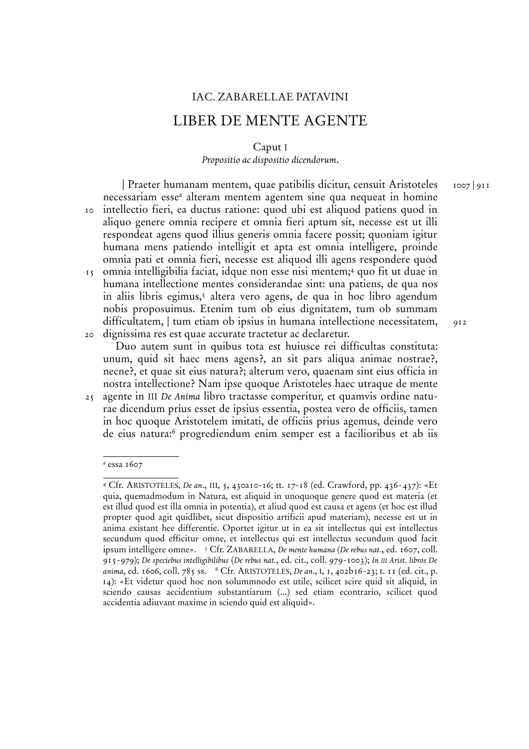# IAC. ZABARELLAE PATAVINI

## LIBER DE MENTE AGENTE

### Caput I

*Propositio ac dispositio dicendorum.*

| Praeter humanam mentem, quae patibilis dicitur, censuit Aristoteles necessariam esse[a] alteram mentem agentem sine qua nequeat in homine intellectio fieri, ea ductus ratione: quod ubi est aliquod patiens quod in aliquo genere omnia recipere et omnia fieri aptum sit, necesse est ut illi respondeat agens quod illius generis omnia facere possit; quoniam igitur humana mens patiendo intelligit et apta est omnia intelligere, proinde omnia pati et omnia fieri, necesse est aliquod illi agens respondere quod omnia intelligibilia faciat, idque non esse nisi mentem;[4] quo fit ut duae in humana intellectione mentes considerandae sint: una patiens, de qua nos in aliis libris egimus,[5] altera vero agens, de qua in hoc libro agendum nobis proposuimus. Etenim tum ob eius dignitatem, tum ob summam difficultatem, | tum etiam ob ipsius in humana intellectione necessitatem, dignissima res est quae accurate tractetur ac declaretur.

Duo autem sunt in quibus tota est huiusce rei difficultas constituta: unum, quid sit haec mens agens?, an sit pars aliqua animae nostrae?, necne?, et quae sit eius natura?; alterum vero, quaenam sint eius officia in nostra intellectione? Nam ipse quoque Aristoteles haec utraque de mente agente in III *De Anima* libro tractasse comperitur, et quamvis ordine naturae dicendum prius esset de ipsius essentia, postea vero de officiis, tamen in hoc quoque Aristotelem imitati, de officiis prius agemus, deinde vero de eius natura:[6] progrediendum enim semper est a facilioribus et ab iis

---

[a] essa 1607

---

[4] Cfr. ARISTOTELES, *De an.*, III, 5, 430a10-16; tt. 17-18 (ed. Crawford, pp. 436-437): «Et quia, quemadmodum in Natura, est aliquid in unoquoque genere quod est materia (et est illud quod est illa omnia in potentia), et aliud quod est causa et agens (et hoc est illud propter quod agit quidlibet, sicut dispositio artificii apud materiam), necesse est ut in anima existant hee differentie. Oportet igitur ut in ea sit intellectus qui est intellectus secundum quod efficitur omne, et intellectus qui est intellectus secundum quod facit ipsum intelligere omne». [5] Cfr. ZABARELLA, *De mente humana* (*De rebus nat.*, ed. 1607, coll. 915-979); *De speciebus intelligibilibus* (*De rebus nat.*, ed. cit., coll. 979-1003); *In III Arist. libros De anima*, ed. 1606, coll. 785 ss. [6] Cfr. ARISTOTELES, *De an.*, I, 1, 402b16-23; t. 11 (ed. cit., p. 14): «Et videtur quod hoc non solummnodo est utile, scilicet scire quid sit aliquid, in sciendo causas accidentium substantiarum (...) sed etiam econtrario, scilicet quod accidentia adiuvant maxime in sciendo quid est aliquid».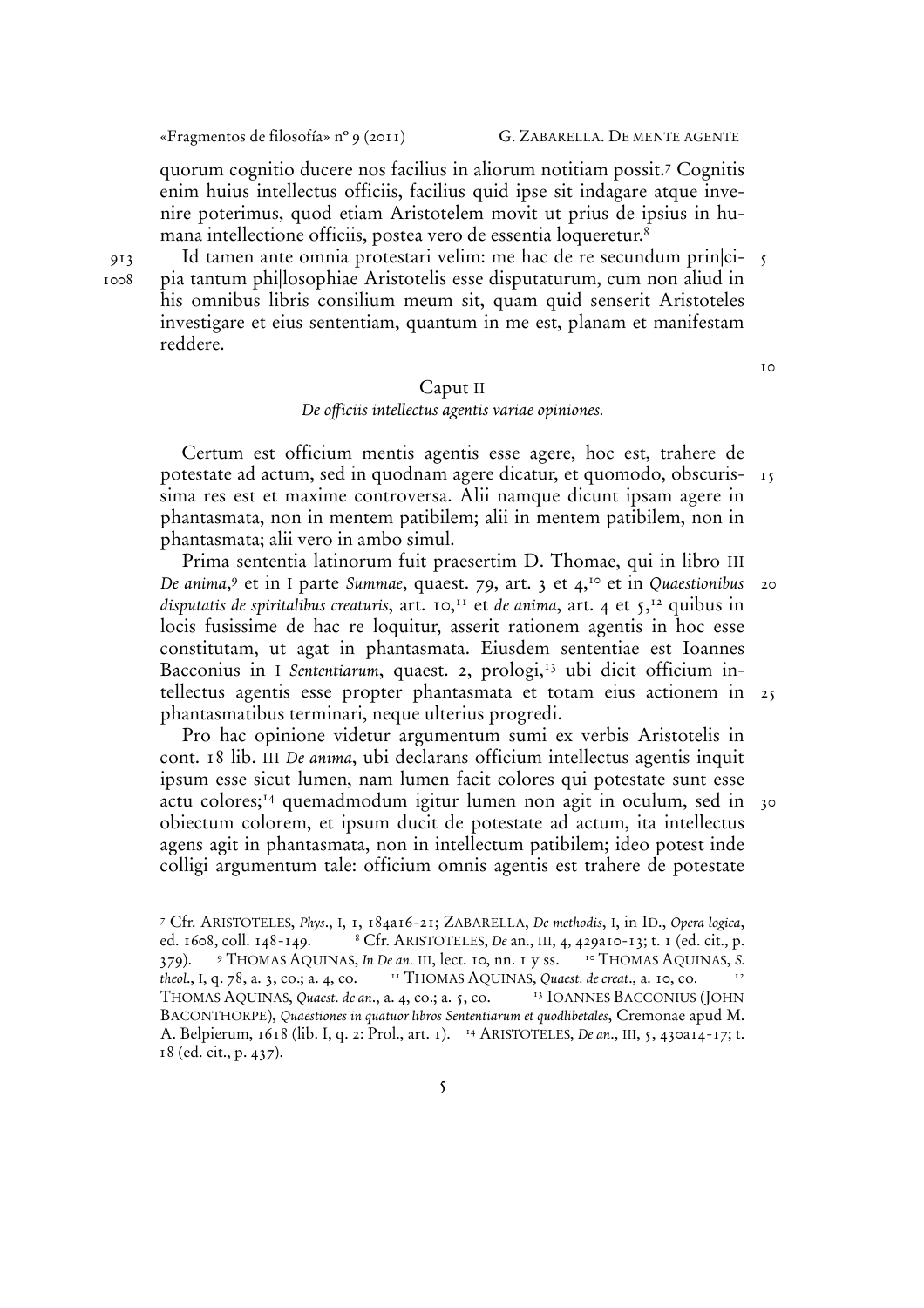quorum cognitio ducere nos facilius in aliorum notitiam possit.[7] Cognitis enim huius intellectus officiis, facilius quid ipse sit indagare atque invenire poterimus, quod etiam Aristotelem movit ut prius de ipsius in humana intellectione officiis, postea vero de essentia loqueretur.[8]

913 1008 Id tamen ante omnia protestari velim: me hac de re secundum prin|cipia tantum phi||losophiae Aristotelis esse disputaturum, cum non aliud in his omnibus libris consilium meum sit, quam quid senserit Aristoteles investigare et eius sententiam, quantum in me est, planam et manifestam reddere.

## Caput II

### *De officiis intellectus agentis variae opiniones.*

Certum est officium mentis agentis esse agere, hoc est, trahere de potestate ad actum, sed in quodnam agere dicatur, et quomodo, obscurissima res est et maxime controversa. Alii namque dicunt ipsam agere in phantasmata, non in mentem patibilem; alii in mentem patibilem, non in phantasmata; alii vero in ambo simul.

Prima sententia latinorum fuit praesertim D. Thomae, qui in libro III *De anima*,[9] et in I parte *Summae*, quaest. 79, art. 3 et 4,[10] et in *Quaestionibus disputatis de spiritalibus creaturis*, art. 10,[11] et *de anima*, art. 4 et 5,[12] quibus in locis fusissime de hac re loquitur, asserit rationem agentis in hoc esse constitutam, ut agat in phantasmata. Eiusdem sententiae est Ioannes Bacconius in I *Sententiarum*, quaest. 2, prologi,[13] ubi dicit officium intellectus agentis esse propter phantasmata et totam eius actionem in phantasmatibus terminari, neque ulterius progredi.

Pro hac opinione videtur argumentum sumi ex verbis Aristotelis in cont. 18 lib. III *De anima*, ubi declarans officium intellectus agentis inquit ipsum esse sicut lumen, nam lumen facit colores qui potestate sunt esse actu colores;[14] quemadmodum igitur lumen non agit in oculum, sed in obiectum colorem, et ipsum ducit de potestate ad actum, ita intellectus agens agit in phantasmata, non in intellectum patibilem; ideo potest inde colligi argumentum tale: officium omnis agentis est trahere de potestate

---

[7] Cfr. Aristoteles, *Phys*., I, 1, 184a16-21; Zabarella, *De methodis*, I, in Id., *Opera logica*, ed. 1608, coll. 148-149. [8] Cfr. Aristoteles, *De* an., III, 4, 429a10-13; t. 1 (ed. cit., p. 379). [9] Thomas Aquinas, *In De an.* III, lect. 10, nn. 1 y ss. [10] Thomas Aquinas, *S. theol*., I, q. 78, a. 3, co.; a. 4, co. [11] Thomas Aquinas, *Quaest. de creat*., a. 10, co. [12] Thomas Aquinas, *Quaest. de an*., a. 4, co.; a. 5, co. [13] Ioannes Bacconius (John Baconthorpe), *Quaestiones in quatuor libros Sententiarum et quodlibetales*, Cremonae apud M. A. Belpierum, 1618 (lib. I, q. 2: Prol., art. 1). [14] Aristoteles, *De an*., III, 5, 430a14-17; t. 18 (ed. cit., p. 437).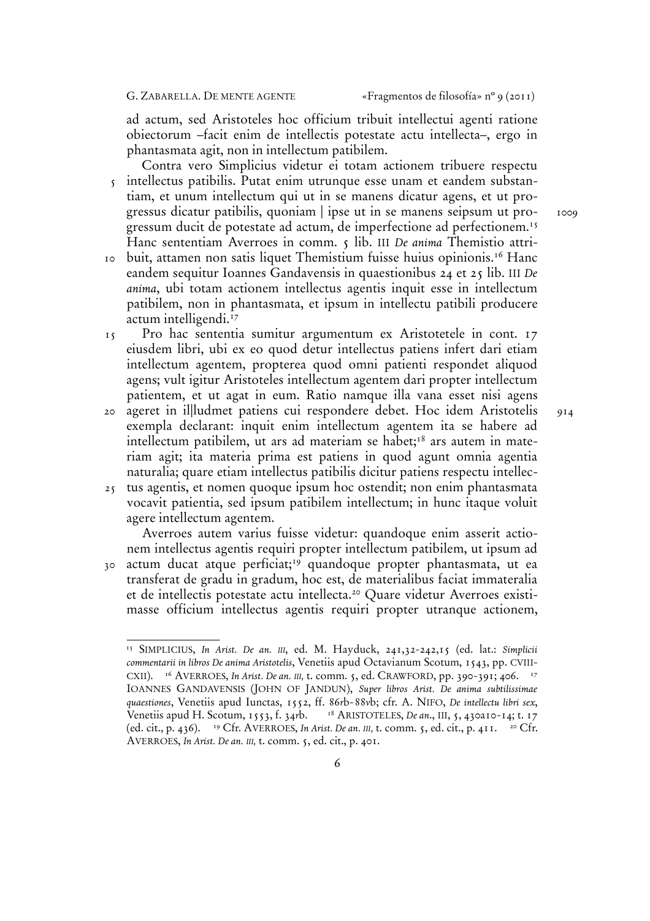ad actum, sed Aristoteles hoc officium tribuit intellectui agenti ratione obiectorum –facit enim de intellectis potestate actu intellecta–, ergo in phantasmata agit, non in intellectum patibilem.

Contra vero Simplicius videtur ei totam actionem tribuere respectu intellectus patibilis. Putat enim utrunque esse unam et eandem substantiam, et unum intellectum qui ut in se manens dicatur agens, et ut progressus dicatur patibilis, quoniam | ipse ut in se manens seipsum ut progressum ducit de potestate ad actum, de imperfectione ad perfectionem.[15] Hanc sententiam Averroes in comm. 5 lib. III *De anima* Themistio attribuit, attamen non satis liquet Themistium fuisse huius opinionis.[16] Hanc eandem sequitur Ioannes Gandavensis in quaestionibus 24 et 25 lib. III *De anima*, ubi totam actionem intellectus agentis inquit esse in intellectum patibilem, non in phantasmata, et ipsum in intellectu patibili producere actum intelligendi.[17]

Pro hac sententia sumitur argumentum ex Aristotetele in cont. 17 eiusdem libri, ubi ex eo quod detur intellectus patiens infert dari etiam intellectum agentem, propterea quod omni patienti respondet aliquod agens; vult igitur Aristoteles intellectum agentem dari propter intellectum patientem, et ut agat in eum. Ratio namque illa vana esset nisi agens ageret in il|ludmet patiens cui respondere debet. Hoc idem Aristotelis exempla declarant: inquit enim intellectum agentem ita se habere ad intellectum patibilem, ut ars ad materiam se habet;[18] ars autem in materiam agit; ita materia prima est patiens in quod agunt omnia agentia naturalia; quare etiam intellectus patibilis dicitur patiens respectu intellectus agentis, et nomen quoque ipsum hoc ostendit; non enim phantasmata vocavit patientia, sed ipsum patibilem intellectum; in hunc itaque voluit agere intellectum agentem.

Averroes autem varius fuisse videtur: quandoque enim asserit actionem intellectus agentis requiri propter intellectum patibilem, ut ipsum ad actum ducat atque perficiat;[19] quandoque propter phantasmata, ut ea transferat de gradu in gradum, hoc est, de materialibus faciat immateralia et de intellectis potestate actu intellecta.[20] Quare videtur Averroes existimasse officium intellectus agentis requiri propter utranque actionem,

---

[15] SIMPLICIUS, *In Arist. De an. III*, ed. M. Hayduck, 241,32-242,15 (ed. lat.: *Simplicii commentarii in libros De anima Aristotelis*, Venetiis apud Octavianum Scotum, 1543, pp. CVIII-CXII). [16] AVERROES, *In Arist. De an. III,* t. comm. 5, ed. CRAWFORD, pp. 390-391; 406. [17] IOANNES GANDAVENSIS (JOHN OF JANDUN), *Super libros Arist. De anima subtilissimae quaestiones*, Venetiis apud Iunctas, 1552, ff. 86rb-88vb; cfr. A. NIFO, *De intellectu libri sex*, Venetiis apud H. Scotum, 1553, f. 34rb. [18] ARISTOTELES, *De an.*, III, 5, 430a10-14; t. 17 (ed. cit., p. 436). [19] Cfr. AVERROES, *In Arist. De an. III,* t. comm. 5, ed. cit., p. 411. [20] Cfr. AVERROES, *In Arist. De an. III,* t. comm. 5, ed. cit., p. 401.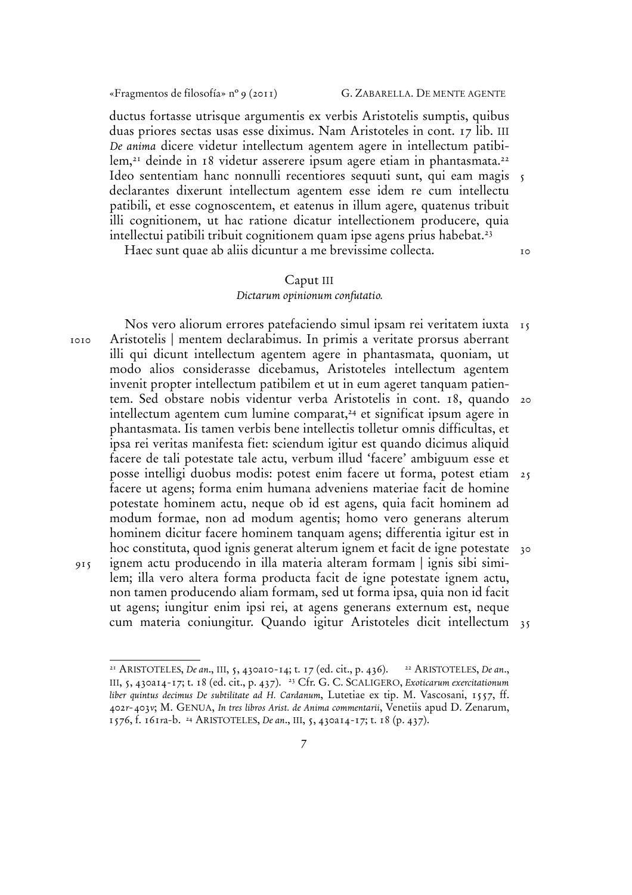ductus fortasse utrisque argumentis ex verbis Aristotelis sumptis, quibus duas priores sectas usas esse diximus. Nam Aristoteles in cont. 17 lib. III *De anima* dicere videtur intellectum agentem agere in intellectum patibilem,[21] deinde in 18 videtur asserere ipsum agere etiam in phantasmata.[22] Ideo sententiam hanc nonnulli recentiores sequuti sunt, qui eam magis declarantes dixerunt intellectum agentem esse idem re cum intellectu patibili, et esse cognoscentem, et eatenus in illum agere, quatenus tribuit illi cognitionem, ut hac ratione dicatur intellectionem producere, quia intellectui patibili tribuit cognitionem quam ipse agens prius habebat.[23]

Haec sunt quae ab aliis dicuntur a me brevissime collecta.

## Caput III
### *Dictarum opinionum confutatio.*

Nos vero aliorum errores patefaciendo simul ipsam rei veritatem iuxta Aristotelis | mentem declarabimus. In primis a veritate prorsus aberrant illi qui dicunt intellectum agentem agere in phantasmata, quoniam, ut modo alios considerasse dicebamus, Aristoteles intellectum agentem invenit propter intellectum patibilem et ut in eum ageret tanquam patientem. Sed obstare nobis videntur verba Aristotelis in cont. 18, quando intellectum agentem cum lumine comparat,[24] et significat ipsum agere in phantasmata. Iis tamen verbis bene intellectis tolletur omnis difficultas, et ipsa rei veritas manifesta fiet: sciendum igitur est quando dicimus aliquid facere de tali potestate tale actu, verbum illud 'facere' ambiguum esse et posse intelligi duobus modis: potest enim facere ut forma, potest etiam facere ut agens; forma enim humana adveniens materiae facit de homine potestate hominem actu, neque ob id est agens, quia facit hominem ad modum formae, non ad modum agentis; homo vero generans alterum hominem dicitur facere hominem tanquam agens; differentia igitur est in hoc constituta, quod ignis generat alterum ignem et facit de igne potestate ignem actu producendo in illa materia alteram formam | ignis sibi similem; illa vero altera forma producta facit de igne potestate ignem actu, non tamen producendo aliam formam, sed ut forma ipsa, quia non id facit ut agens; iungitur enim ipsi rei, at agens generans externum est, neque cum materia coniungitur. Quando igitur Aristoteles dicit intellectum

---

[21] ARISTOTELES, *De an.*, III, 5, 430a10-14; t. 17 (ed. cit., p. 436). [22] ARISTOTELES, *De an.*, III, 5, 430a14-17; t. 18 (ed. cit., p. 437). [23] Cfr. G. C. SCALIGERO, *Exoticarum exercitationum liber quintus decimus De subtilitate ad H. Cardanum*, Lutetiae ex tip. M. Vascosani, 1557, ff. 402r-403v; M. GENUA, *In tres libros Arist. de Anima commentarii*, Venetiis apud D. Zenarum, 1576, f. 161ra-b. [24] ARISTOTELES, *De an.*, III, 5, 430a14-17; t. 18 (p. 437).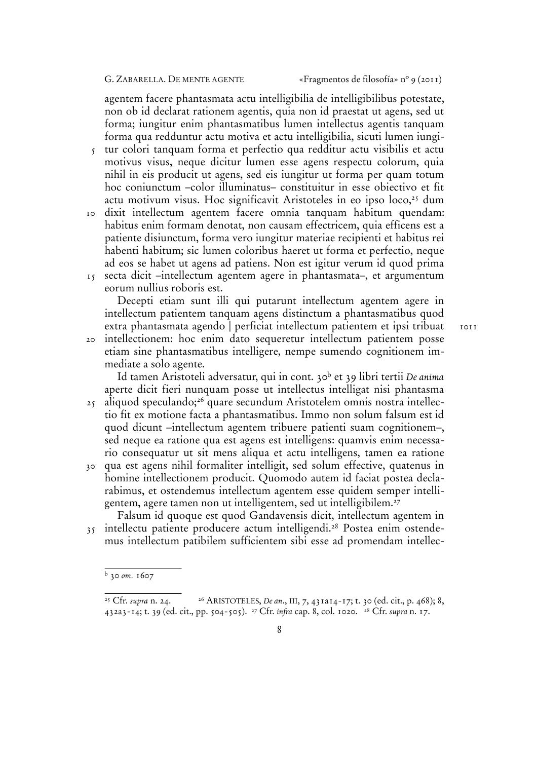agentem facere phantasmata actu intelligibilia de intelligibilibus potestate, non ob id declarat rationem agentis, quia non id praestat ut agens, sed ut forma; iungitur enim phantasmatibus lumen intellectus agentis tanquam forma qua redduntur actu motiva et actu intelligibilia, sicuti lumen iungitur colori tanquam forma et perfectio qua redditur actu visibilis et actu motivus visus, neque dicitur lumen esse agens respectu colorum, quia nihil in eis producit ut agens, sed eis iungitur ut forma per quam totum hoc coniunctum –color illuminatus– constituitur in esse obiectivo et fit actu motivum visus. Hoc significavit Aristoteles in eo ipso loco,[25] dum dixit intellectum agentem facere omnia tanquam habitum quendam: habitus enim formam denotat, non causam effectricem, quia efficens est a patiente disiunctum, forma vero iungitur materiae recipienti et habitus rei habenti habitum; sic lumen coloribus haeret ut forma et perfectio, neque ad eos se habet ut agens ad patiens. Non est igitur verum id quod prima secta dicit –intellectum agentem agere in phantasmata–, et argumentum eorum nullius roboris est.

Decepti etiam sunt illi qui putarunt intellectum agentem agere in intellectum patientem tanquam agens distinctum a phantasmatibus quod extra phantasmata agendo | perficiat intellectum patientem et ipsi tribuat intellectionem: hoc enim dato sequeretur intellectum patientem posse etiam sine phantasmatibus intelligere, nempe sumendo cognitionem immediate a solo agente.

Id tamen Aristoteli adversatur, qui in cont. 30[b] et 39 libri tertii *De anima* aperte dicit fieri nunquam posse ut intellectus intelligat nisi phantasma aliquod speculando;[26] quare secundum Aristotelem omnis nostra intellectio fit ex motione facta a phantasmatibus. Immo non solum falsum est id quod dicunt –intellectum agentem tribuere patienti suam cognitionem–, sed neque ea ratione qua est agens est intelligens: quamvis enim necessario consequatur ut sit mens aliqua et actu intelligens, tamen ea ratione qua est agens nihil formaliter intelligit, sed solum effective, quatenus in homine intellectionem producit. Quomodo autem id faciat postea declarabimus, et ostendemus intellectum agentem esse quidem semper intelligentem, agere tamen non ut intelligentem, sed ut intelligibilem.[27]

Falsum id quoque est quod Gandavensis dicit, intellectum agentem in intellectu patiente producere actum intelligendi.[28] Postea enim ostendemus intellectum patibilem sufficientem sibi esse ad promendam intellec-

---

[b] 30 *om.* 1607

---

[25] Cfr. *supra* n. 24. [26] ARISTOTELES, *De an.*, III, 7, 431a14-17; t. 30 (ed. cit., p. 468); 8, 432a3-14; t. 39 (ed. cit., pp. 504-505). [27] Cfr. *infra* cap. 8, col. 1020. [28] Cfr. *supra* n. 17.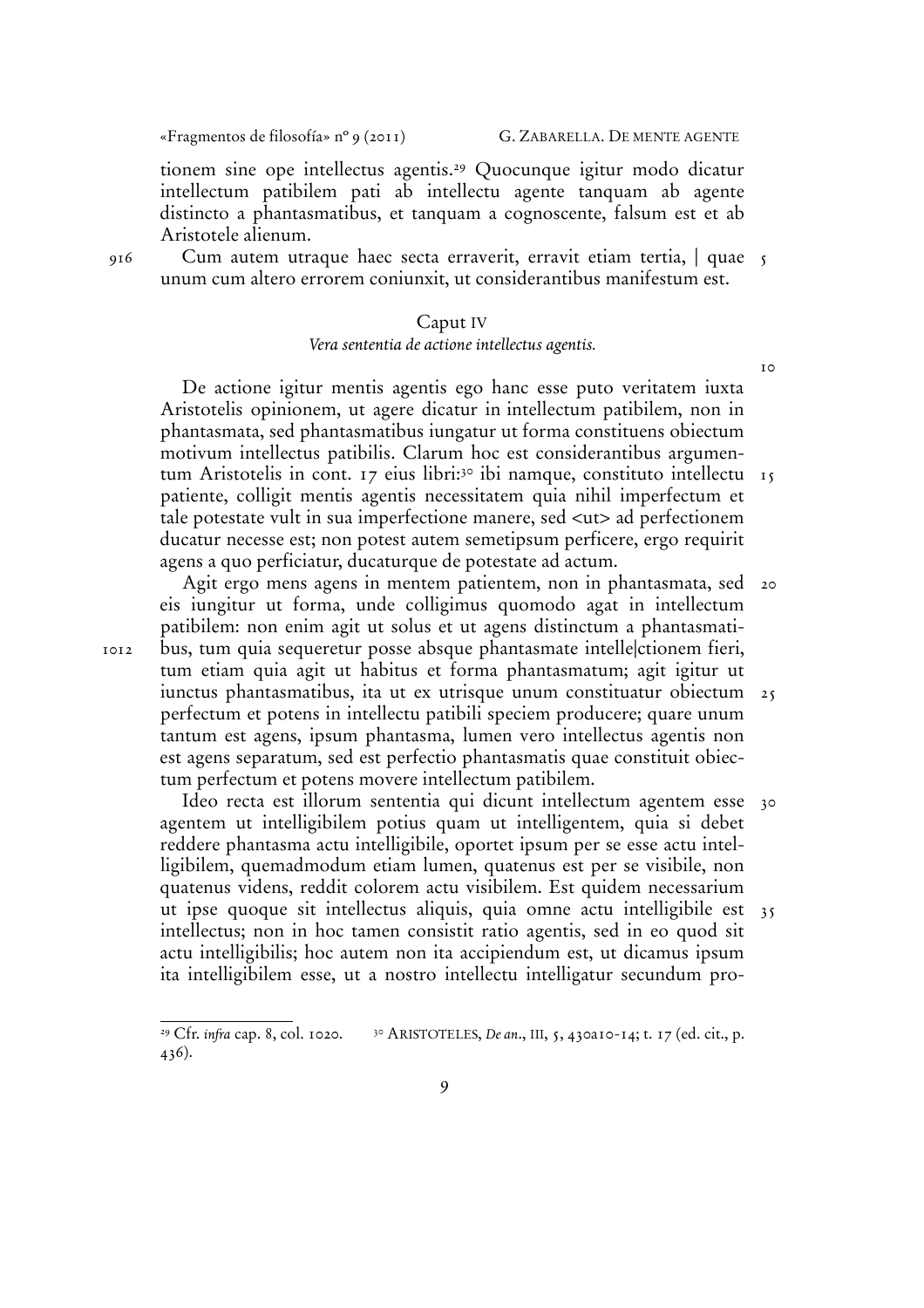tionem sine ope intellectus agentis.[29] Quocunque igitur modo dicatur intellectum patibilem pati ab intellectu agente tanquam ab agente distincto a phantasmatibus, et tanquam a cognoscente, falsum est et ab Aristotele alienum.

Cum autem utraque haec secta erraverit, erravit etiam tertia, | quae unum cum altero errorem coniunxit, ut considerantibus manifestum est.

## Caput IV

### *Vera sententia de actione intellectus agentis.*

De actione igitur mentis agentis ego hanc esse puto veritatem iuxta Aristotelis opinionem, ut agere dicatur in intellectum patibilem, non in phantasmata, sed phantasmatibus iungatur ut forma constituens obiectum motivum intellectus patibilis. Clarum hoc est considerantibus argumentum Aristotelis in cont. 17 eius libri:[30] ibi namque, constituto intellectu patiente, colligit mentis agentis necessitatem quia nihil imperfectum et tale potestate vult in sua imperfectione manere, sed <ut> ad perfectionem ducatur necesse est; non potest autem semetipsum perficere, ergo requirit agens a quo perficiatur, ducaturque de potestate ad actum.

Agit ergo mens agens in mentem patientem, non in phantasmata, sed eis iungitur ut forma, unde colligimus quomodo agat in intellectum patibilem: non enim agit ut solus et ut agens distinctum a phantasmatibus, tum quia sequeretur posse absque phantasmate intelle|ctionem fieri, tum etiam quia agit ut habitus et forma phantasmatum; agit igitur ut iunctus phantasmatibus, ita ut ex utrisque unum constituatur obiectum perfectum et potens in intellectu patibili speciem producere; quare unum tantum est agens, ipsum phantasma, lumen vero intellectus agentis non est agens separatum, sed est perfectio phantasmatis quae constituit obiectum perfectum et potens movere intellectum patibilem.

Ideo recta est illorum sententia qui dicunt intellectum agentem esse agentem ut intelligibilem potius quam ut intelligentem, quia si debet reddere phantasma actu intelligibile, oportet ipsum per se esse actu intelligibilem, quemadmodum etiam lumen, quatenus est per se visibile, non quatenus videns, reddit colorem actu visibilem. Est quidem necessarium ut ipse quoque sit intellectus aliquis, quia omne actu intelligibile est intellectus; non in hoc tamen consistit ratio agentis, sed in eo quod sit actu intelligibilis; hoc autem non ita accipiendum est, ut dicamus ipsum ita intelligibilem esse, ut a nostro intellectu intelligatur secundum pro-

---

[29] Cfr. *infra* cap. 8, col. 1020.

[30] ARISTOTELES, *De an.*, III, 5, 430a10-14; t. 17 (ed. cit., p. 436).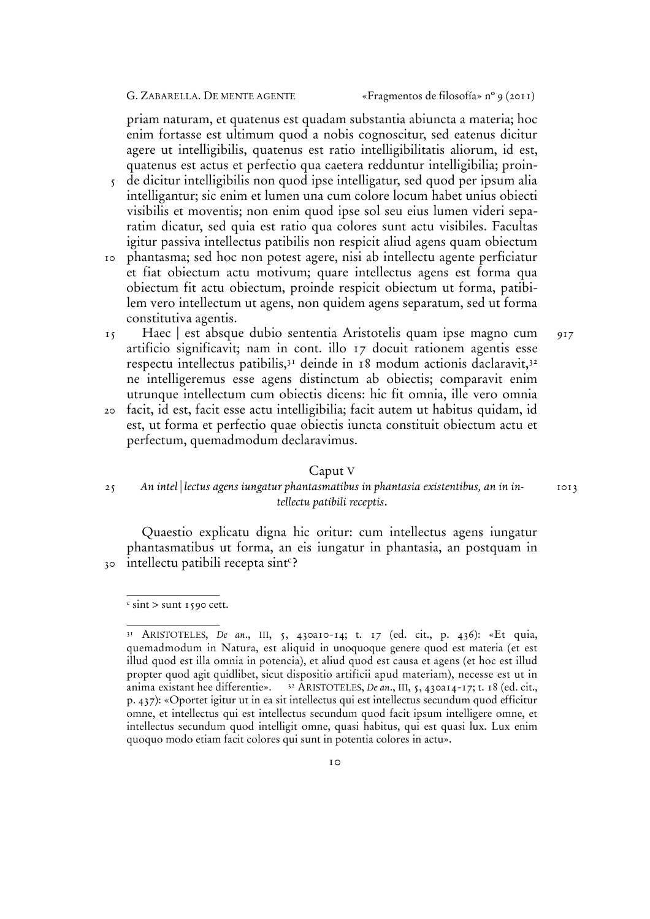priam naturam, et quatenus est quadam substantia abiuncta a materia; hoc enim fortasse est ultimum quod a nobis cognoscitur, sed eatenus dicitur agere ut intelligibilis, quatenus est ratio intelligibilitatis aliorum, id est, quatenus est actus et perfectio qua caetera redduntur intelligibilia; proinde dicitur intelligibilis non quod ipse intelligatur, sed quod per ipsum alia intelligantur; sic enim et lumen una cum colore locum habet unius obiecti visibilis et moventis; non enim quod ipse sol seu eius lumen videri separatim dicatur, sed quia est ratio qua colores sunt actu visibiles. Facultas igitur passiva intellectus patibilis non respicit aliud agens quam obiectum phantasma; sed hoc non potest agere, nisi ab intellectu agente perficiatur et fiat obiectum actu motivum; quare intellectus agens est forma qua obiectum fit actu obiectum, proinde respicit obiectum ut forma, patibilem vero intellectum ut agens, non quidem agens separatum, sed ut forma constitutiva agentis.

Haec | est absque dubio sententia Aristotelis quam ipse magno cum artificio significavit; nam in cont. illo 17 docuit rationem agentis esse respectu intellectus patibilis,[31] deinde in 18 modum actionis daclaravit,[32] ne intelligeremus esse agens distinctum ab obiectis; comparavit enim utrunque intellectum cum obiectis dicens: hic fit omnia, ille vero omnia facit, id est, facit esse actu intelligibilia; facit autem ut habitus quidam, id est, ut forma et perfectio quae obiectis iuncta constituit obiectum actu et perfectum, quemadmodum declaravimus.

## Caput V

### *An intel|lectus agens iungatur phantasmatibus in phantasia existentibus, an in intellectu patibili receptis.*

Quaestio explicatu digna hic oritur: cum intellectus agens iungatur phantasmatibus ut forma, an eis iungatur in phantasia, an postquam in intellectu patibili recepta sint[c]?

---

[c] sint > sunt 1590 cett.

---

[31] ARISTOTELES, *De an.*, III, 5, 430a10-14; t. 17 (ed. cit., p. 436): «Et quia, quemadmodum in Natura, est aliquid in unoquoque genere quod est materia (et est illud quod est illa omnia in potencia), et aliud quod est causa et agens (et hoc est illud propter quod agit quidlibet, sicut dispositio artificii apud materiam), necesse est ut in anima existant hee differentie». [32] ARISTOTELES, *De an.*, III, 5, 430a14-17; t. 18 (ed. cit., p. 437): «Oportet igitur ut in ea sit intellectus qui est intellectus secundum quod efficitur omne, et intellectus qui est intellectus secundum quod facit ipsum intelligere omne, et intellectus secundum quod intelligit omne, quasi habitus, qui est quasi lux. Lux enim quoquo modo etiam facit colores qui sunt in potentia colores in actu».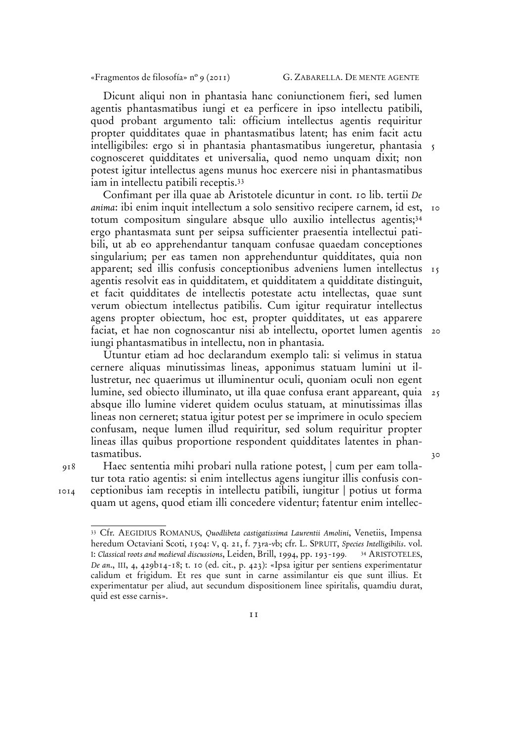Dicunt aliqui non in phantasia hanc coniunctionem fieri, sed lumen agentis phantasmatibus iungi et ea perficere in ipso intellectu patibili, quod probant argumento tali: officium intellectus agentis requiritur propter quidditates quae in phantasmatibus latent; has enim facit actu intelligibiles: ergo si in phantasia phantasmatibus iungeretur, phantasia cognosceret quidditates et universalia, quod nemo unquam dixit; non potest igitur intellectus agens munus hoc exercere nisi in phantasmatibus iam in intellectu patibili receptis.[33]

Confimant per illa quae ab Aristotele dicuntur in cont. 10 lib. tertii *De anima*: ibi enim inquit intellectum a solo sensitivo recipere carnem, id est, totum compositum singulare absque ullo auxilio intellectus agentis;[34] ergo phantasmata sunt per seipsa sufficienter praesentia intellectui patibili, ut ab eo apprehendantur tanquam confusae quaedam conceptiones singularium; per eas tamen non apprehenduntur quidditates, quia non apparent; sed illis confusis conceptionibus adveniens lumen intellectus agentis resolvit eas in quidditatem, et quidditatem a quidditate distinguit, et facit quidditates de intellectis potestate actu intellectas, quae sunt verum obiectum intellectus patibilis. Cum igitur requiratur intellectus agens propter obiectum, hoc est, propter quidditates, ut eas apparere faciat, et hae non cognoscantur nisi ab intellectu, oportet lumen agentis iungi phantasmatibus in intellectu, non in phantasia.

Utuntur etiam ad hoc declarandum exemplo tali: si velimus in statua cernere aliquas minutissimas lineas, apponimus statuam lumini ut illustretur, nec quaerimus ut illuminentur oculi, quoniam oculi non egent lumine, sed obiecto illuminato, ut illa quae confusa erant appareant, quia absque illo lumine videret quidem oculus statuam, at minutissimas illas lineas non cerneret; statua igitur potest per se imprimere in oculo speciem confusam, neque lumen illud requiritur, sed solum requiritur propter lineas illas quibus proportione respondent quidditates latentes in phantasmatibus.

918 Haec sententia mihi probari nulla ratione potest, | cum per eam tollatur tota ratio agentis: si enim intellectus agens iungitur illis confusis con- 1014 ceptionibus iam receptis in intellectu patibili, iungitur | potius ut forma quam ut agens, quod etiam illi concedere videntur; fatentur enim intellec-

---

[33] Cfr. AEGIDIUS ROMANUS, *Quodlibeta castigatissima Laurentii Amolini*, Venetiis, Impensa heredum Octaviani Scoti, 1504: V, q. 21, f. 73ra-vb; cfr. L. SPRUIT, *Species Intelligibilis*. vol. I: *Classical roots and medieval discussions*, Leiden, Brill, 1994, pp. 193-199.

[34] ARISTOTELES, *De an.*, III, 4, 429b14-18; t. 10 (ed. cit., p. 423): «Ipsa igitur per sentiens experimentatur calidum et frigidum. Et res que sunt in carne assimilantur eis que sunt illius. Et experimentatur per aliud, aut secundum dispositionem linee spiritalis, quamdiu durat, quid est esse carnis».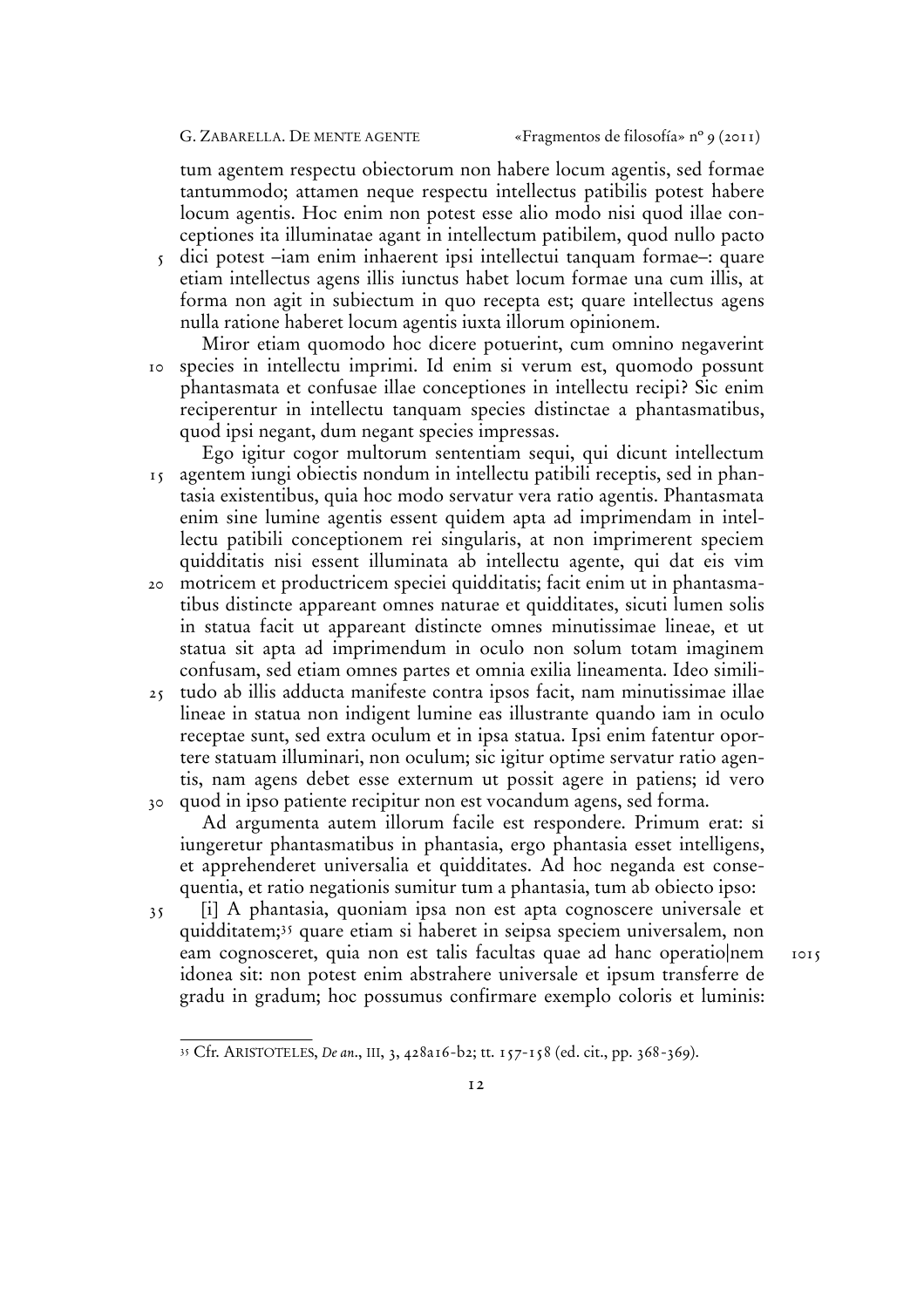tum agentem respectu obiectorum non habere locum agentis, sed formae tantummodo; attamen neque respectu intellectus patibilis potest habere locum agentis. Hoc enim non potest esse alio modo nisi quod illae conceptiones ita illuminatae agant in intellectum patibilem, quod nullo pacto dici potest –iam enim inhaerent ipsi intellectui tanquam formae–: quare etiam intellectus agens illis iunctus habet locum formae una cum illis, at forma non agit in subiectum in quo recepta est; quare intellectus agens nulla ratione haberet locum agentis iuxta illorum opinionem.

Miror etiam quomodo hoc dicere potuerint, cum omnino negaverint species in intellectu imprimi. Id enim si verum est, quomodo possunt phantasmata et confusae illae conceptiones in intellectu recipi? Sic enim reciperentur in intellectu tanquam species distinctae a phantasmatibus, quod ipsi negant, dum negant species impressas.

Ego igitur cogor multorum sententiam sequi, qui dicunt intellectum agentem iungi obiectis nondum in intellectu patibili receptis, sed in phantasia existentibus, quia hoc modo servatur vera ratio agentis. Phantasmata enim sine lumine agentis essent quidem apta ad imprimendam in intellectu patibili conceptionem rei singularis, at non imprimerent speciem quidditatis nisi essent illuminata ab intellectu agente, qui dat eis vim motricem et productricem speciei quidditatis; facit enim ut in phantasmatibus distincte appareant omnes naturae et quidditates, sicuti lumen solis in statua facit ut appareant distincte omnes minutissimae lineae, et ut statua sit apta ad imprimendum in oculo non solum totam imaginem confusam, sed etiam omnes partes et omnia exilia lineamenta. Ideo similitudo ab illis adducta manifeste contra ipsos facit, nam minutissimae illae lineae in statua non indigent lumine eas illustrante quando iam in oculo receptae sunt, sed extra oculum et in ipsa statua. Ipsi enim fatentur oportere statuam illuminari, non oculum; sic igitur optime servatur ratio agentis, nam agens debet esse externum ut possit agere in patiens; id vero quod in ipso patiente recipitur non est vocandum agens, sed forma.

Ad argumenta autem illorum facile est respondere. Primum erat: si iungeretur phantasmatibus in phantasia, ergo phantasia esset intelligens, et apprehenderet universalia et quidditates. Ad hoc neganda est consequentia, et ratio negationis sumitur tum a phantasia, tum ab obiecto ipso:

[i] A phantasia, quoniam ipsa non est apta cognoscere universale et quidditatem;[35] quare etiam si haberet in seipsa speciem universalem, non eam cognosceret, quia non est talis facultas quae ad hanc operatio|nem idonea sit: non potest enim abstrahere universale et ipsum transferre de gradu in gradum; hoc possumus confirmare exemplo coloris et luminis:

---

[35] Cfr. ARISTOTELES, *De an.*, III, 3, 428a16-b2; tt. 157-158 (ed. cit., pp. 368-369).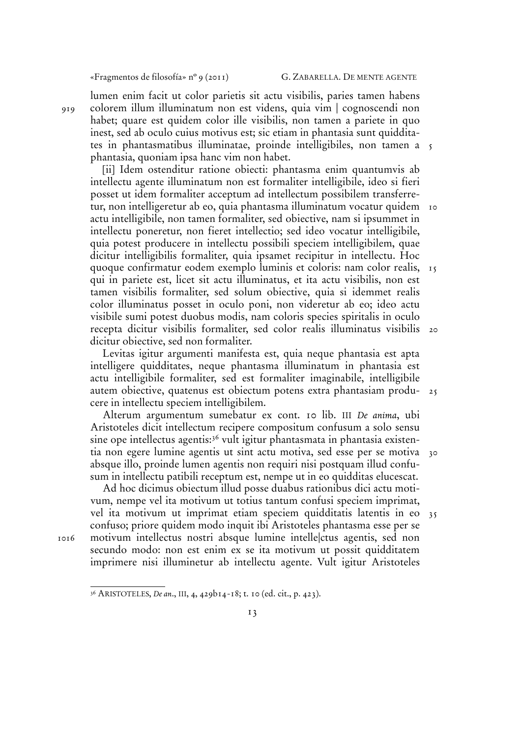lumen enim facit ut color parietis sit actu visibilis, paries tamen habens colorem illum illuminatum non est videns, quia vim | cognoscendi non habet; quare est quidem color ille visibilis, non tamen a pariete in quo inest, sed ab oculo cuius motivus est; sic etiam in phantasia sunt quidditates in phantasmatibus illuminatae, proinde intelligibiles, non tamen a phantasia, quoniam ipsa hanc vim non habet.

[ii] Idem ostenditur ratione obiecti: phantasma enim quantumvis ab intellectu agente illuminatum non est formaliter intelligibile, ideo si fieri posset ut idem formaliter acceptum ad intellectum possibilem transferretur, non intelligeretur ab eo, quia phantasma illuminatum vocatur quidem actu intelligibile, non tamen formaliter, sed obiective, nam si ipsummet in intellectu poneretur, non fieret intellectio; sed ideo vocatur intelligibile, quia potest producere in intellectu possibili speciem intelligibilem, quae dicitur intelligibilis formaliter, quia ipsamet recipitur in intellectu. Hoc quoque confirmatur eodem exemplo luminis et coloris: nam color realis, qui in pariete est, licet sit actu illuminatus, et ita actu visibilis, non est tamen visibilis formaliter, sed solum obiective, quia si idemmet realis color illuminatus posset in oculo poni, non videretur ab eo; ideo actu visibile sumi potest duobus modis, nam coloris species spiritalis in oculo recepta dicitur visibilis formaliter, sed color realis illuminatus visibilis dicitur obiective, sed non formaliter.

Levitas igitur argumenti manifesta est, quia neque phantasia est apta intelligere quidditates, neque phantasma illuminatum in phantasia est actu intelligibile formaliter, sed est formaliter imaginabile, intelligibile autem obiective, quatenus est obiectum potens extra phantasiam producere in intellectu speciem intelligibilem.

Alterum argumentum sumebatur ex cont. 10 lib. III *De anima*, ubi Aristoteles dicit intellectum recipere compositum confusum a solo sensu sine ope intellectus agentis:[36] vult igitur phantasmata in phantasia existentia non egere lumine agentis ut sint actu motiva, sed esse per se motiva absque illo, proinde lumen agentis non requiri nisi postquam illud confusum in intellectu patibili receptum est, nempe ut in eo quidditas elucescat.

Ad hoc dicimus obiectum illud posse duabus rationibus dici actu motivum, nempe vel ita motivum ut totius tantum confusi speciem imprimat, vel ita motivum ut imprimat etiam speciem quidditatis latentis in eo confuso; priore quidem modo inquit ibi Aristoteles phantasma esse per se motivum intellectus nostri absque lumine intelle|ctus agentis, sed non secundo modo: non est enim ex se ita motivum ut possit quidditatem imprimere nisi illuminetur ab intellectu agente. Vult igitur Aristoteles

[36] ARISTOTELES, *De an.*, III, 4, 429b14-18; t. 10 (ed. cit., p. 423).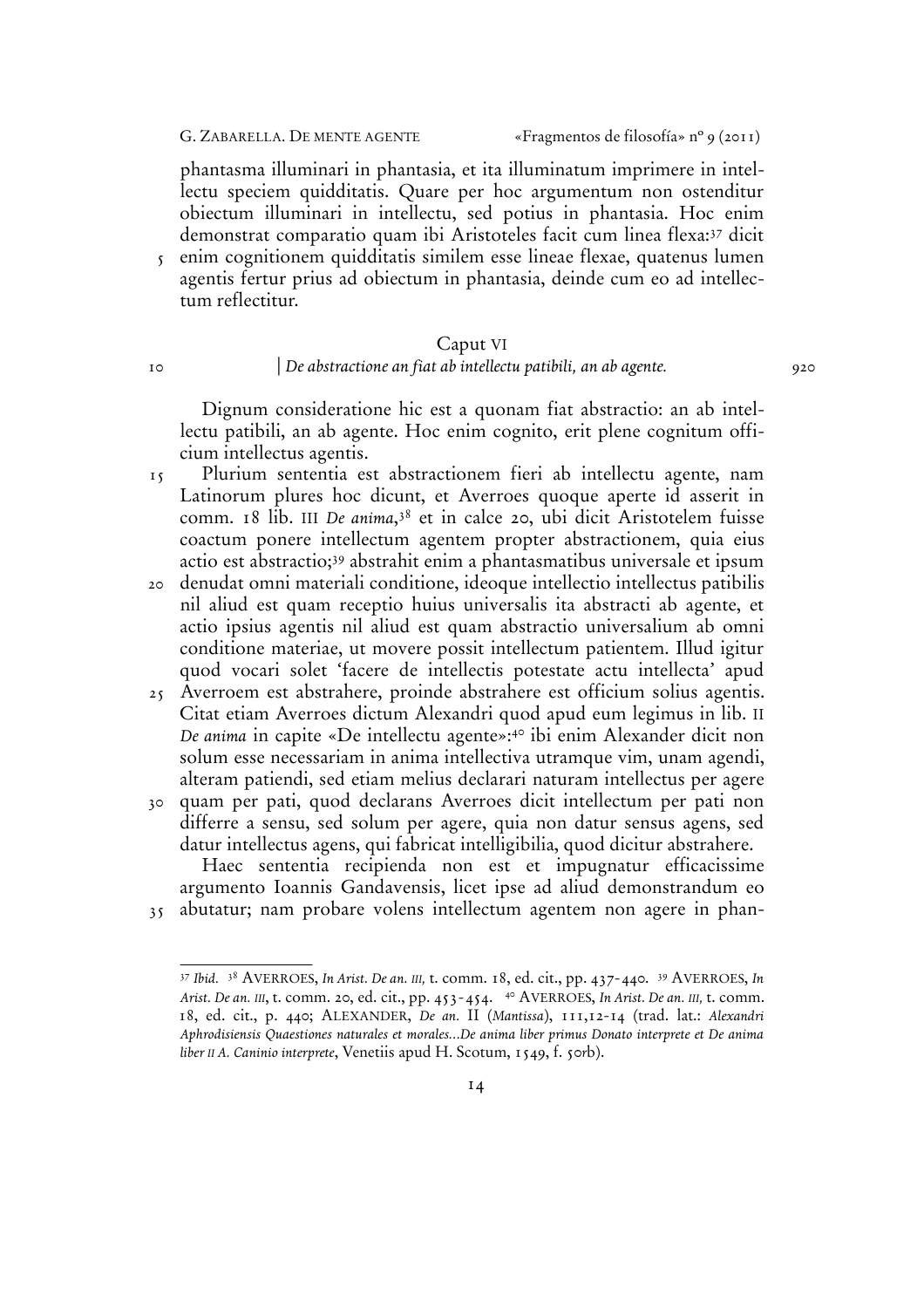phantasma illuminari in phantasia, et ita illuminatum imprimere in intellectu speciem quidditatis. Quare per hoc argumentum non ostenditur obiectum illuminari in intellectu, sed potius in phantasia. Hoc enim demonstrat comparatio quam ibi Aristoteles facit cum linea flexa:[37] dicit enim cognitionem quidditatis similem esse lineae flexae, quatenus lumen agentis fertur prius ad obiectum in phantasia, deinde cum eo ad intellectum reflectitur.

## Caput VI

### | *De abstractione an fiat ab intellectu patibili, an ab agente.* 920

Dignum consideratione hic est a quonam fiat abstractio: an ab intellectu patibili, an ab agente. Hoc enim cognito, erit plene cognitum officium intellectus agentis.

Plurium sententia est abstractionem fieri ab intellectu agente, nam Latinorum plures hoc dicunt, et Averroes quoque aperte id asserit in comm. 18 lib. III *De anima*,[38] et in calce 20, ubi dicit Aristotelem fuisse coactum ponere intellectum agentem propter abstractionem, quia eius actio est abstractio;[39] abstrahit enim a phantasmatibus universale et ipsum denudat omni materiali conditione, ideoque intellectio intellectus patibilis nil aliud est quam receptio huius universalis ita abstracti ab agente, et actio ipsius agentis nil aliud est quam abstractio universalium ab omni conditione materiae, ut movere possit intellectum patientem. Illud igitur quod vocari solet 'facere de intellectis potestate actu intellecta' apud Averroem est abstrahere, proinde abstrahere est officium solius agentis. Citat etiam Averroes dictum Alexandri quod apud eum legimus in lib. II *De anima* in capite «De intellectu agente»:[40] ibi enim Alexander dicit non solum esse necessariam in anima intellectiva utramque vim, unam agendi, alteram patiendi, sed etiam melius declarari naturam intellectus per agere quam per pati, quod declarans Averroes dicit intellectum per pati non differre a sensu, sed solum per agere, quia non datur sensus agens, sed datur intellectus agens, qui fabricat intelligibilia, quod dicitur abstrahere.

Haec sententia recipienda non est et impugnatur efficacissime argumento Ioannis Gandavensis, licet ipse ad aliud demonstrandum eo abutatur; nam probare volens intellectum agentem non agere in phan-

---

[37] *Ibid.* [38] AVERROES, *In Arist. De an. III*, t. comm. 18, ed. cit., pp. 437-440. [39] AVERROES, *In Arist. De an. III*, t. comm. 20, ed. cit., pp. 453-454. [40] AVERROES, *In Arist. De an. III*, t. comm. 18, ed. cit., p. 440; ALEXANDER, *De an.* II (*Mantissa*), 111,12-14 (trad. lat.: *Alexandri Aphrodisiensis Quaestiones naturales et morales...De anima liber primus Donato interprete et De anima liber II A. Caninio interprete*, Venetiis apud H. Scotum, 1549, f. 50rb).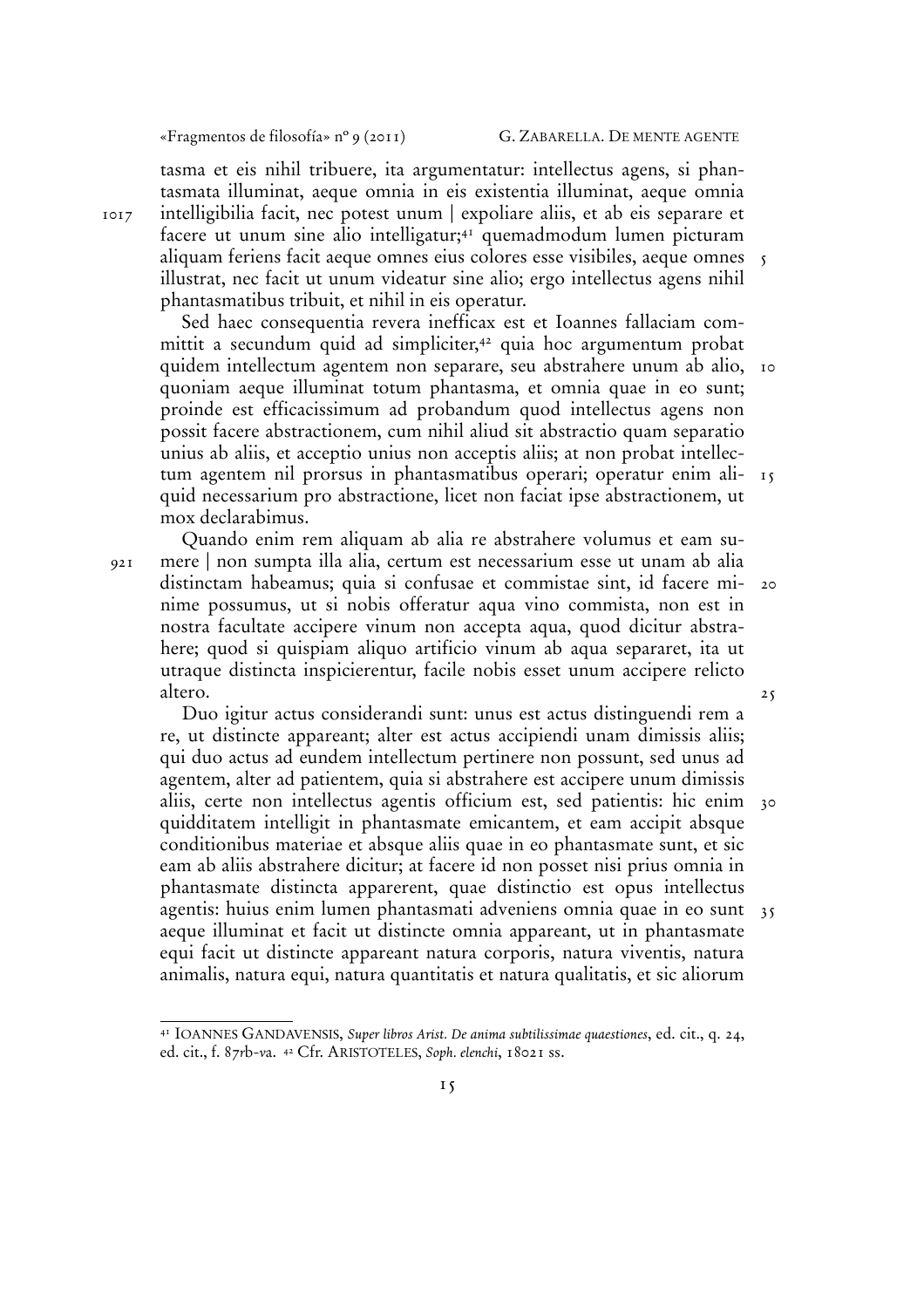tasma et eis nihil tribuere, ita argumentatur: intellectus agens, si phantasmata illuminat, aeque omnia in eis existentia illuminat, aeque omnia intelligibilia facit, nec potest unum | expoliare aliis, et ab eis separare et facere ut unum sine alio intelligatur;[41] quemadmodum lumen picturam aliquam feriens facit aeque omnes eius colores esse visibiles, aeque omnes illustrat, nec facit ut unum videatur sine alio; ergo intellectus agens nihil phantasmatibus tribuit, et nihil in eis operatur.

Sed haec consequentia revera inefficax est et Ioannes fallaciam committit a secundum quid ad simpliciter,[42] quia hoc argumentum probat quidem intellectum agentem non separare, seu abstrahere unum ab alio, quoniam aeque illuminat totum phantasma, et omnia quae in eo sunt; proinde est efficacissimum ad probandum quod intellectus agens non possit facere abstractionem, cum nihil aliud sit abstractio quam separatio unius ab aliis, et acceptio unius non acceptis aliis; at non probat intellectum agentem nil prorsus in phantasmatibus operari; operatur enim aliquid necessarium pro abstractione, licet non faciat ipse abstractionem, ut mox declarabimus.

Quando enim rem aliquam ab alia re abstrahere volumus et eam sumere | non sumpta illa alia, certum est necessarium esse ut unam ab alia distinctam habeamus; quia si confusae et commistae sint, id facere minime possumus, ut si nobis offeratur aqua vino commista, non est in nostra facultate accipere vinum non accepta aqua, quod dicitur abstrahere; quod si quispiam aliquo artificio vinum ab aqua separaret, ita ut utraque distincta inspicierentur, facile nobis esset unum accipere relicto altero.

Duo igitur actus considerandi sunt: unus est actus distinguendi rem a re, ut distincte appareant; alter est actus accipiendi unam dimissis aliis; qui duo actus ad eundem intellectum pertinere non possunt, sed unus ad agentem, alter ad patientem, quia si abstrahere est accipere unum dimissis aliis, certe non intellectus agentis officium est, sed patientis: hic enim quidditatem intelligit in phantasmate emicantem, et eam accipit absque conditionibus materiae et absque aliis quae in eo phantasmate sunt, et sic eam ab aliis abstrahere dicitur; at facere id non posset nisi prius omnia in phantasmate distincta apparerent, quae distinctio est opus intellectus agentis: huius enim lumen phantasmati adveniens omnia quae in eo sunt aeque illuminat et facit ut distincte omnia appareant, ut in phantasmate equi facit ut distincte appareant natura corporis, natura viventis, natura animalis, natura equi, natura quantitatis et natura qualitatis, et sic aliorum

---

[41] IOANNES GANDAVENSIS, *Super libros Arist. De anima subtilissimae quaestiones*, ed. cit., q. 24, ed. cit., f. 87rb-va. [42] Cfr. ARISTOTELES, *Soph. elenchi*, 18021 ss.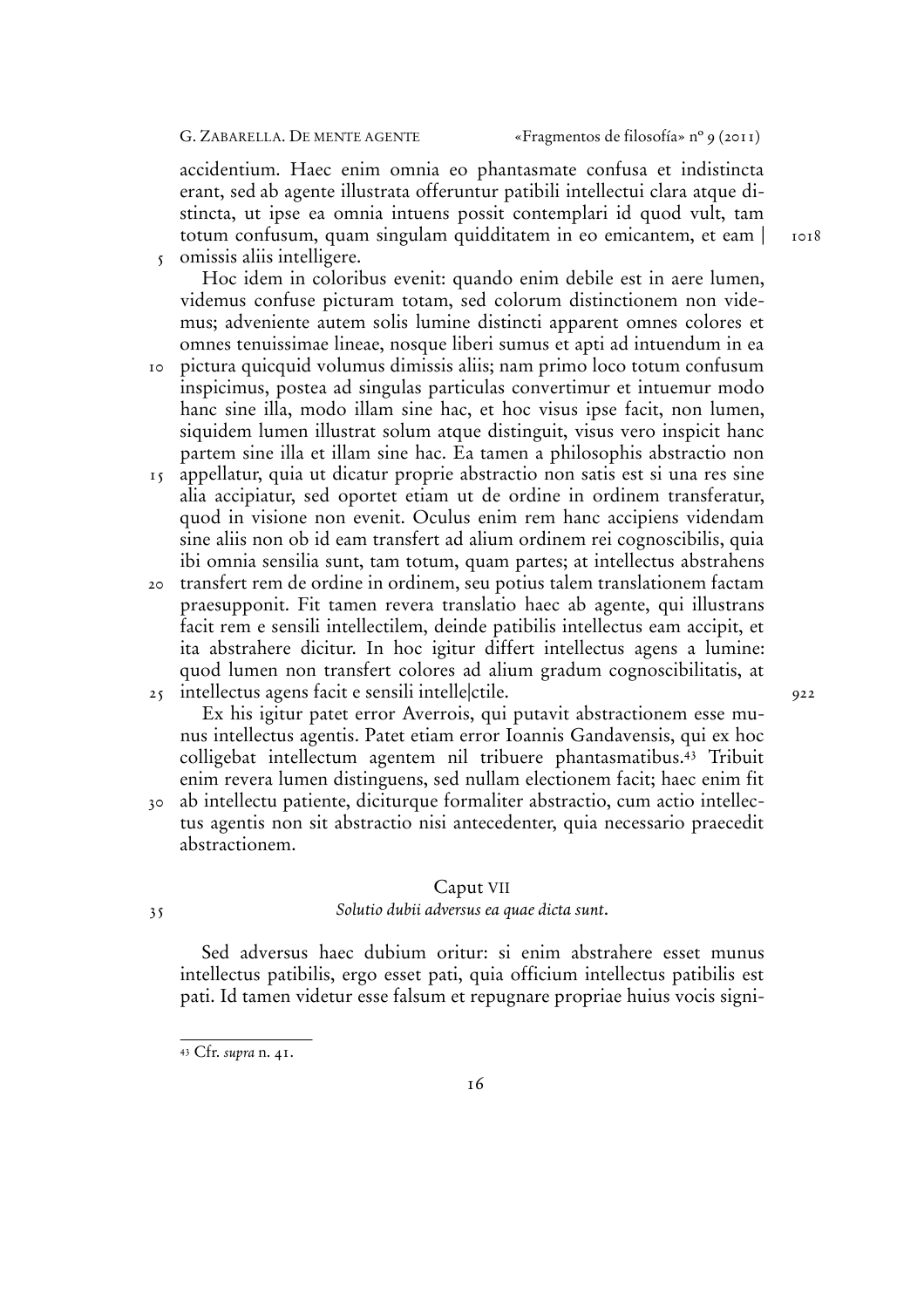accidentium. Haec enim omnia eo phantasmate confusa et indistincta erant, sed ab agente illustrata offeruntur patibili intellectui clara atque distincta, ut ipse ea omnia intuens possit contemplari id quod vult, tam totum confusum, quam singulam quidditatem in eo emicantem, et eam | omissis aliis intelligere.

Hoc idem in coloribus evenit: quando enim debile est in aere lumen, videmus confuse picturam totam, sed colorum distinctionem non videmus; adveniente autem solis lumine distincti apparent omnes colores et omnes tenuissimae lineae, nosque liberi sumus et apti ad intuendum in ea pictura quicquid volumus dimissis aliis; nam primo loco totum confusum inspicimus, postea ad singulas particulas convertimur et intuemur modo hanc sine illa, modo illam sine hac, et hoc visus ipse facit, non lumen, siquidem lumen illustrat solum atque distinguit, visus vero inspicit hanc partem sine illa et illam sine hac. Ea tamen a philosophis abstractio non appellatur, quia ut dicatur proprie abstractio non satis est si una res sine alia accipiatur, sed oportet etiam ut de ordine in ordinem transferatur, quod in visione non evenit. Oculus enim rem hanc accipiens videndam sine aliis non ob id eam transfert ad alium ordinem rei cognoscibilis, quia ibi omnia sensilia sunt, tam totum, quam partes; at intellectus abstrahens transfert rem de ordine in ordinem, seu potius talem translationem factam praesupponit. Fit tamen revera translatio haec ab agente, qui illustrans facit rem e sensili intellectilem, deinde patibilis intellectus eam accipit, et ita abstrahere dicitur. In hoc igitur differt intellectus agens a lumine: quod lumen non transfert colores ad alium gradum cognoscibilitatis, at intellectus agens facit e sensili intelle|ctile.

Ex his igitur patet error Averrois, qui putavit abstractionem esse munus intellectus agentis. Patet etiam error Ioannis Gandavensis, qui ex hoc colligebat intellectum agentem nil tribuere phantasmatibus.[43] Tribuit enim revera lumen distinguens, sed nullam electionem facit; haec enim fit ab intellectu patiente, diciturque formaliter abstractio, cum actio intellectus agentis non sit abstractio nisi antecedenter, quia necessario praecedit abstractionem.

## Caput VII

### *Solutio dubii adversus ea quae dicta sunt.*

Sed adversus haec dubium oritur: si enim abstrahere esset munus intellectus patibilis, ergo esset pati, quia officium intellectus patibilis est pati. Id tamen videtur esse falsum et repugnare propriae huius vocis signi-

---

[43] Cfr. *supra* n. 41.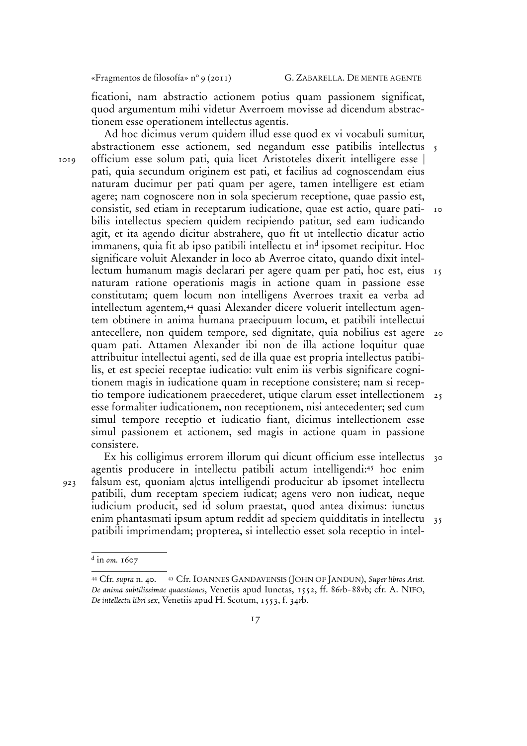ficationi, nam abstractio actionem potius quam passionem significat, quod argumentum mihi videtur Averroem movisse ad dicendum abstractionem esse operationem intellectus agentis.

Ad hoc dicimus verum quidem illud esse quod ex vi vocabuli sumitur, abstractionem esse actionem, sed negandum esse patibilis intellectus officium esse solum pati, quia licet Aristoteles dixerit intelligere esse | pati, quia secundum originem est pati, et facilius ad cognoscendam eius naturam ducimur per pati quam per agere, tamen intelligere est etiam agere; nam cognoscere non in sola specierum receptione, quae passio est, consistit, sed etiam in receptarum iudicatione, quae est actio, quare patibilis intellectus speciem quidem recipiendo patitur, sed eam iudicando agit, et ita agendo dicitur abstrahere, quo fit ut intellectio dicatur actio immanens, quia fit ab ipso patibili intellectu et in[d] ipsomet recipitur. Hoc significare voluit Alexander in loco ab Averroe citato, quando dixit intellectum humanum magis declarari per agere quam per pati, hoc est, eius naturam ratione operationis magis in actione quam in passione esse constitutam; quem locum non intelligens Averroes traxit ea verba ad intellectum agentem,[44] quasi Alexander dicere voluerit intellectum agentem obtinere in anima humana praecipuum locum, et patibili intellectui antecellere, non quidem tempore, sed dignitate, quia nobilius est agere quam pati. Attamen Alexander ibi non de illa actione loquitur quae attribuitur intellectui agenti, sed de illa quae est propria intellectus patibilis, et est speciei receptae iudicatio: vult enim iis verbis significare cognitionem magis in iudicatione quam in receptione consistere; nam si receptio tempore iudicationem praecederet, utique clarum esset intellectionem esse formaliter iudicationem, non receptionem, nisi antecedenter; sed cum simul tempore receptio et iudicatio fiant, dicimus intellectionem esse simul passionem et actionem, sed magis in actione quam in passione consistere.

Ex his colligimus errorem illorum qui dicunt officium esse intellectus agentis producere in intellectu patibili actum intelligendi:[45] hoc enim falsum est, quoniam a|ctus intelligendi producitur ab ipsomet intellectu patibili, dum receptam speciem iudicat; agens vero non iudicat, neque iudicium producit, sed id solum praestat, quod antea diximus: iunctus enim phantasmati ipsum aptum reddit ad speciem quidditatis in intellectu patibili imprimendam; propterea, si intellectio esset sola receptio in intel-

---

[d] in *om.* 1607

---

[44] Cfr. *supra* n. 40. [45] Cfr. IOANNES GANDAVENSIS (JOHN OF JANDUN), *Super libros Arist. De anima subtilissimae quaestiones*, Venetiis apud Iunctas, 1552, ff. 86rb-88vb; cfr. A. NIFO, *De intellectu libri sex*, Venetiis apud H. Scotum, 1553, f. 34rb.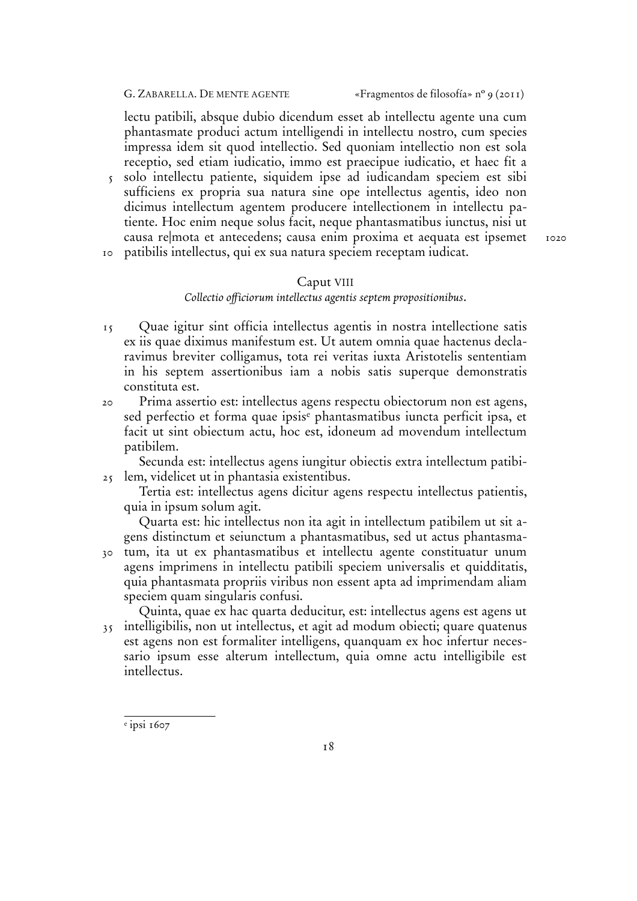lectu patibili, absque dubio dicendum esset ab intellectu agente una cum phantasmate produci actum intelligendi in intellectu nostro, cum species impressa idem sit quod intellectio. Sed quoniam intellectio non est sola receptio, sed etiam iudicatio, immo est praecipue iudicatio, et haec fit a solo intellectu patiente, siquidem ipse ad iudicandam speciem est sibi sufficiens ex propria sua natura sine ope intellectus agentis, ideo non dicimus intellectum agentem producere intellectionem in intellectu patiente. Hoc enim neque solus facit, neque phantasmatibus iunctus, nisi ut causa re|mota et antecedens; causa enim proxima et aequata est ipsemet patibilis intellectus, qui ex sua natura speciem receptam iudicat.

## Caput VIII

*Collectio officiorum intellectus agentis septem propositionibus.*

Quae igitur sint officia intellectus agentis in nostra intellectione satis ex iis quae diximus manifestum est. Ut autem omnia quae hactenus declaravimus breviter colligamus, tota rei veritas iuxta Aristotelis sententiam in his septem assertionibus iam a nobis satis superque demonstratis constituta est.

Prima assertio est: intellectus agens respectu obiectorum non est agens, sed perfectio et forma quae ipsis[e] phantasmatibus iuncta perficit ipsa, et facit ut sint obiectum actu, hoc est, idoneum ad movendum intellectum patibilem.

Secunda est: intellectus agens iungitur obiectis extra intellectum patibilem, videlicet ut in phantasia existentibus.

Tertia est: intellectus agens dicitur agens respectu intellectus patientis, quia in ipsum solum agit.

Quarta est: hic intellectus non ita agit in intellectum patibilem ut sit agens distinctum et seiunctum a phantasmatibus, sed ut actus phantasmatum, ita ut ex phantasmatibus et intellectu agente constituatur unum agens imprimens in intellectu patibili speciem universalis et quidditatis, quia phantasmata propriis viribus non essent apta ad imprimendam aliam speciem quam singularis confusi.

Quinta, quae ex hac quarta deducitur, est: intellectus agens est agens ut intelligibilis, non ut intellectus, et agit ad modum obiecti; quare quatenus est agens non est formaliter intelligens, quanquam ex hoc infertur necessario ipsum esse alterum intellectum, quia omne actu intelligibile est intellectus.

---

[e] ipsi 1607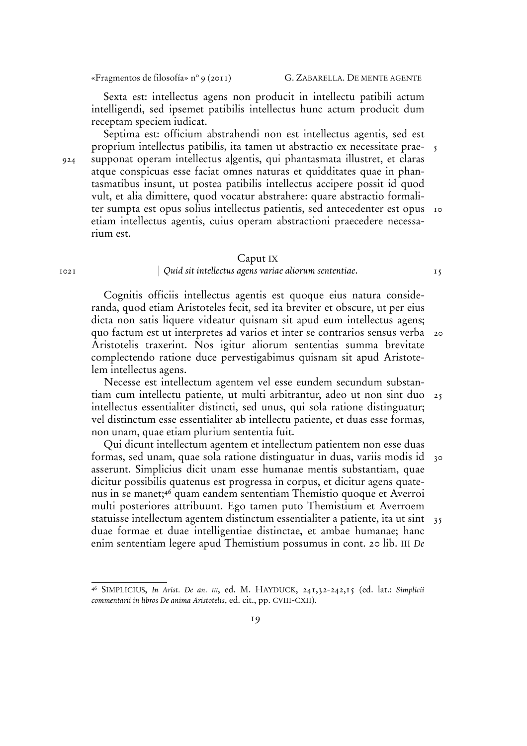Sexta est: intellectus agens non producit in intellectu patibili actum intelligendi, sed ipsemet patibilis intellectus hunc actum producit dum receptam speciem iudicat.

Septima est: officium abstrahendi non est intellectus agentis, sed est proprium intellectus patibilis, ita tamen ut abstractio ex necessitate praesupponat operam intellectus a|gentis, qui phantasmata illustret, et claras atque conspicuas esse faciat omnes naturas et quidditates quae in phantasmatibus insunt, ut postea patibilis intellectus accipere possit id quod vult, et alia dimittere, quod vocatur abstrahere: quare abstractio formaliter sumpta est opus solius intellectus patientis, sed antecedenter est opus etiam intellectus agentis, cuius operam abstractioni praecedere necessarium est.

## Caput IX

### | *Quid sit intellectus agens variae aliorum sententiae.*

Cognitis officiis intellectus agentis est quoque eius natura consideranda, quod etiam Aristoteles fecit, sed ita breviter et obscure, ut per eius dicta non satis liquere videatur quisnam sit apud eum intellectus agens; quo factum est ut interpretes ad varios et inter se contrarios sensus verba Aristotelis traxerint. Nos igitur aliorum sententias summa brevitate complectendo ratione duce pervestigabimus quisnam sit apud Aristotelem intellectus agens.

Necesse est intellectum agentem vel esse eundem secundum substantiam cum intellectu patiente, ut multi arbitrantur, adeo ut non sint duo intellectus essentialiter distincti, sed unus, qui sola ratione distinguatur; vel distinctum esse essentialiter ab intellectu patiente, et duas esse formas, non unam, quae etiam plurium sententia fuit.

Qui dicunt intellectum agentem et intellectum patientem non esse duas formas, sed unam, quae sola ratione distinguatur in duas, variis modis id asserunt. Simplicius dicit unam esse humanae mentis substantiam, quae dicitur possibilis quatenus est progressa in corpus, et dicitur agens quatenus in se manet;[46] quam eandem sententiam Themistio quoque et Averroi multi posteriores attribuunt. Ego tamen puto Themistium et Averroem statuisse intellectum agentem distinctum essentialiter a patiente, ita ut sint duae formae et duae intelligentiae distinctae, et ambae humanae; hanc enim sententiam legere apud Themistium possumus in cont. 20 lib. III *De*

---

[46] SIMPLICIUS, *In Arist. De an. III*, ed. M. HAYDUCK, 241,32-242,15 (ed. lat.: *Simplicii commentarii in libros De anima Aristotelis*, ed. cit., pp. CVIII-CXII).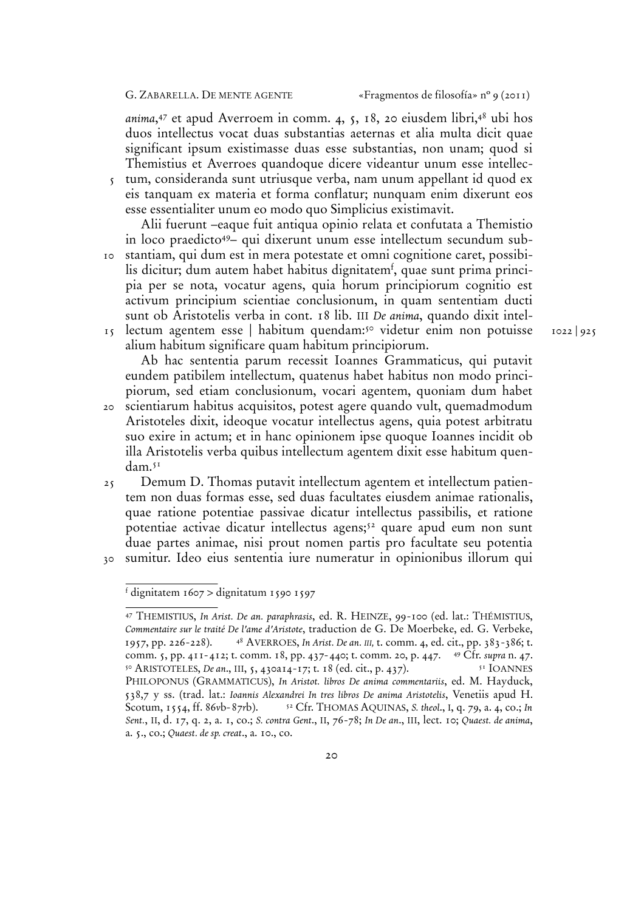*anima*,[47] et apud Averroem in comm. 4, 5, 18, 20 eiusdem libri,[48] ubi hos duos intellectus vocat duas substantias aeternas et alia multa dicit quae significant ipsum existimasse duas esse substantias, non unam; quod si Themistius et Averroes quandoque dicere videantur unum esse intellectum, consideranda sunt utriusque verba, nam unum appellant id quod ex eis tanquam ex materia et forma conflatur; nunquam enim dixerunt eos esse essentialiter unum eo modo quo Simplicius existimavit.

Alii fuerunt –eaque fuit antiqua opinio relata et confutata a Themistio in loco praedicto[49]– qui dixerunt unum esse intellectum secundum substantiam, qui dum est in mera potestate et omni cognitione caret, possibilis dicitur; dum autem habet habitus dignitatem[f], quae sunt prima principia per se nota, vocatur agens, quia horum principiorum cognitio est activum principium scientiae conclusionum, in quam sententiam ducti sunt ob Aristotelis verba in cont. 18 lib. III *De anima*, quando dixit intellectum agentem esse | habitum quendam:[50] videtur enim non potuisse alium habitum significare quam habitum principiorum. 1022 | 925

Ab hac sententia parum recessit Ioannes Grammaticus, qui putavit eundem patibilem intellectum, quatenus habet habitus non modo principiorum, sed etiam conclusionum, vocari agentem, quoniam dum habet scientiarum habitus acquisitos, potest agere quando vult, quemadmodum Aristoteles dixit, ideoque vocatur intellectus agens, quia potest arbitratu suo exire in actum; et in hanc opinionem ipse quoque Ioannes incidit ob illa Aristotelis verba quibus intellectum agentem dixit esse habitum quendam.[51]

Demum D. Thomas putavit intellectum agentem et intellectum patientem non duas formas esse, sed duas facultates eiusdem animae rationalis, quae ratione potentiae passivae dicatur intellectus passibilis, et ratione potentiae activae dicatur intellectus agens;[52] quare apud eum non sunt duae partes animae, nisi prout nomen partis pro facultate seu potentia sumitur. Ideo eius sententia iure numeratur in opinionibus illorum qui

---

[f] dignitatem 1607 > dignitatum 1590 1597

[47] THEMISTIUS, *In Arist. De an. paraphrasis*, ed. R. HEINZE, 99-100 (ed. lat.: THÉMISTIUS, *Commentaire sur le traité De l'ame d'Aristote*, traduction de G. De Moerbeke, ed. G. Verbeke, 1957, pp. 226-228). [48] AVERROES, *In Arist. De an. III*, t. comm. 4, ed. cit., pp. 383-386; t. comm. 5, pp. 411-412; t. comm. 18, pp. 437-440; t. comm. 20, p. 447. [49] Cfr. *supra* n. 47. [50] ARISTOTELES, *De an.*, III, 5, 430a14-17; t. 18 (ed. cit., p. 437). [51] IOANNES PHILOPONUS (GRAMMATICUS), *In Aristot. libros De anima commentariis*, ed. M. Hayduck, 538,7 y ss. (trad. lat.: *Ioannis Alexandrei In tres libros De anima Aristotelis*, Venetiis apud H. Scotum, 1554, ff. 86vb-87rb). [52] Cfr. THOMAS AQUINAS, *S. theol.*, I, q. 79, a. 4, co.; *In Sent.*, II, d. 17, q. 2, a. 1, co.; *S. contra Gent.*, II, 76-78; *In De an.*, III, lect. 10; *Quaest. de anima*, a. 5., co.; *Quaest. de sp. creat.*, a. 10., co.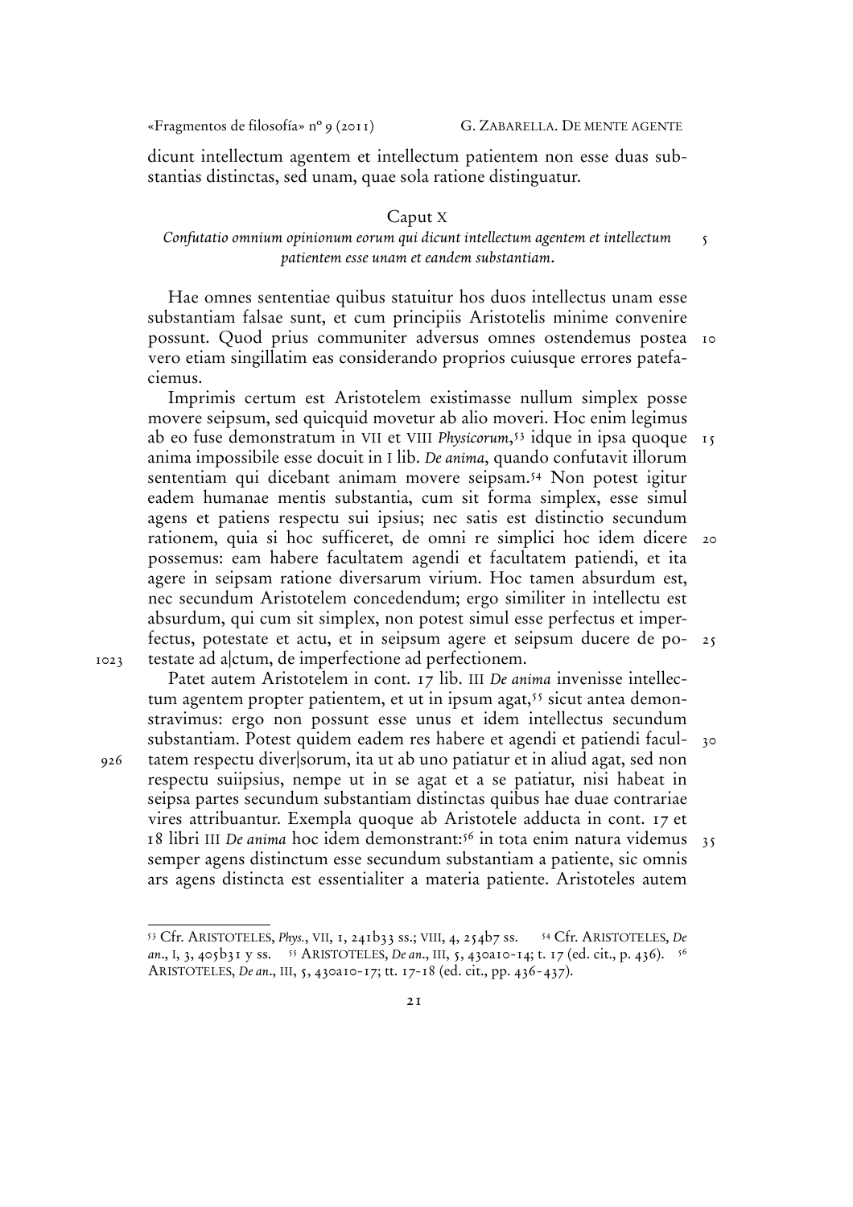dicunt intellectum agentem et intellectum patientem non esse duas substantias distinctas, sed unam, quae sola ratione distinguatur.

## Caput X

*Confutatio omnium opinionum eorum qui dicunt intellectum agentem et intellectum patientem esse unam et eandem substantiam.*

Hae omnes sententiae quibus statuitur hos duos intellectus unam esse substantiam falsae sunt, et cum principiis Aristotelis minime convenire possunt. Quod prius communiter adversus omnes ostendemus postea vero etiam singillatim eas considerando proprios cuiusque errores patefaciemus.

Imprimis certum est Aristotelem existimasse nullum simplex posse movere seipsum, sed quicquid movetur ab alio moveri. Hoc enim legimus ab eo fuse demonstratum in VII et VIII *Physicorum*,[53] idque in ipsa quoque anima impossibile esse docuit in I lib. *De anima*, quando confutavit illorum sententiam qui dicebant animam movere seipsam.[54] Non potest igitur eadem humanae mentis substantia, cum sit forma simplex, esse simul agens et patiens respectu sui ipsius; nec satis est distinctio secundum rationem, quia si hoc sufficeret, de omni re simplici hoc idem dicere possemus: eam habere facultatem agendi et facultatem patiendi, et ita agere in seipsam ratione diversarum virium. Hoc tamen absurdum est, nec secundum Aristotelem concedendum; ergo similiter in intellectu est absurdum, qui cum sit simplex, non potest simul esse perfectus et imperfectus, potestate et actu, et in seipsum agere et seipsum ducere de potestate ad a|ctum, de imperfectione ad perfectionem.

Patet autem Aristotelem in cont. 17 lib. III *De anima* invenisse intellectum agentem propter patientem, et ut in ipsum agat,[55] sicut antea demonstravimus: ergo non possunt esse unus et idem intellectus secundum substantiam. Potest quidem eadem res habere et agendi et patiendi facultatem respectu diver|sorum, ita ut ab uno patiatur et in aliud agat, sed non respectu suiipsius, nempe ut in se agat et a se patiatur, nisi habeat in seipsa partes secundum substantiam distinctas quibus hae duae contrariae vires attribuantur. Exempla quoque ab Aristotele adducta in cont. 17 et 18 libri III *De anima* hoc idem demonstrant:[56] in tota enim natura videmus semper agens distinctum esse secundum substantiam a patiente, sic omnis ars agens distincta est essentialiter a materia patiente. Aristoteles autem

---

[53] Cfr. ARISTOTELES, *Phys.*, VII, 1, 241b33 ss.; VIII, 4, 254b7 ss. [54] Cfr. ARISTOTELES, *De an.*, I, 3, 405b31 y ss. [55] ARISTOTELES, *De an.*, III, 5, 430a10-14; t. 17 (ed. cit., p. 436). [56] ARISTOTELES, *De an.*, III, 5, 430a10-17; tt. 17-18 (ed. cit., pp. 436-437).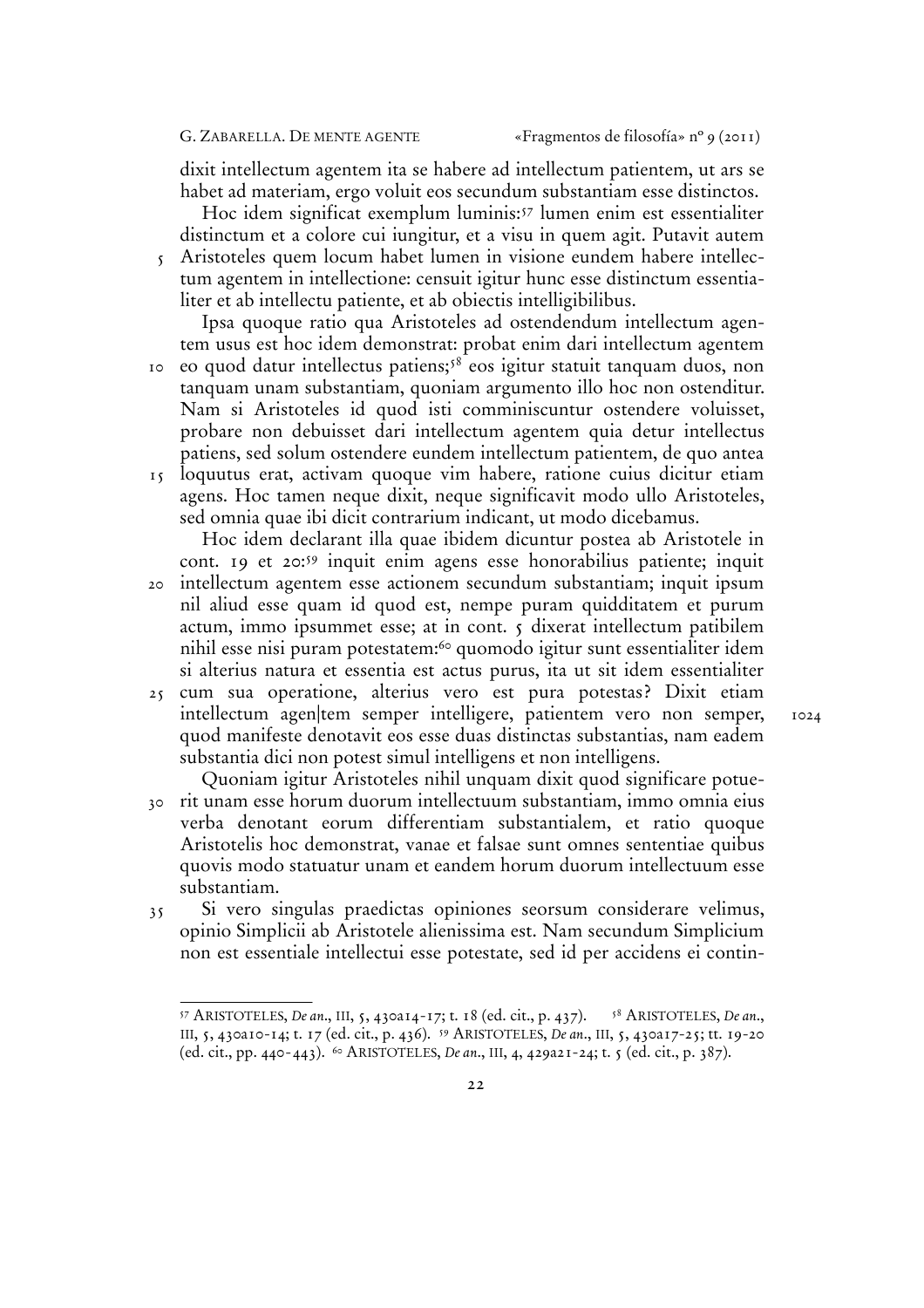dixit intellectum agentem ita se habere ad intellectum patientem, ut ars se habet ad materiam, ergo voluit eos secundum substantiam esse distinctos.

Hoc idem significat exemplum luminis:[57] lumen enim est essentialiter distinctum et a colore cui iungitur, et a visu in quem agit. Putavit autem Aristoteles quem locum habet lumen in visione eundem habere intellectum agentem in intellectione: censuit igitur hunc esse distinctum essentialiter et ab intellectu patiente, et ab obiectis intelligibilibus.

Ipsa quoque ratio qua Aristoteles ad ostendendum intellectum agentem usus est hoc idem demonstrat: probat enim dari intellectum agentem eo quod datur intellectus patiens;[58] eos igitur statuit tanquam duos, non tanquam unam substantiam, quoniam argumento illo hoc non ostenditur. Nam si Aristoteles id quod isti comminiscuntur ostendere voluisset, probare non debuisset dari intellectum agentem quia detur intellectus patiens, sed solum ostendere eundem intellectum patientem, de quo antea loquutus erat, activam quoque vim habere, ratione cuius dicitur etiam agens. Hoc tamen neque dixit, neque significavit modo ullo Aristoteles, sed omnia quae ibi dicit contrarium indicant, ut modo dicebamus.

Hoc idem declarant illa quae ibidem dicuntur postea ab Aristotele in cont. 19 et 20:[59] inquit enim agens esse honorabilius patiente; inquit intellectum agentem esse actionem secundum substantiam; inquit ipsum nil aliud esse quam id quod est, nempe puram quidditatem et purum actum, immo ipsummet esse; at in cont. 5 dixerat intellectum patibilem nihil esse nisi puram potestatem:[60] quomodo igitur sunt essentialiter idem si alterius natura et essentia est actus purus, ita ut sit idem essentialiter cum sua operatione, alterius vero est pura potestas? Dixit etiam intellectum agen|tem semper intelligere, patientem vero non semper, quod manifeste denotavit eos esse duas distinctas substantias, nam eadem substantia dici non potest simul intelligens et non intelligens.

Quoniam igitur Aristoteles nihil unquam dixit quod significare potuerit unam esse horum duorum intellectuum substantiam, immo omnia eius verba denotant eorum differentiam substantialem, et ratio quoque Aristotelis hoc demonstrat, vanae et falsae sunt omnes sententiae quibus quovis modo statuatur unam et eandem horum duorum intellectuum esse substantiam.

Si vero singulas praedictas opiniones seorsum considerare velimus, opinio Simplicii ab Aristotele alienissima est. Nam secundum Simplicium non est essentiale intellectui esse potestate, sed id per accidens ei contin-

---

[57] ARISTOTELES, *De an.*, III, 5, 430a14-17; t. 18 (ed. cit., p. 437). [58] ARISTOTELES, *De an.*, III, 5, 430a10-14; t. 17 (ed. cit., p. 436). [59] ARISTOTELES, *De an.*, III, 5, 430a17-25; tt. 19-20 (ed. cit., pp. 440-443). [60] ARISTOTELES, *De an.*, III, 4, 429a21-24; t. 5 (ed. cit., p. 387).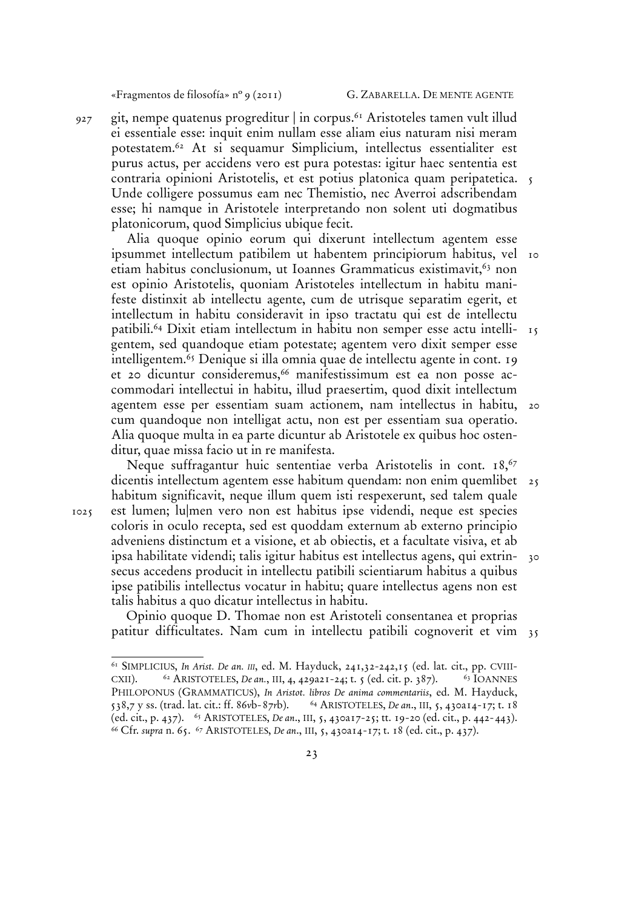git, nempe quatenus progreditur | in corpus.[61] Aristoteles tamen vult illud ei essentiale esse: inquit enim nullam esse aliam eius naturam nisi meram potestatem.[62] At si sequamur Simplicium, intellectus essentialiter est purus actus, per accidens vero est pura potestas: igitur haec sententia est contraria opinioni Aristotelis, et est potius platonica quam peripatetica. Unde colligere possumus eam nec Themistio, nec Averroi adscribendam esse; hi namque in Aristotele interpretando non solent uti dogmatibus platonicorum, quod Simplicius ubique fecit.

Alia quoque opinio eorum qui dixerunt intellectum agentem esse ipsummet intellectum patibilem ut habentem principiorum habitus, vel etiam habitus conclusionum, ut Ioannes Grammaticus existimavit,[63] non est opinio Aristotelis, quoniam Aristoteles intellectum in habitu manifeste distinxit ab intellectu agente, cum de utrisque separatim egerit, et intellectum in habitu consideravit in ipso tractatu qui est de intellectu patibili.[64] Dixit etiam intellectum in habitu non semper esse actu intelligentem, sed quandoque etiam potestate; agentem vero dixit semper esse intelligentem.[65] Denique si illa omnia quae de intellectu agente in cont. 19 et 20 dicuntur consideremus,[66] manifestissimum est ea non posse accommodari intellectui in habitu, illud praesertim, quod dixit intellectum agentem esse per essentiam suam actionem, nam intellectus in habitu, cum quandoque non intelligat actu, non est per essentiam sua operatio. Alia quoque multa in ea parte dicuntur ab Aristotele ex quibus hoc ostenditur, quae missa facio ut in re manifesta.

Neque suffragantur huic sententiae verba Aristotelis in cont. 18,[67] dicentis intellectum agentem esse habitum quendam: non enim quemlibet habitum significavit, neque illum quem isti respexerunt, sed talem quale est lumen; lu|men vero non est habitus ipse videndi, neque est species coloris in oculo recepta, sed est quoddam externum ab externo principio adveniens distinctum et a visione, et ab obiectis, et a facultate visiva, et ab ipsa habilitate videndi; talis igitur habitus est intellectus agens, qui extrinsecus accedens producit in intellectu patibili scientiarum habitus a quibus ipse patibilis intellectus vocatur in habitu; quare intellectus agens non est talis habitus a quo dicatur intellectus in habitu.

Opinio quoque D. Thomae non est Aristoteli consentanea et proprias patitur difficultates. Nam cum in intellectu patibili cognoverit et vim

---

[61] SIMPLICIUS, *In Arist. De an. III*, ed. M. Hayduck, 241,32-242,15 (ed. lat. cit., pp. CVIII-CXII). [62] ARISTOTELES, *De an.*, III, 4, 429a21-24; t. 5 (ed. cit. p. 387). [63] IOANNES PHILOPONUS (GRAMMATICUS), *In Aristot. libros De anima commentariis*, ed. M. Hayduck, 538,7 y ss. (trad. lat. cit.: ff. 86vb-87rb). [64] ARISTOTELES, *De an.*, III, 5, 430a14-17; t. 18 (ed. cit., p. 437). [65] ARISTOTELES, *De an.*, III, 5, 430a17-25; tt. 19-20 (ed. cit., p. 442-443). [66] Cfr. *supra* n. 65. [67] ARISTOTELES, *De an.*, III, 5, 430a14-17; t. 18 (ed. cit., p. 437).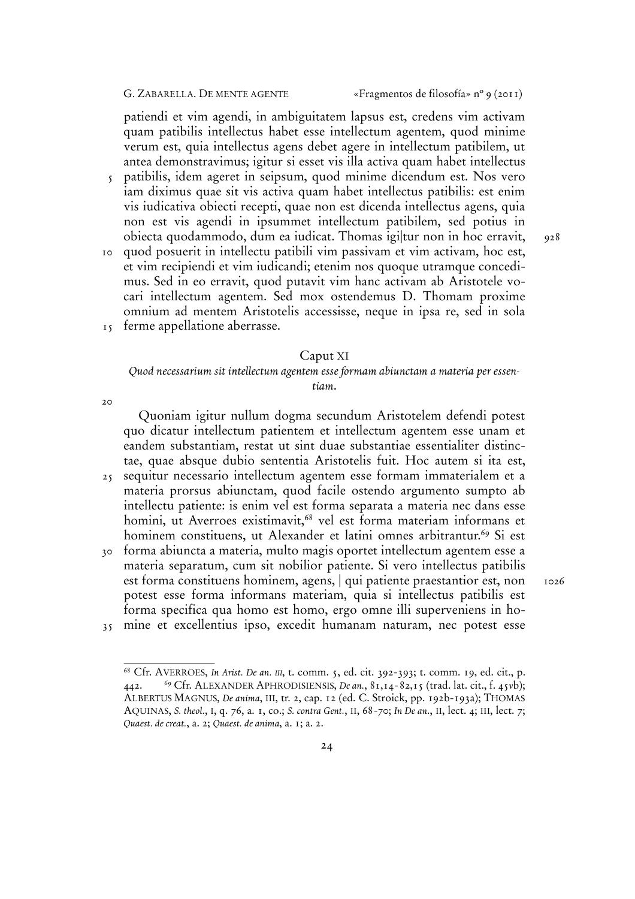patiendi et vim agendi, in ambiguitatem lapsus est, credens vim activam quam patibilis intellectus habet esse intellectum agentem, quod minime verum est, quia intellectus agens debet agere in intellectum patibilem, ut antea demonstravimus; igitur si esset vis illa activa quam habet intellectus patibilis, idem ageret in seipsum, quod minime dicendum est. Nos vero iam diximus quae sit vis activa quam habet intellectus patibilis: est enim vis iudicativa obiecti recepti, quae non est dicenda intellectus agens, quia non est vis agendi in ipsummet intellectum patibilem, sed potius in obiecta quodammodo, dum ea iudicat. Thomas igi|tur non in hoc erravit, quod posuerit in intellectu patibili vim passivam et vim activam, hoc est, et vim recipiendi et vim iudicandi; etenim nos quoque utramque concedimus. Sed in eo erravit, quod putavit vim hanc activam ab Aristotele vocari intellectum agentem. Sed mox ostendemus D. Thomam proxime omnium ad mentem Aristotelis accessisse, neque in ipsa re, sed in sola ferme appellatione aberrasse.

## Caput XI

*Quod necessarium sit intellectum agentem esse formam abiunctam a materia per essentiam.*

Quoniam igitur nullum dogma secundum Aristotelem defendi potest quo dicatur intellectum patientem et intellectum agentem esse unam et eandem substantiam, restat ut sint duae substantiae essentialiter distinctae, quae absque dubio sententia Aristotelis fuit. Hoc autem si ita est, sequitur necessario intellectum agentem esse formam immaterialem et a materia prorsus abiunctam, quod facile ostendo argumento sumpto ab intellectu patiente: is enim vel est forma separata a materia nec dans esse homini, ut Averroes existimavit,[68] vel est forma materiam informans et hominem constituens, ut Alexander et latini omnes arbitrantur.[69] Si est forma abiuncta a materia, multo magis oportet intellectum agentem esse a materia separatum, cum sit nobilior patiente. Si vero intellectus patibilis est forma constituens hominem, agens, | qui patiente praestantior est, non potest esse forma informans materiam, quia si intellectus patibilis est forma specifica qua homo est homo, ergo omne illi superveniens in homine et excellentius ipso, excedit humanam naturam, nec potest esse

---

[68] Cfr. AVERROES, *In Arist. De an. III*, t. comm. 5, ed. cit. 392-393; t. comm. 19, ed. cit., p. 442. [69] Cfr. ALEXANDER APHRODISIENSIS, *De an.*, 81,14-82,15 (trad. lat. cit., f. 45vb); ALBERTUS MAGNUS, *De anima*, III, tr. 2, cap. 12 (ed. C. Stroick, pp. 192b-193a); THOMAS AQUINAS, *S. theol.*, I, q. 76, a. 1, co.; *S. contra Gent.*, II, 68-70; *In De an.*, II, lect. 4; III, lect. 7; *Quaest. de creat.*, a. 2; *Quaest. de anima*, a. 1; a. 2.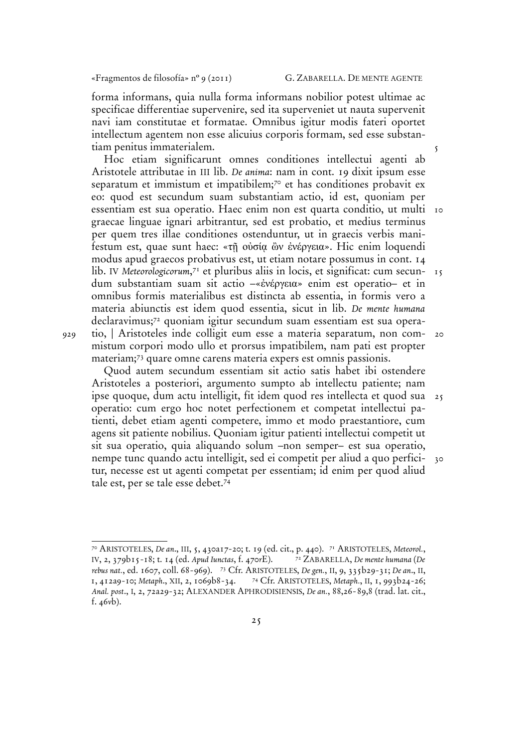forma informans, quia nulla forma informans nobilior potest ultimae ac specificae differentiae supervenire, sed ita superveniet ut nauta supervenit navi iam constitutae et formatae. Omnibus igitur modis fateri oportet intellectum agentem non esse alicuius corporis formam, sed esse substantiam penitus immaterialem.

Hoc etiam significarunt omnes conditiones intellectui agenti ab Aristotele attributae in III lib. *De anima*: nam in cont. 19 dixit ipsum esse separatum et immistum et impatibilem;[70] et has conditiones probavit ex eo: quod est secundum suam substantiam actio, id est, quoniam per essentiam est sua operatio. Haec enim non est quarta conditio, ut multi graecae linguae ignari arbitrantur, sed est probatio, et medius terminus per quem tres illae conditiones ostenduntur, ut in graecis verbis manifestum est, quae sunt haec: «τῇ οὐσίᾳ ὢν ἐνέργεια». Hic enim loquendi modus apud graecos probativus est, ut etiam notare possumus in cont. 14 lib. IV *Meteorologicorum*,[71] et pluribus aliis in locis, et significat: cum secundum substantiam suam sit actio –«ἐνέργεια» enim est operatio– et in omnibus formis materialibus est distincta ab essentia, in formis vero a materia abiunctis est idem quod essentia, sicut in lib. *De mente humana* declaravimus;[72] quoniam igitur secundum suam essentiam est sua operatio, | Aristoteles inde colligit eum esse a materia separatum, non commistum corpori modo ullo et prorsus impatibilem, nam pati est propter materiam;[73] quare omne carens materia expers est omnis passionis.

Quod autem secundum essentiam sit actio satis habet ibi ostendere Aristoteles a posteriori, argumento sumpto ab intellectu patiente; nam ipse quoque, dum actu intelligit, fit idem quod res intellecta et quod sua operatio: cum ergo hoc notet perfectionem et competat intellectui patienti, debet etiam agenti competere, immo et modo praestantiore, cum agens sit patiente nobilius. Quoniam igitur patienti intellectui competit ut sit sua operatio, quia aliquando solum –non semper– est sua operatio, nempe tunc quando actu intelligit, sed ei competit per aliud a quo perficitur, necesse est ut agenti competat per essentiam; id enim per quod aliud tale est, per se tale esse debet.[74]

---

[70] ARISTOTELES, *De an*., III, 5, 430a17-20; t. 19 (ed. cit., p. 440). [71] ARISTOTELES, *Meteorol.*, IV, 2, 379b15-18; t. 14 (ed. *Apud Iunctas*, f. 470rE). [72] ZABARELLA, *De mente humana* (*De rebus nat.*, ed. 1607, coll. 68-969). [73] Cfr. ARISTOTELES, *De gen.*, II, 9, 335b29-31; *De an.*, II, 1, 412a9-10; *Metaph.*, XII, 2, 1069b8-34. [74] Cfr. ARISTOTELES, *Metaph.*, II, 1, 993b24-26; *Anal. post*., I, 2, 72a29-32; ALEXANDER APHRODISIENSIS, *De an.*, 88,26-89,8 (trad. lat. cit., f. 46vb).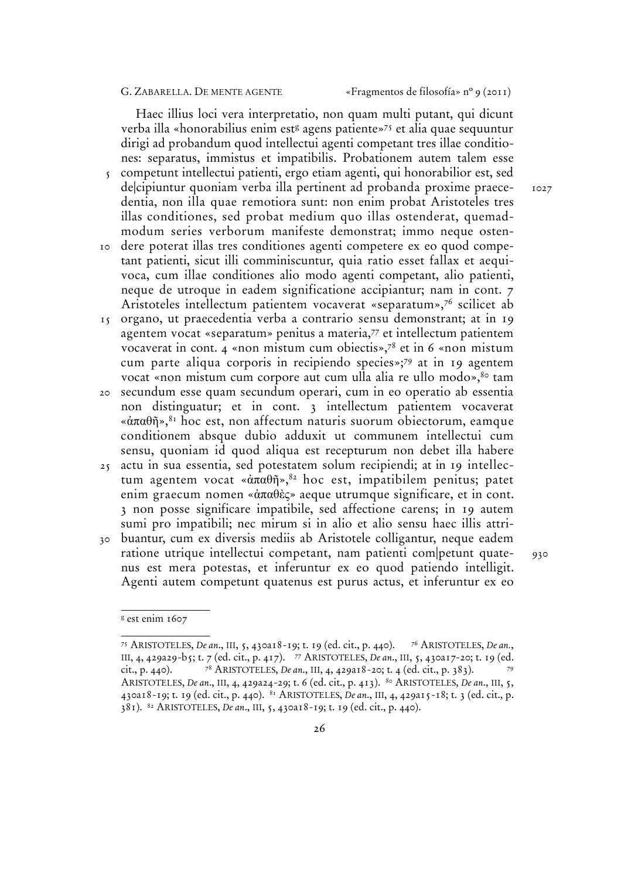Haec illius loci vera interpretatio, non quam multi putant, qui dicunt verba illa «honorabilius enim est[g] agens patiente»[75] et alia quae sequuntur dirigi ad probandum quod intellectui agenti competant tres illae conditiones: separatus, immistus et impatibilis. Probationem autem talem esse competunt intellectui patienti, ergo etiam agenti, qui honorabilior est, sed de|cipiuntur quoniam verba illa pertinent ad probanda proxime praecedentia, non illa quae remotiora sunt: non enim probat Aristoteles tres illas conditiones, sed probat medium quo illas ostenderat, quemadmodum series verborum manifeste demonstrat; immo neque ostendere poterat illas tres conditiones agenti competere ex eo quod competant patienti, sicut illi comminiscuntur, quia ratio esset fallax et aequivoca, cum illae conditiones alio modo agenti competant, alio patienti, neque de utroque in eadem significatione accipiantur; nam in cont. 7 Aristoteles intellectum patientem vocaverat «separatum»,[76] scilicet ab organo, ut praecedentia verba a contrario sensu demonstrant; at in 19 agentem vocat «separatum» penitus a materia,[77] et intellectum patientem vocaverat in cont. 4 «non mistum cum obiectis»,[78] et in 6 «non mistum cum parte aliqua corporis in recipiendo species»;[79] at in 19 agentem vocat «non mistum cum corpore aut cum ulla alia re ullo modo»,[80] tam secundum esse quam secundum operari, cum in eo operatio ab essentia non distinguatur; et in cont. 3 intellectum patientem vocaverat «ἀπαθῆ»,[81] hoc est, non affectum naturis suorum obiectorum, eamque conditionem absque dubio adduxit ut communem intellectui cum sensu, quoniam id quod aliqua est recepturum non debet illa habere actu in sua essentia, sed potestatem solum recipiendi; at in 19 intellectum agentem vocat «ἀπαθῆ»,[82] hoc est, impatibilem penitus; patet enim graecum nomen «ἀπαθὲς» aeque utrumque significare, et in cont. 3 non posse significare impatibile, sed affectione carens; in 19 autem sumi pro impatibili; nec mirum si in alio et alio sensu haec illis attribuantur, cum ex diversis mediis ab Aristotele colligantur, neque eadem ratione utrique intellectui competant, nam patienti com|petunt quatenus est mera potestas, et inferuntur ex eo quod patiendo intelligit. Agenti autem competunt quatenus est purus actus, et inferuntur ex eo

---

[g] est enim 1607

---

[75] Aristoteles, *De an.*, III, 5, 430a18-19; t. 19 (ed. cit., p. 440). [76] Aristoteles, *De an.*, III, 4, 429a29-b5; t. 7 (ed. cit., p. 417). [77] Aristoteles, *De an.*, III, 5, 430a17-20; t. 19 (ed. cit., p. 440). [78] Aristoteles, *De an.*, III, 4, 429a18-20; t. 4 (ed. cit., p. 383). [79] Aristoteles, *De an.*, III, 4, 429a24-29; t. 6 (ed. cit., p. 413). [80] Aristoteles, *De an.*, III, 5, 430a18-19; t. 19 (ed. cit., p. 440). [81] Aristoteles, *De an.*, III, 4, 429a15-18; t. 3 (ed. cit., p. 381). [82] Aristoteles, *De an.*, III, 5, 430a18-19; t. 19 (ed. cit., p. 440).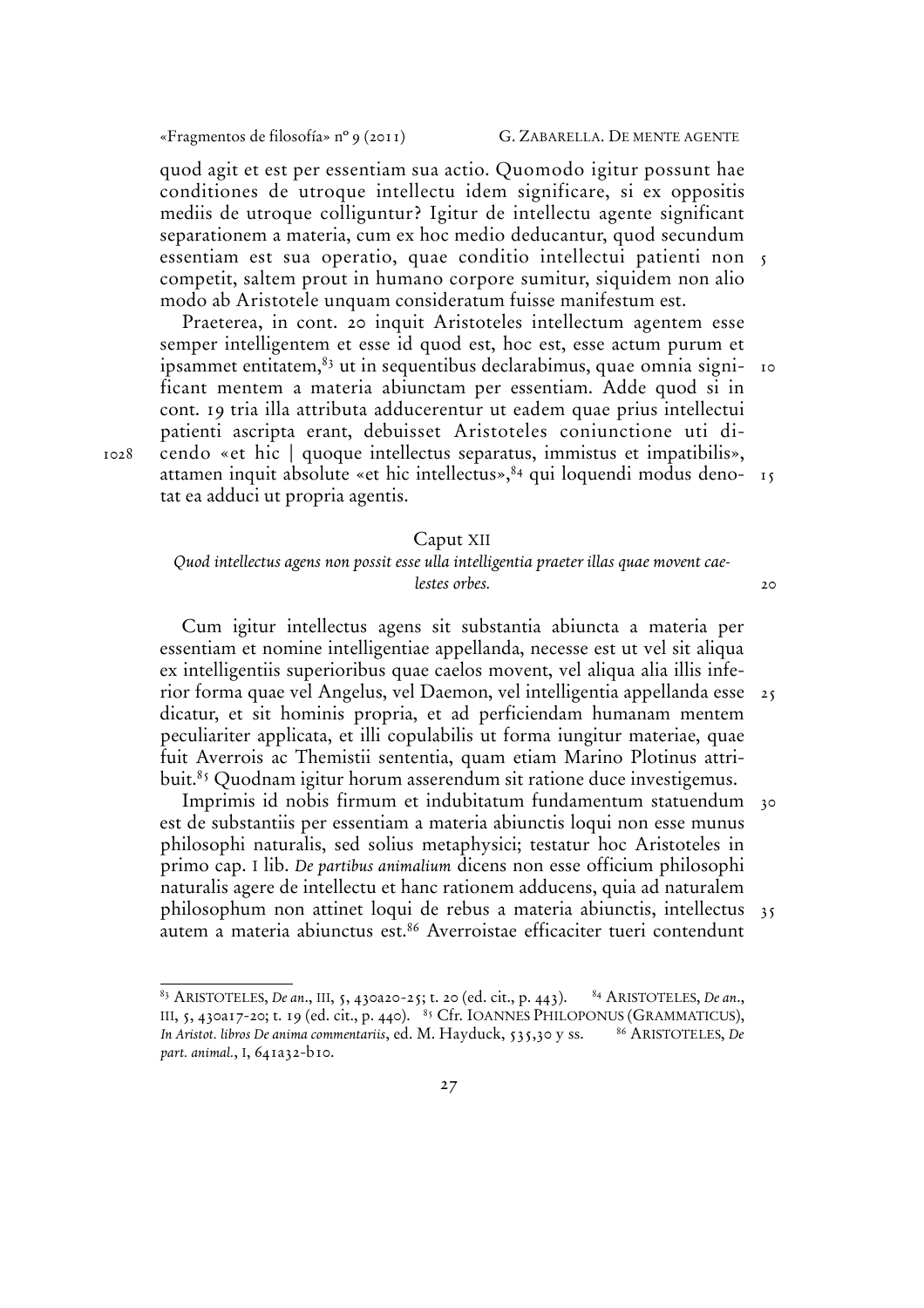quod agit et est per essentiam sua actio. Quomodo igitur possunt hae conditiones de utroque intellectu idem significare, si ex oppositis mediis de utroque colliguntur? Igitur de intellectu agente significant separationem a materia, cum ex hoc medio deducantur, quod secundum essentiam est sua operatio, quae conditio intellectui patienti non competit, saltem prout in humano corpore sumitur, siquidem non alio modo ab Aristotele unquam consideratum fuisse manifestum est.

Praeterea, in cont. 20 inquit Aristoteles intellectum agentem esse semper intelligentem et esse id quod est, hoc est, esse actum purum et ipsammet entitatem,[83] ut in sequentibus declarabimus, quae omnia significant mentem a materia abiunctam per essentiam. Adde quod si in cont. 19 tria illa attributa adducerentur ut eadem quae prius intellectui patienti ascripta erant, debuisset Aristoteles coniunctione uti dicendo «et hic | quoque intellectus separatus, immistus et impatibilis», attamen inquit absolute «et hic intellectus»,[84] qui loquendi modus denotat ea adduci ut propria agentis.

## Caput XII

*Quod intellectus agens non possit esse ulla intelligentia praeter illas quae movent caelestes orbes.*

Cum igitur intellectus agens sit substantia abiuncta a materia per essentiam et nomine intelligentiae appellanda, necesse est ut vel sit aliqua ex intelligentiis superioribus quae caelos movent, vel aliqua alia illis inferior forma quae vel Angelus, vel Daemon, vel intelligentia appellanda esse dicatur, et sit hominis propria, et ad perficiendam humanam mentem peculiariter applicata, et illi copulabilis ut forma iungitur materiae, quae fuit Averrois ac Themistii sententia, quam etiam Marino Plotinus attribuit.[85] Quodnam igitur horum asserendum sit ratione duce investigemus.

Imprimis id nobis firmum et indubitatum fundamentum statuendum est de substantiis per essentiam a materia abiunctis loqui non esse munus philosophi naturalis, sed solius metaphysici; testatur hoc Aristoteles in primo cap. I lib. *De partibus animalium* dicens non esse officium philosophi naturalis agere de intellectu et hanc rationem adducens, quia ad naturalem philosophum non attinet loqui de rebus a materia abiunctis, intellectus autem a materia abiunctus est.[86] Averroistae efficaciter tueri contendunt

---

[83] ARISTOTELES, *De an.*, III, 5, 430a20-25; t. 20 (ed. cit., p. 443). [84] ARISTOTELES, *De an.*, III, 5, 430a17-20; t. 19 (ed. cit., p. 440). [85] Cfr. IOANNES PHILOPONUS (GRAMMATICUS), *In Aristot. libros De anima commentariis*, ed. M. Hayduck, 535,30 y ss. [86] ARISTOTELES, *De part. animal.*, I, 641a32-b10.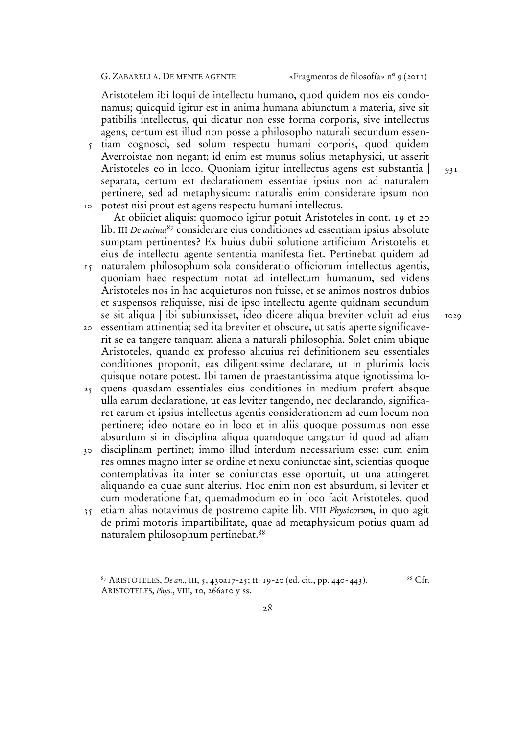Aristotelem ibi loqui de intellectu humano, quod quidem nos eis condonamus; quicquid igitur est in anima humana abiunctum a materia, sive sit patibilis intellectus, qui dicatur non esse forma corporis, sive intellectus agens, certum est illud non posse a philosopho naturali secundum essentiam cognosci, sed solum respectu humani corporis, quod quidem Averroistae non negant; id enim est munus solius metaphysici, ut asserit Aristoteles eo in loco. Quoniam igitur intellectus agens est substantia | separata, certum est declarationem essentiae ipsius non ad naturalem pertinere, sed ad metaphysicum: naturalis enim considerare ipsum non potest nisi prout est agens respectu humani intellectus.

At obiiciet aliquis: quomodo igitur potuit Aristoteles in cont. 19 et 20 lib. III *De anima*[87] considerare eius conditiones ad essentiam ipsius absolute sumptam pertinentes? Ex huius dubii solutione artificium Aristotelis et eius de intellectu agente sententia manifesta fiet. Pertinebat quidem ad naturalem philosophum sola consideratio officiorum intellectus agentis, quoniam haec respectum notat ad intellectum humanum, sed videns Aristoteles nos in hac acquieturos non fuisse, et se animos nostros dubios et suspensos reliquisse, nisi de ipso intellectu agente quidnam secundum se sit aliqua | ibi subiunxisset, ideo dicere aliqua breviter voluit ad eius essentiam attinentia; sed ita breviter et obscure, ut satis aperte significaverit se ea tangere tanquam aliena a naturali philosophia. Solet enim ubique Aristoteles, quando ex professo alicuius rei definitionem seu essentiales conditiones proponit, eas diligentissime declarare, ut in plurimis locis quisque notare potest. Ibi tamen de praestantissima atque ignotissima loquens quasdam essentiales eius conditiones in medium profert absque ulla earum declaratione, ut eas leviter tangendo, nec declarando, significaret earum et ipsius intellectus agentis considerationem ad eum locum non pertinere; ideo notare eo in loco et in aliis quoque possumus non esse absurdum si in disciplina aliqua quandoque tangatur id quod ad aliam disciplinam pertinet; immo illud interdum necessarium esse: cum enim res omnes magno inter se ordine et nexu coniunctae sint, scientias quoque contemplativas ita inter se coniunctas esse oportuit, ut una attingeret aliquando ea quae sunt alterius. Hoc enim non est absurdum, si leviter et cum moderatione fiat, quemadmodum eo in loco facit Aristoteles, quod etiam alias notavimus de postremo capite lib. VIII *Physicorum*, in quo agit de primi motoris impartibilitate, quae ad metaphysicum potius quam ad naturalem philosophum pertinebat.[88]

---

[87] ARISTOTELES, *De an.*, III, 5, 430a17-25; tt. 19-20 (ed. cit., pp. 440-443).

[88] Cfr. ARISTOTELES, *Phys.*, VIII, 10, 266a10 y ss.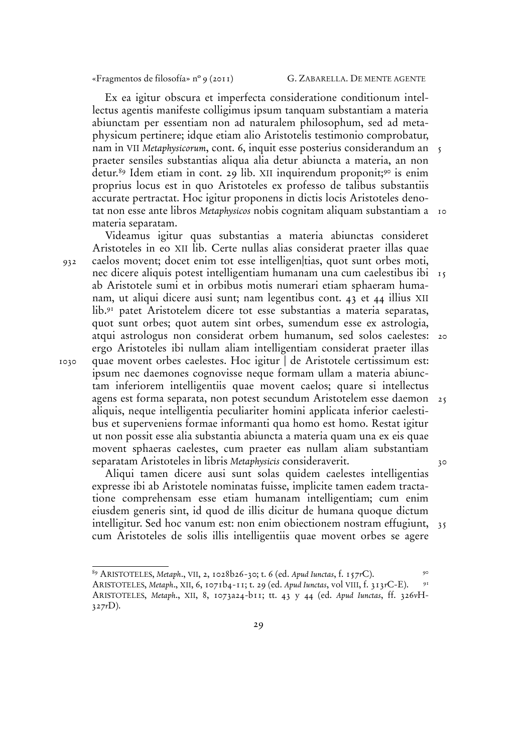Ex ea igitur obscura et imperfecta consideratione conditionum intellectus agentis manifeste colligimus ipsum tanquam substantiam a materia abiunctam per essentiam non ad naturalem philosophum, sed ad metaphysicum pertinere; idque etiam alio Aristotelis testimonio comprobatur, nam in VII *Metaphysicorum*, cont. 6, inquit esse posterius considerandum an praeter sensiles substantias aliqua alia detur abiuncta a materia, an non detur.[89] Idem etiam in cont. 29 lib. XII inquirendum proponit;[90] is enim proprius locus est in quo Aristoteles ex professo de talibus substantiis accurate pertractat. Hoc igitur proponens in dictis locis Aristoteles denotat non esse ante libros *Metaphysicos* nobis cognitam aliquam substantiam a materia separatam.

Videamus igitur quas substantias a materia abiunctas consideret Aristoteles in eo XII lib. Certe nullas alias considerat praeter illas quae caelos movent; docet enim tot esse intelligen|tias, quot sunt orbes moti, nec dicere aliquis potest intelligentiam humanam una cum caelestibus ibi ab Aristotele sumi et in orbibus motis numerari etiam sphaeram humanam, ut aliqui dicere ausi sunt; nam legentibus cont. 43 et 44 illius XII lib.[91] patet Aristotelem dicere tot esse substantias a materia separatas, quot sunt orbes; quot autem sint orbes, sumendum esse ex astrologia, atqui astrologus non considerat orbem humanum, sed solos caelestes: ergo Aristoteles ibi nullam aliam intelligentiam considerat praeter illas quae movent orbes caelestes. Hoc igitur | de Aristotele certissimum est: ipsum nec daemones cognovisse neque formam ullam a materia abiunctam inferiorem intelligentiis quae movent caelos; quare si intellectus agens est forma separata, non potest secundum Aristotelem esse daemon aliquis, neque intelligentia peculiariter homini applicata inferior caelestibus et superveniens formae informanti qua homo est homo. Restat igitur ut non possit esse alia substantia abiuncta a materia quam una ex eis quae movent sphaeras caelestes, cum praeter eas nullam aliam substantiam separatam Aristoteles in libris *Metaphysicis* consideraverit.

Aliqui tamen dicere ausi sunt solas quidem caelestes intelligentias expresse ibi ab Aristotele nominatas fuisse, implicite tamen eadem tractatione comprehensam esse etiam humanam intelligentiam; cum enim eiusdem generis sint, id quod de illis dicitur de humana quoque dictum intelligitur. Sed hoc vanum est: non enim obiectionem nostram effugiunt, cum Aristoteles de solis illis intelligentiis quae movent orbes se agere

---

[89] ARISTOTELES, *Metaph.*, VII, 2, 1028b26-30; t. 6 (ed. *Apud Iunctas*, f. 157*r*C).

[90] ARISTOTELES, *Metaph.*, XII, 6, 1071b4-11; t. 29 (ed. *Apud Iunctas*, vol VIII, f. 313*r*C-E).

[91] ARISTOTELES, *Metaph.*, XII, 8, 1073a24-b11; tt. 43 y 44 (ed. *Apud Iunctas*, ff. 326*v*H-327*r*D).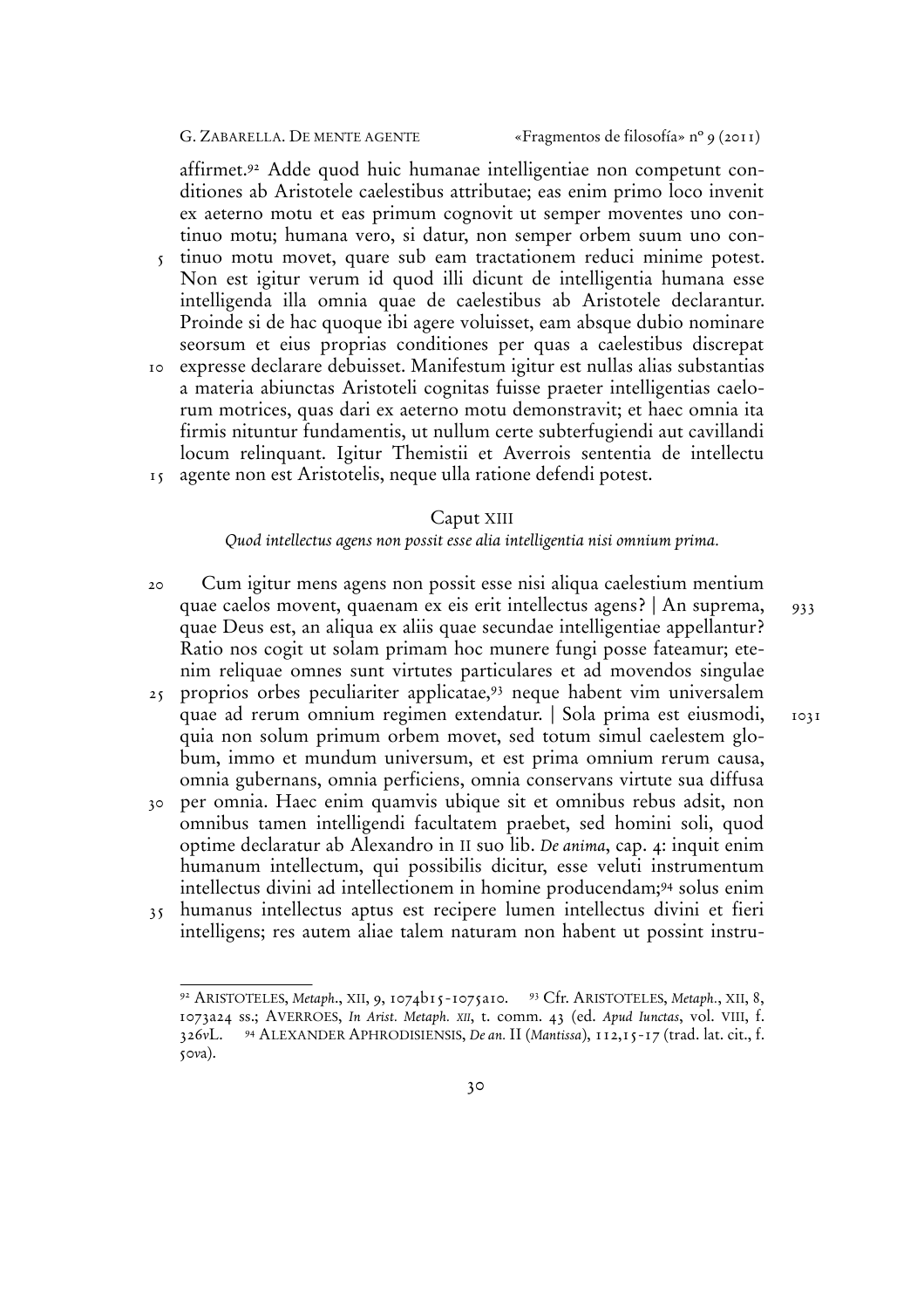affirmet.[92] Adde quod huic humanae intelligentiae non competunt conditiones ab Aristotele caelestibus attributae; eas enim primo loco invenit ex aeterno motu et eas primum cognovit ut semper moventes uno continuo motu; humana vero, si datur, non semper orbem suum uno continuo motu movet, quare sub eam tractationem reduci minime potest. Non est igitur verum id quod illi dicunt de intelligentia humana esse intelligenda illa omnia quae de caelestibus ab Aristotele declarantur. Proinde si de hac quoque ibi agere voluisset, eam absque dubio nominare seorsum et eius proprias conditiones per quas a caelestibus discrepat expresse declarare debuisset. Manifestum igitur est nullas alias substantias a materia abiunctas Aristoteli cognitas fuisse praeter intelligentias caelorum motrices, quas dari ex aeterno motu demonstravit; et haec omnia ita firmis nituntur fundamentis, ut nullum certe subterfugiendi aut cavillandi locum relinquant. Igitur Themistii et Averrois sententia de intellectu agente non est Aristotelis, neque ulla ratione defendi potest.

## Caput XIII

*Quod intellectus agens non possit esse alia intelligentia nisi omnium prima.*

Cum igitur mens agens non possit esse nisi aliqua caelestium mentium quae caelos movent, quaenam ex eis erit intellectus agens? | An suprema, quae Deus est, an aliqua ex aliis quae secundae intelligentiae appellantur? Ratio nos cogit ut solam primam hoc munere fungi posse fateamur; etenim reliquae omnes sunt virtutes particulares et ad movendos singulae proprios orbes peculiariter applicatae,[93] neque habent vim universalem quae ad rerum omnium regimen extendatur. | Sola prima est eiusmodi, quia non solum primum orbem movet, sed totum simul caelestem globum, immo et mundum universum, et est prima omnium rerum causa, omnia gubernans, omnia perficiens, omnia conservans virtute sua diffusa per omnia. Haec enim quamvis ubique sit et omnibus rebus adsit, non omnibus tamen intelligendi facultatem praebet, sed homini soli, quod optime declaratur ab Alexandro in II suo lib. *De anima*, cap. 4: inquit enim humanum intellectum, qui possibilis dicitur, esse veluti instrumentum intellectus divini ad intellectionem in homine producendam;[94] solus enim humanus intellectus aptus est recipere lumen intellectus divini et fieri intelligens; res autem aliae talem naturam non habent ut possint instru-

---

[92] ARISTOTELES, *Metaph.*, XII, 9, 1074b15-1075a10. [93] Cfr. ARISTOTELES, *Metaph.*, XII, 8, 1073a24 ss.; AVERROES, *In Arist. Metaph. XII*, t. comm. 43 (ed. *Apud Iunctas*, vol. VIII, f. 326vL. [94] ALEXANDER APHRODISIENSIS, *De an.* II (*Mantissa*), 112,15-17 (trad. lat. cit., f. 50va).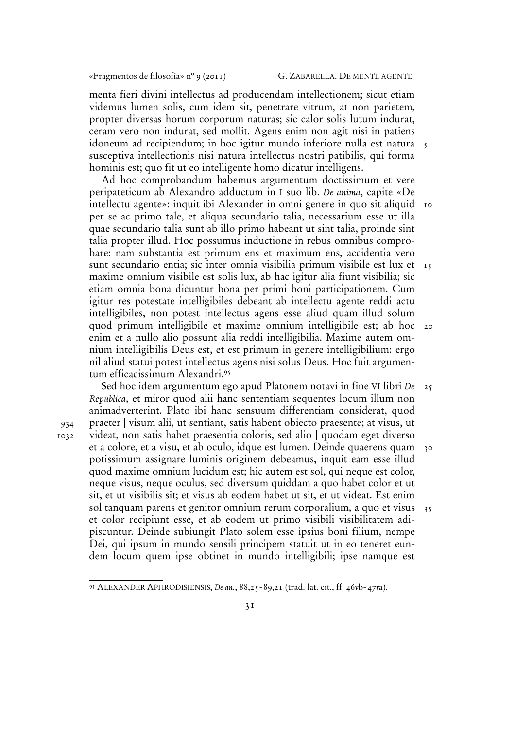menta fieri divini intellectus ad producendam intellectionem; sicut etiam videmus lumen solis, cum idem sit, penetrare vitrum, at non parietem, propter diversas horum corporum naturas; sic calor solis lutum indurat, ceram vero non indurat, sed mollit. Agens enim non agit nisi in patiens idoneum ad recipiendum; in hoc igitur mundo inferiore nulla est natura susceptiva intellectionis nisi natura intellectus nostri patibilis, qui forma hominis est; quo fit ut eo intelligente homo dicatur intelligens.

Ad hoc comprobandum habemus argumentum doctissimum et vere peripateticum ab Alexandro adductum in I suo lib. *De anima*, capite «De intellectu agente»: inquit ibi Alexander in omni genere in quo sit aliquid per se ac primo tale, et aliqua secundario talia, necessarium esse ut illa quae secundario talia sunt ab illo primo habeant ut sint talia, proinde sint talia propter illud. Hoc possumus inductione in rebus omnibus comprobare: nam substantia est primum ens et maximum ens, accidentia vero sunt secundario entia; sic inter omnia visibilia primum visibile est lux et maxime omnium visibile est solis lux, ab hac igitur alia fiunt visibilia; sic etiam omnia bona dicuntur bona per primi boni participationem. Cum igitur res potestate intelligibiles debeant ab intellectu agente reddi actu intelligibiles, non potest intellectus agens esse aliud quam illud solum quod primum intelligibile et maxime omnium intelligibile est; ab hoc enim et a nullo alio possunt alia reddi intelligibilia. Maxime autem omnium intelligibilis Deus est, et est primum in genere intelligibilium: ergo nil aliud statui potest intellectus agens nisi solus Deus. Hoc fuit argumentum efficacissimum Alexandri.[95]

Sed hoc idem argumentum ego apud Platonem notavi in fine VI libri *De Republica*, et miror quod alii hanc sententiam sequentes locum illum non animadverterint. Plato ibi hanc sensuum differentiam considerat, quod praeter | visum alii, ut sentiant, satis habent obiecto praesente; at visus, ut videat, non satis habet praesentia coloris, sed alio | quodam eget diverso et a colore, et a visu, et ab oculo, idque est lumen. Deinde quaerens quam potissimum assignare luminis originem debeamus, inquit eam esse illud quod maxime omnium lucidum est; hic autem est sol, qui neque est color, neque visus, neque oculus, sed diversum quiddam a quo habet color et ut sit, et ut visibilis sit; et visus ab eodem habet ut sit, et ut videat. Est enim sol tanquam parens et genitor omnium rerum corporalium, a quo et visus et color recipiunt esse, et ab eodem ut primo visibili visibilitatem adipiscuntur. Deinde subiungit Plato solem esse ipsius boni filium, nempe Dei, qui ipsum in mundo sensili principem statuit ut in eo teneret eundem locum quem ipse obtinet in mundo intelligibili; ipse namque est

---

[95] ALEXANDER APHRODISIENSIS, *De an.*, 88,25-89,21 (trad. lat. cit., ff. 46vb-47ra).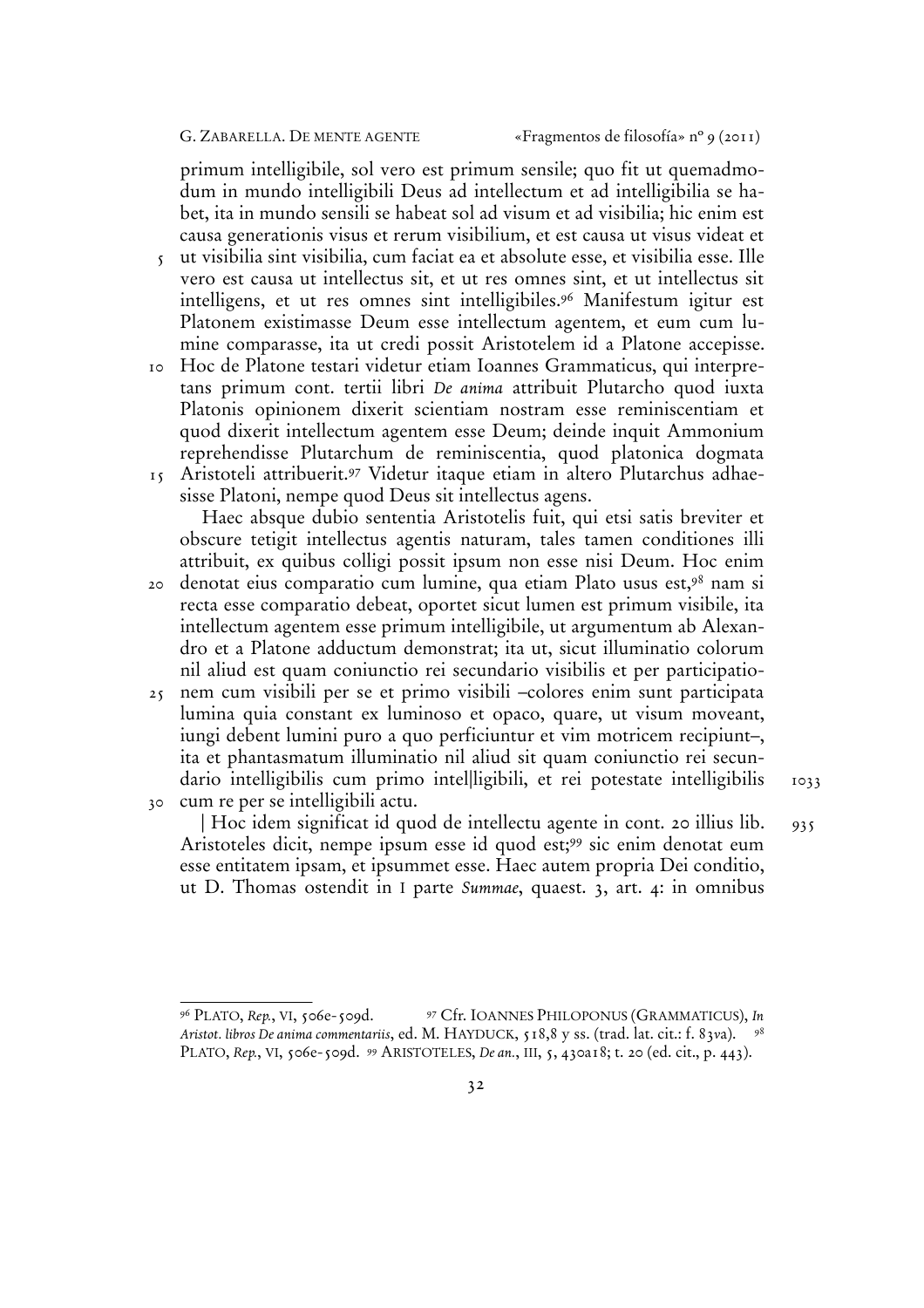primum intelligibile, sol vero est primum sensile; quo fit ut quemadmodum in mundo intelligibili Deus ad intellectum et ad intelligibilia se habet, ita in mundo sensili se habeat sol ad visum et ad visibilia; hic enim est causa generationis visus et rerum visibilium, et est causa ut visus videat et ut visibilia sint visibilia, cum faciat ea et absolute esse, et visibilia esse. Ille vero est causa ut intellectus sit, et ut res omnes sint, et ut intellectus sit intelligens, et ut res omnes sint intelligibiles.[96] Manifestum igitur est Platonem existimasse Deum esse intellectum agentem, et eum cum lumine comparasse, ita ut credi possit Aristotelem id a Platone accepisse. Hoc de Platone testari videtur etiam Ioannes Grammaticus, qui interpretans primum cont. tertii libri *De anima* attribuit Plutarcho quod iuxta Platonis opinionem dixerit scientiam nostram esse reminiscentiam et quod dixerit intellectum agentem esse Deum; deinde inquit Ammonium reprehendisse Plutarchum de reminiscentia, quod platonica dogmata Aristoteli attribuerit.[97] Videtur itaque etiam in altero Plutarchus adhaesisse Platoni, nempe quod Deus sit intellectus agens.

Haec absque dubio sententia Aristotelis fuit, qui etsi satis breviter et obscure tetigit intellectus agentis naturam, tales tamen conditiones illi attribuit, ex quibus colligi possit ipsum non esse nisi Deum. Hoc enim denotat eius comparatio cum lumine, qua etiam Plato usus est,[98] nam si recta esse comparatio debeat, oportet sicut lumen est primum visibile, ita intellectum agentem esse primum intelligibile, ut argumentum ab Alexandro et a Platone adductum demonstrat; ita ut, sicut illuminatio colorum nil aliud est quam coniunctio rei secundario visibilis et per participationem cum visibili per se et primo visibili –colores enim sunt participata lumina quia constant ex luminoso et opaco, quare, ut visum moveant, iungi debent lumini puro a quo perficiuntur et vim motricem recipiunt–, ita et phantasmatum illuminatio nil aliud sit quam coniunctio rei secundario intelligibilis cum primo intel|ligibili, et rei potestate intelligibilis cum re per se intelligibili actu. 1033

| Hoc idem significat id quod de intellectu agente in cont. 20 illius lib. Aristoteles dicit, nempe ipsum esse id quod est;[99] sic enim denotat eum esse entitatem ipsam, et ipsummet esse. Haec autem propria Dei conditio, ut D. Thomas ostendit in I parte *Summae*, quaest. 3, art. 4: in omnibus 935

---

[96] PLATO, *Rep.*, VI, 506e-509d. [97] Cfr. IOANNES PHILOPONUS (GRAMMATICUS), *In Aristot. libros De anima commentariis*, ed. M. HAYDUCK, 518,8 y ss. (trad. lat. cit.: f. 83*v*a). [98] PLATO, *Rep.*, VI, 506e-509d. [99] ARISTOTELES, *De an.*, III, 5, 430a18; t. 20 (ed. cit., p. 443).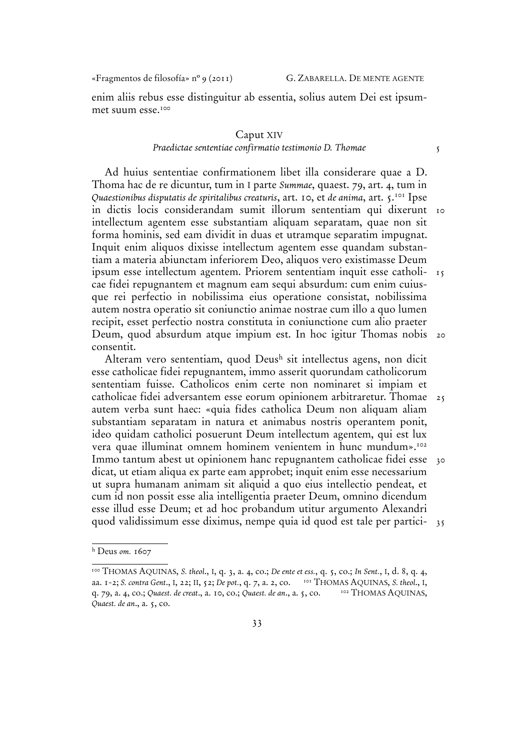enim aliis rebus esse distinguitur ab essentia, solius autem Dei est ipsummet suum esse.[100]

## Caput XIV

### *Praedictae sententiae confirmatio testimonio D. Thomae*

Ad huius sententiae confirmationem libet illa considerare quae a D. Thoma hac de re dicuntur, tum in I parte *Summae*, quaest. 79, art. 4, tum in *Quaestionibus disputatis de spiritalibus creaturis*, art. 10, et *de anima*, art. 5.[101] Ipse in dictis locis considerandam sumit illorum sententiam qui dixerunt intellectum agentem esse substantiam aliquam separatam, quae non sit forma hominis, sed eam dividit in duas et utramque separatim impugnat. Inquit enim aliquos dixisse intellectum agentem esse quandam substantiam a materia abiunctam inferiorem Deo, aliquos vero existimasse Deum ipsum esse intellectum agentem. Priorem sententiam inquit esse catholicae fidei repugnantem et magnum eam sequi absurdum: cum enim cuiusque rei perfectio in nobilissima eius operatione consistat, nobilissima autem nostra operatio sit coniunctio animae nostrae cum illo a quo lumen recipit, esset perfectio nostra constituta in coniunctione cum alio praeter Deum, quod absurdum atque impium est. In hoc igitur Thomas nobis consentit.

Alteram vero sententiam, quod Deus[h] sit intellectus agens, non dicit esse catholicae fidei repugnantem, immo asserit quorundam catholicorum sententiam fuisse. Catholicos enim certe non nominaret si impiam et catholicae fidei adversantem esse eorum opinionem arbitraretur. Thomae autem verba sunt haec: «quia fides catholica Deum non aliquam aliam substantiam separatam in natura et animabus nostris operantem ponit, ideo quidam catholici posuerunt Deum intellectum agentem, qui est lux vera quae illuminat omnem hominem venientem in hunc mundum».[102] Immo tantum abest ut opinionem hanc repugnantem catholicae fidei esse dicat, ut etiam aliqua ex parte eam approbet; inquit enim esse necessarium ut supra humanam animam sit aliquid a quo eius intellectio pendeat, et cum id non possit esse alia intelligentia praeter Deum, omnino dicendum esse illud esse Deum; et ad hoc probandum utitur argumento Alexandri quod validissimum esse diximus, nempe quia id quod est tale per partici-

---

[h] Deus *om.* 1607

[100] THOMAS AQUINAS, *S. theol.*, I, q. 3, a. 4, co.; *De ente et ess.*, q. 5, co.; *In Sent.*, I, d. 8, q. 4, aa. 1-2; *S. contra Gent.*, I, 22; II, 52; *De pot.*, q. 7, a. 2, co. [101] THOMAS AQUINAS, *S. theol.*, I, q. 79, a. 4, co.; *Quaest. de creat.*, a. 10, co.; *Quaest. de an.*, a. 5, co. [102] THOMAS AQUINAS, *Quaest. de an.*, a. 5, co.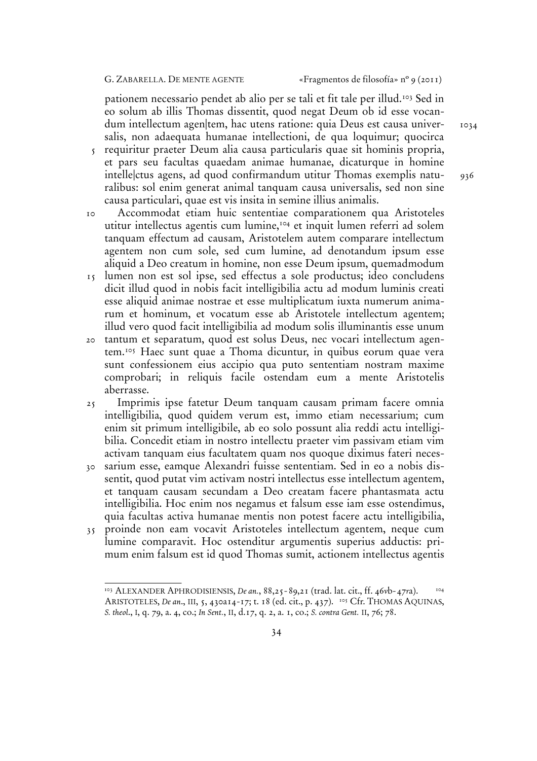pationem necessario pendet ab alio per se tali et fit tale per illud.[103] Sed in eo solum ab illis Thomas dissentit, quod negat Deum ob id esse vocandum intellectum agen|tem, hac utens ratione: quia Deus est causa universalis, non adaequata humanae intellectioni, de qua loquimur; quocirca requiritur praeter Deum alia causa particularis quae sit hominis propria, et pars seu facultas quaedam animae humanae, dicaturque in homine intelle|ctus agens, ad quod confirmandum utitur Thomas exemplis naturalibus: sol enim generat animal tanquam causa universalis, sed non sine causa particulari, quae est vis insita in semine illius animalis.

Accommodat etiam huic sententiae comparationem qua Aristoteles utitur intellectus agentis cum lumine,[104] et inquit lumen referri ad solem tanquam effectum ad causam, Aristotelem autem comparare intellectum agentem non cum sole, sed cum lumine, ad denotandum ipsum esse aliquid a Deo creatum in homine, non esse Deum ipsum, quemadmodum lumen non est sol ipse, sed effectus a sole productus; ideo concludens dicit illud quod in nobis facit intelligibilia actu ad modum luminis creati esse aliquid animae nostrae et esse multiplicatum iuxta numerum animarum et hominum, et vocatum esse ab Aristotele intellectum agentem; illud vero quod facit intelligibilia ad modum solis illuminantis esse unum tantum et separatum, quod est solus Deus, nec vocari intellectum agentem.[105] Haec sunt quae a Thoma dicuntur, in quibus eorum quae vera sunt confessionem eius accipio qua puto sententiam nostram maxime comprobari; in reliquis facile ostendam eum a mente Aristotelis aberrasse.

Imprimis ipse fatetur Deum tanquam causam primam facere omnia intelligibilia, quod quidem verum est, immo etiam necessarium; cum enim sit primum intelligibile, ab eo solo possunt alia reddi actu intelligibilia. Concedit etiam in nostro intellectu praeter vim passivam etiam vim activam tanquam eius facultatem quam nos quoque diximus fateri necessarium esse, eamque Alexandri fuisse sententiam. Sed in eo a nobis dissentit, quod putat vim activam nostri intellectus esse intellectum agentem, et tanquam causam secundam a Deo creatam facere phantasmata actu intelligibilia. Hoc enim nos negamus et falsum esse iam esse ostendimus, quia facultas activa humanae mentis non potest facere actu intelligibilia, proinde non eam vocavit Aristoteles intellectum agentem, neque cum lumine comparavit. Hoc ostenditur argumentis superius adductis: primum enim falsum est id quod Thomas sumit, actionem intellectus agentis

---

[103] ALEXANDER APHRODISIENSIS, *De an.*, 88,25-89,21 (trad. lat. cit., ff. 46vb-47ra). [104] ARISTOTELES, *De an.*, III, 5, 430a14-17; t. 18 (ed. cit., p. 437). [105] Cfr. THOMAS AQUINAS, *S. theol.*, I, q. 79, a. 4, co.; *In Sent.*, II, d.17, q. 2, a. 1, co.; *S. contra Gent.* II, 76; 78.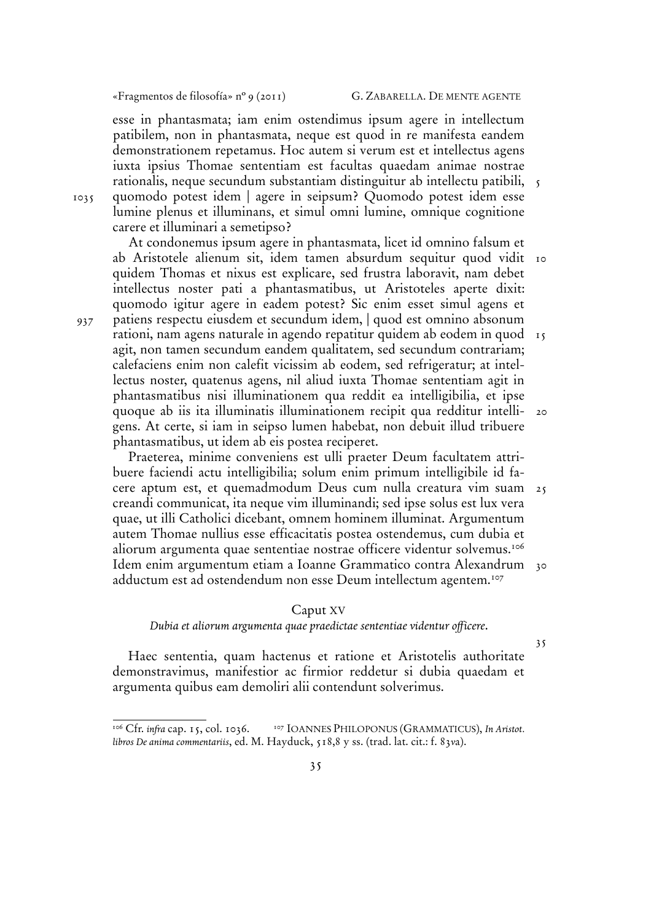esse in phantasmata; iam enim ostendimus ipsum agere in intellectum patibilem, non in phantasmata, neque est quod in re manifesta eandem demonstrationem repetamus. Hoc autem si verum est et intellectus agens iuxta ipsius Thomae sententiam est facultas quaedam animae nostrae rationalis, neque secundum substantiam distinguitur ab intellectu patibili, quomodo potest idem | agere in seipsum? Quomodo potest idem esse lumine plenus et illuminans, et simul omni lumine, omnique cognitione carere et illuminari a semetipso?

At condonemus ipsum agere in phantasmata, licet id omnino falsum et ab Aristotele alienum sit, idem tamen absurdum sequitur quod vidit quidem Thomas et nixus est explicare, sed frustra laboravit, nam debet intellectus noster pati a phantasmatibus, ut Aristoteles aperte dixit: quomodo igitur agere in eadem potest? Sic enim esset simul agens et patiens respectu eiusdem et secundum idem, | quod est omnino absonum rationi, nam agens naturale in agendo repatitur quidem ab eodem in quod agit, non tamen secundum eandem qualitatem, sed secundum contrariam; calefaciens enim non calefit vicissim ab eodem, sed refrigeratur; at intellectus noster, quatenus agens, nil aliud iuxta Thomae sententiam agit in phantasmatibus nisi illuminationem qua reddit ea intelligibilia, et ipse quoque ab iis ita illuminatis illuminationem recipit qua redditur intelligens. At certe, si iam in seipso lumen habebat, non debuit illud tribuere phantasmatibus, ut idem ab eis postea reciperet.

Praeterea, minime conveniens est ulli praeter Deum facultatem attribuere faciendi actu intelligibilia; solum enim primum intelligibile id facere aptum est, et quemadmodum Deus cum nulla creatura vim suam creandi communicat, ita neque vim illuminandi; sed ipse solus est lux vera quae, ut illi Catholici dicebant, omnem hominem illuminat. Argumentum autem Thomae nullius esse efficacitatis postea ostendemus, cum dubia et aliorum argumenta quae sententiae nostrae officere videntur solvemus.[106] Idem enim argumentum etiam a Ioanne Grammatico contra Alexandrum adductum est ad ostendendum non esse Deum intellectum agentem.[107]

## Caput XV

*Dubia et aliorum argumenta quae praedictae sententiae videntur officere.*

Haec sententia, quam hactenus et ratione et Aristotelis authoritate demonstravimus, manifestior ac firmior reddetur si dubia quaedam et argumenta quibus eam demoliri alii contendunt solverimus.

---

[106] Cfr. *infra* cap. 15, col. 1036. [107] IOANNES PHILOPONUS (GRAMMATICUS), *In Aristot. libros De anima commentariis*, ed. M. Hayduck, 518,8 y ss. (trad. lat. cit.: f. 83*v*a).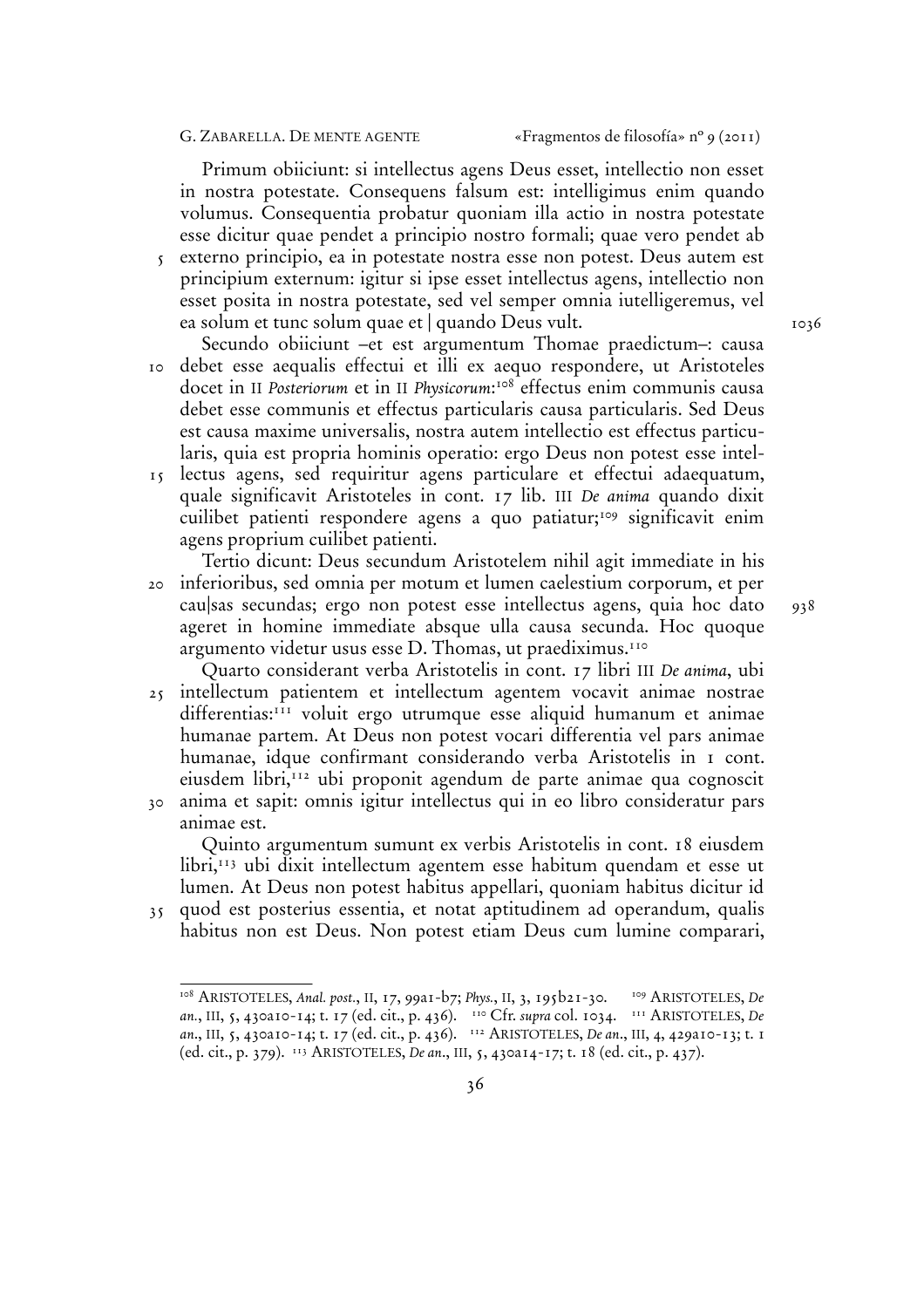Primum obiiciunt: si intellectus agens Deus esset, intellectio non esset in nostra potestate. Consequens falsum est: intelligimus enim quando volumus. Consequentia probatur quoniam illa actio in nostra potestate esse dicitur quae pendet a principio nostro formali; quae vero pendet ab externo principio, ea in potestate nostra esse non potest. Deus autem est principium externum: igitur si ipse esset intellectus agens, intellectio non esset posita in nostra potestate, sed vel semper omnia iutelligeremus, vel ea solum et tunc solum quae et | quando Deus vult.

Secundo obiiciunt –et est argumentum Thomae praedictum–: causa debet esse aequalis effectui et illi ex aequo respondere, ut Aristoteles docet in II *Posteriorum* et in II *Physicorum*:[108] effectus enim communis causa debet esse communis et effectus particularis causa particularis. Sed Deus est causa maxime universalis, nostra autem intellectio est effectus particularis, quia est propria hominis operatio: ergo Deus non potest esse intellectus agens, sed requiritur agens particulare et effectui adaequatum, quale significavit Aristoteles in cont. 17 lib. III *De anima* quando dixit cuilibet patienti respondere agens a quo patiatur;[109] significavit enim agens proprium cuilibet patienti.

Tertio dicunt: Deus secundum Aristotelem nihil agit immediate in his inferioribus, sed omnia per motum et lumen caelestium corporum, et per cau|sas secundas; ergo non potest esse intellectus agens, quia hoc dato ageret in homine immediate absque ulla causa secunda. Hoc quoque argumento videtur usus esse D. Thomas, ut praediximus.[110]

Quarto considerant verba Aristotelis in cont. 17 libri III *De anima*, ubi intellectum patientem et intellectum agentem vocavit animae nostrae differentias:[111] voluit ergo utrumque esse aliquid humanum et animae humanae partem. At Deus non potest vocari differentia vel pars animae humanae, idque confirmant considerando verba Aristotelis in 1 cont. eiusdem libri,[112] ubi proponit agendum de parte animae qua cognoscit anima et sapit: omnis igitur intellectus qui in eo libro consideratur pars animae est.

Quinto argumentum sumunt ex verbis Aristotelis in cont. 18 eiusdem libri,[113] ubi dixit intellectum agentem esse habitum quendam et esse ut lumen. At Deus non potest habitus appellari, quoniam habitus dicitur id quod est posterius essentia, et notat aptitudinem ad operandum, qualis habitus non est Deus. Non potest etiam Deus cum lumine comparari,

---

[108] ARISTOTELES, *Anal. post.*, II, 17, 99a1-b7; *Phys.*, II, 3, 195b21-30. [109] ARISTOTELES, *De an.*, III, 5, 430a10-14; t. 17 (ed. cit., p. 436). [110] Cfr. *supra* col. 1034. [111] ARISTOTELES, *De an.*, III, 5, 430a10-14; t. 17 (ed. cit., p. 436). [112] ARISTOTELES, *De an.*, III, 4, 429a10-13; t. 1 (ed. cit., p. 379). [113] ARISTOTELES, *De an.*, III, 5, 430a14-17; t. 18 (ed. cit., p. 437).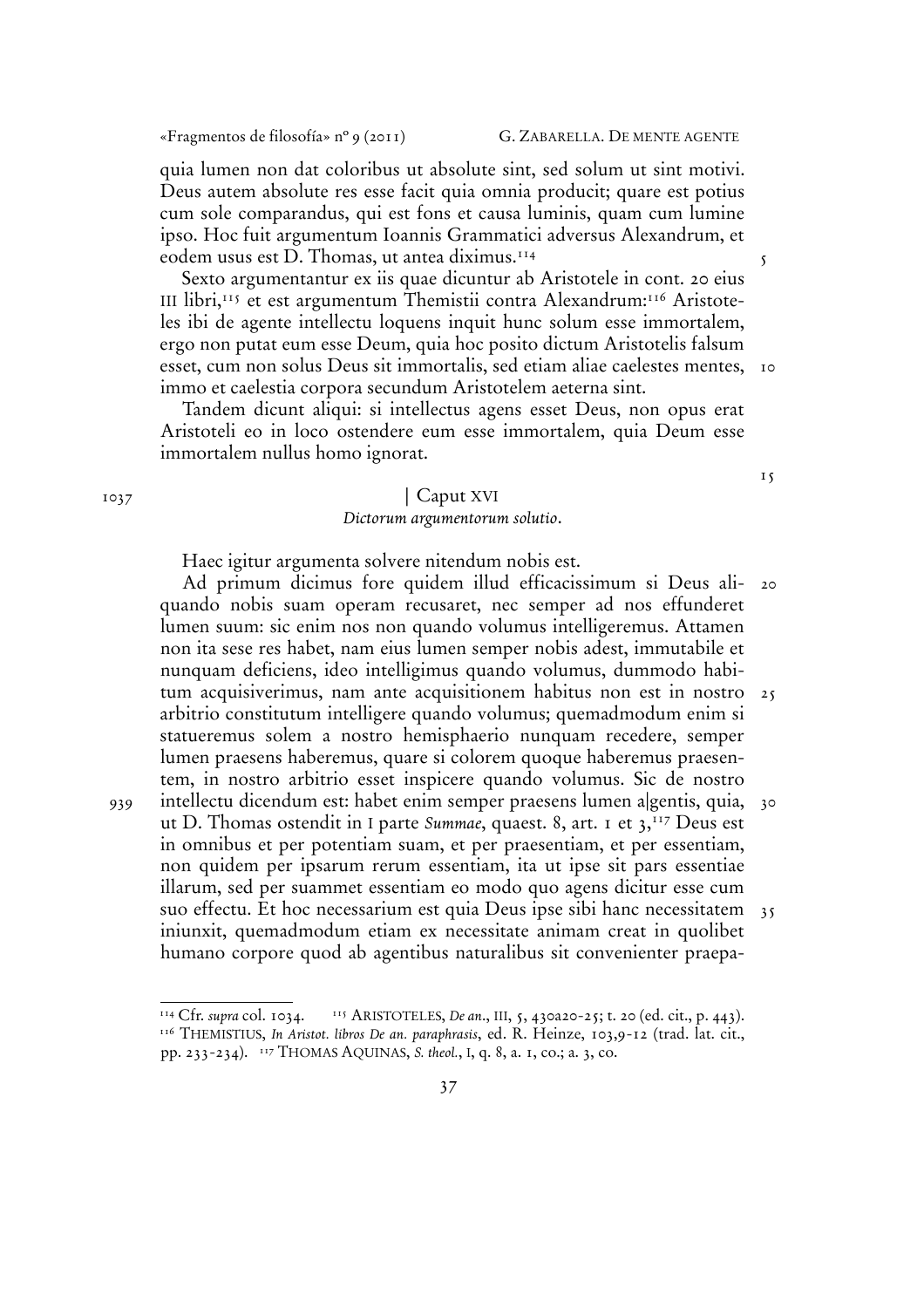quia lumen non dat coloribus ut absolute sint, sed solum ut sint motivi. Deus autem absolute res esse facit quia omnia producit; quare est potius cum sole comparandus, qui est fons et causa luminis, quam cum lumine ipso. Hoc fuit argumentum Ioannis Grammatici adversus Alexandrum, et eodem usus est D. Thomas, ut antea diximus.[114]

Sexto argumentantur ex iis quae dicuntur ab Aristotele in cont. 20 eius III libri,[115] et est argumentum Themistii contra Alexandrum:[116] Aristoteles ibi de agente intellectu loquens inquit hunc solum esse immortalem, ergo non putat eum esse Deum, quia hoc posito dictum Aristotelis falsum esset, cum non solus Deus sit immortalis, sed etiam aliae caelestes mentes, immo et caelestia corpora secundum Aristotelem aeterna sint.

Tandem dicunt aliqui: si intellectus agens esset Deus, non opus erat Aristoteli eo in loco ostendere eum esse immortalem, quia Deum esse immortalem nullus homo ignorat.

## | Caput XVI

*Dictorum argumentorum solutio.*

Haec igitur argumenta solvere nitendum nobis est.

Ad primum dicimus fore quidem illud efficacissimum si Deus aliquando nobis suam operam recusaret, nec semper ad nos effunderet lumen suum: sic enim nos non quando volumus intelligeremus. Attamen non ita sese res habet, nam eius lumen semper nobis adest, immutabile et nunquam deficiens, ideo intelligimus quando volumus, dummodo habitum acquisiverimus, nam ante acquisitionem habitus non est in nostro arbitrio constitutum intelligere quando volumus; quemadmodum enim si statueremus solem a nostro hemisphaerio nunquam recedere, semper lumen praesens haberemus, quare si colorem quoque haberemus praesentem, in nostro arbitrio esset inspicere quando volumus. Sic de nostro intellectu dicendum est: habet enim semper praesens lumen a|gentis, quia, ut D. Thomas ostendit in I parte *Summae*, quaest. 8, art. 1 et 3,[117] Deus est in omnibus et per potentiam suam, et per praesentiam, et per essentiam, non quidem per ipsarum rerum essentiam, ita ut ipse sit pars essentiae illarum, sed per suammet essentiam eo modo quo agens dicitur esse cum suo effectu. Et hoc necessarium est quia Deus ipse sibi hanc necessitatem iniunxit, quemadmodum etiam ex necessitate animam creat in quolibet humano corpore quod ab agentibus naturalibus sit convenienter praepa-

---

[114] Cfr. *supra* col. 1034. [115] ARISTOTELES, *De an.*, III, 5, 430a20-25; t. 20 (ed. cit., p. 443).
[116] THEMISTIUS, *In Aristot. libros De an. paraphrasis*, ed. R. Heinze, 103,9-12 (trad. lat. cit., pp. 233-234). [117] THOMAS AQUINAS, *S. theol.*, I, q. 8, a. 1, co.; a. 3, co.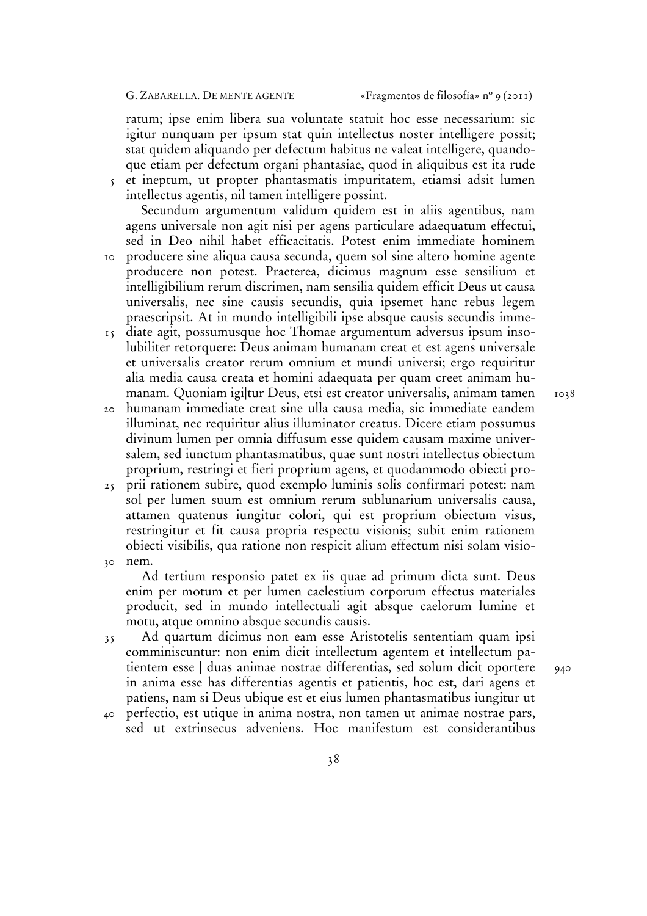ratum; ipse enim libera sua voluntate statuit hoc esse necessarium: sic igitur nunquam per ipsum stat quin intellectus noster intelligere possit; stat quidem aliquando per defectum habitus ne valeat intelligere, quandoque etiam per defectum organi phantasiae, quod in aliquibus est ita rude et ineptum, ut propter phantasmatis impuritatem, etiamsi adsit lumen intellectus agentis, nil tamen intelligere possint.

Secundum argumentum validum quidem est in aliis agentibus, nam agens universale non agit nisi per agens particulare adaequatum effectui, sed in Deo nihil habet efficacitatis. Potest enim immediate hominem producere sine aliqua causa secunda, quem sol sine altero homine agente producere non potest. Praeterea, dicimus magnum esse sensilium et intelligibilium rerum discrimen, nam sensilia quidem efficit Deus ut causa universalis, nec sine causis secundis, quia ipsemet hanc rebus legem praescripsit. At in mundo intelligibili ipse absque causis secundis immediate agit, possumusque hoc Thomae argumentum adversus ipsum insolubiliter retorquere: Deus animam humanam creat et est agens universale et universalis creator rerum omnium et mundi universi; ergo requiritur alia media causa creata et homini adaequata per quam creet animam humanam. Quoniam igi|tur Deus, etsi est creator universalis, animam tamen humanam immediate creat sine ulla causa media, sic immediate eandem illuminat, nec requiritur alius illuminator creatus. Dicere etiam possumus divinum lumen per omnia diffusum esse quidem causam maxime universalem, sed iunctum phantasmatibus, quae sunt nostri intellectus obiectum proprium, restringi et fieri proprium agens, et quodammodo obiecti proprii rationem subire, quod exemplo luminis solis confirmari potest: nam sol per lumen suum est omnium rerum sublunarium universalis causa, attamen quatenus iungitur colori, qui est proprium obiectum visus, restringitur et fit causa propria respectu visionis; subit enim rationem obiecti visibilis, qua ratione non respicit alium effectum nisi solam visionem.

Ad tertium responsio patet ex iis quae ad primum dicta sunt. Deus enim per motum et per lumen caelestium corporum effectus materiales producit, sed in mundo intellectuali agit absque caelorum lumine et motu, atque omnino absque secundis causis.

Ad quartum dicimus non eam esse Aristotelis sententiam quam ipsi comminiscuntur: non enim dicit intellectum agentem et intellectum patientem esse | duas animae nostrae differentias, sed solum dicit oportere in anima esse has differentias agentis et patientis, hoc est, dari agens et patiens, nam si Deus ubique est et eius lumen phantasmatibus iungitur ut perfectio, est utique in anima nostra, non tamen ut animae nostrae pars, sed ut extrinsecus adveniens. Hoc manifestum est considerantibus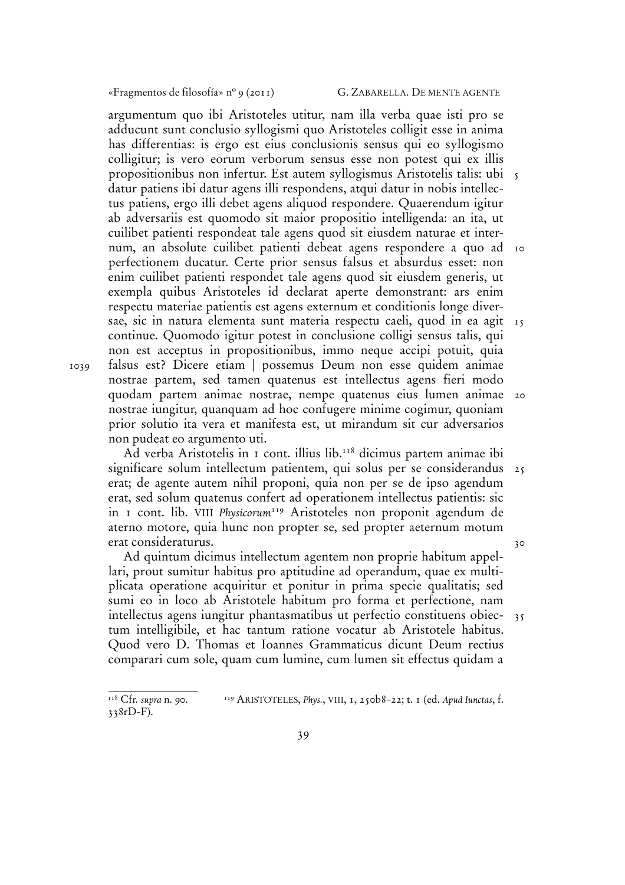argumentum quo ibi Aristoteles utitur, nam illa verba quae isti pro se adducunt sunt conclusio syllogismi quo Aristoteles colligit esse in anima has differentias: is ergo est eius conclusionis sensus qui eo syllogismo colligitur; is vero eorum verborum sensus esse non potest qui ex illis propositionibus non infertur. Est autem syllogismus Aristotelis talis: ubi datur patiens ibi datur agens illi respondens, atqui datur in nobis intellectus patiens, ergo illi debet agens aliquod respondere. Quaerendum igitur ab adversariis est quomodo sit maior propositio intelligenda: an ita, ut cuilibet patienti respondeat tale agens quod sit eiusdem naturae et internum, an absolute cuilibet patienti debeat agens respondere a quo ad perfectionem ducatur. Certe prior sensus falsus et absurdus esset: non enim cuilibet patienti respondet tale agens quod sit eiusdem generis, ut exempla quibus Aristoteles id declarat aperte demonstrant: ars enim respectu materiae patientis est agens externum et conditionis longe diversae, sic in natura elementa sunt materia respectu caeli, quod in ea agit continue. Quomodo igitur potest in conclusione colligi sensus talis, qui non est acceptus in propositionibus, immo neque accipi potuit, quia falsus est? Dicere etiam | possemus Deum non esse quidem animae nostrae partem, sed tamen quatenus est intellectus agens fieri modo quodam partem animae nostrae, nempe quatenus eius lumen animae nostrae iungitur, quanquam ad hoc confugere minime cogimur, quoniam prior solutio ita vera et manifesta est, ut mirandum sit cur adversarios non pudeat eo argumento uti.

Ad verba Aristotelis in 1 cont. illius lib.[118] dicimus partem animae ibi significare solum intellectum patientem, qui solus per se considerandus erat; de agente autem nihil proponi, quia non per se de ipso agendum erat, sed solum quatenus confert ad operationem intellectus patientis: sic in 1 cont. lib. VIII *Physicorum*[119] Aristoteles non proponit agendum de aterno motore, quia hunc non propter se, sed propter aeternum motum erat consideraturus.

Ad quintum dicimus intellectum agentem non proprie habitum appellari, prout sumitur habitus pro aptitudine ad operandum, quae ex multiplicata operatione acquiritur et ponitur in prima specie qualitatis; sed sumi eo in loco ab Aristotele habitum pro forma et perfectione, nam intellectus agens iungitur phantasmatibus ut perfectio constituens obiectum intelligibile, et hac tantum ratione vocatur ab Aristotele habitus. Quod vero D. Thomas et Ioannes Grammaticus dicunt Deum rectius comparari cum sole, quam cum lumine, cum lumen sit effectus quidam a

---

[118] Cfr. *supra* n. 90.

[119] ARISTOTELES, *Phys.*, VIII, 1, 250b8-22; t. 1 (ed. *Apud Iunctas*, f. 338rD-F).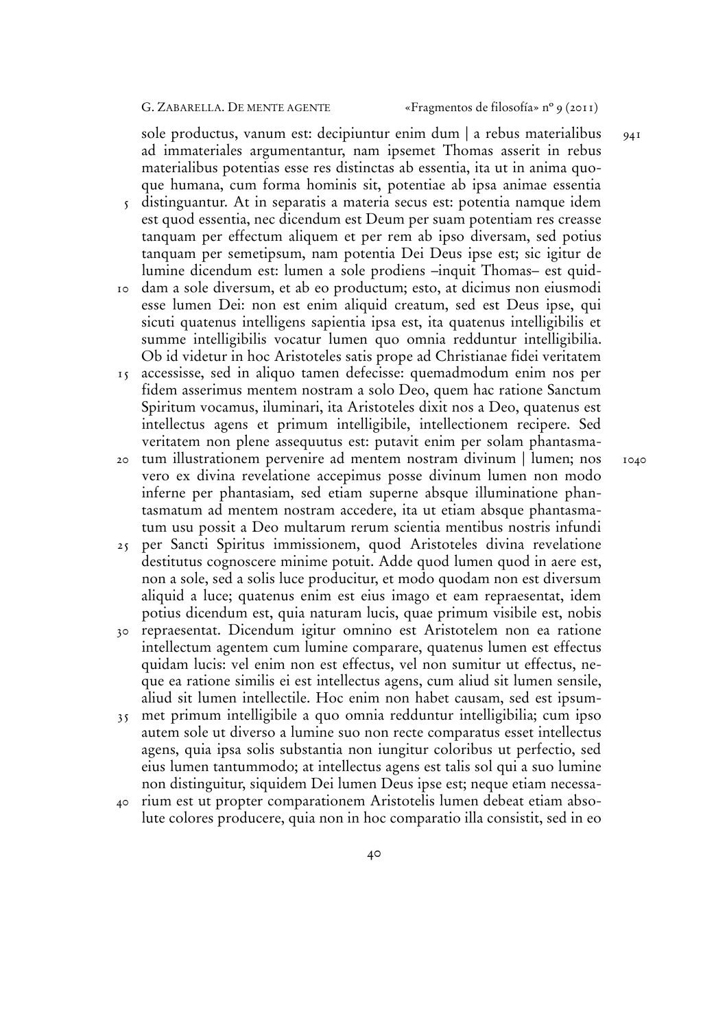sole productus, vanum est: decipiuntur enim dum | a rebus materialibus ad immateriales argumentantur, nam ipsemet Thomas asserit in rebus materialibus potentias esse res distinctas ab essentia, ita ut in anima quoque humana, cum forma hominis sit, potentiae ab ipsa animae essentia distinguantur. At in separatis a materia secus est: potentia namque idem est quod essentia, nec dicendum est Deum per suam potentiam res creasse tanquam per effectum aliquem et per rem ab ipso diversam, sed potius tanquam per semetipsum, nam potentia Dei Deus ipse est; sic igitur de lumine dicendum est: lumen a sole prodiens –inquit Thomas– est quiddam a sole diversum, et ab eo productum; esto, at dicimus non eiusmodi esse lumen Dei: non est enim aliquid creatum, sed est Deus ipse, qui sicuti quatenus intelligens sapientia ipsa est, ita quatenus intelligibilis et summe intelligibilis vocatur lumen quo omnia redduntur intelligibilia. Ob id videtur in hoc Aristoteles satis prope ad Christianae fidei veritatem accessisse, sed in aliquo tamen defecisse: quemadmodum enim nos per fidem asserimus mentem nostram a solo Deo, quem hac ratione Sanctum Spiritum vocamus, iluminari, ita Aristoteles dixit nos a Deo, quatenus est intellectus agens et primum intelligibile, intellectionem recipere. Sed veritatem non plene assequutus est: putavit enim per solam phantasmatum illustrationem pervenire ad mentem nostram divinum | lumen; nos vero ex divina revelatione accepimus posse divinum lumen non modo inferne per phantasiam, sed etiam superne absque illuminatione phantasmatum ad mentem nostram accedere, ita ut etiam absque phantasmatum usu possit a Deo multarum rerum scientia mentibus nostris infundi per Sancti Spiritus immissionem, quod Aristoteles divina revelatione destitutus cognoscere minime potuit. Adde quod lumen quod in aere est, non a sole, sed a solis luce producitur, et modo quodam non est diversum aliquid a luce; quatenus enim est eius imago et eam repraesentat, idem potius dicendum est, quia naturam lucis, quae primum visibile est, nobis repraesentat. Dicendum igitur omnino est Aristotelem non ea ratione intellectum agentem cum lumine comparare, quatenus lumen est effectus quidam lucis: vel enim non est effectus, vel non sumitur ut effectus, neque ea ratione similis ei est intellectus agens, cum aliud sit lumen sensile, aliud sit lumen intellectile. Hoc enim non habet causam, sed est ipsummet primum intelligibile a quo omnia redduntur intelligibilia; cum ipso autem sole ut diverso a lumine suo non recte comparatus esset intellectus agens, quia ipsa solis substantia non iungitur coloribus ut perfectio, sed eius lumen tantummodo; at intellectus agens est talis sol qui a suo lumine non distinguitur, siquidem Dei lumen Deus ipse est; neque etiam necessarium est ut propter comparationem Aristotelis lumen debeat etiam absolute colores producere, quia non in hoc comparatio illa consistit, sed in eo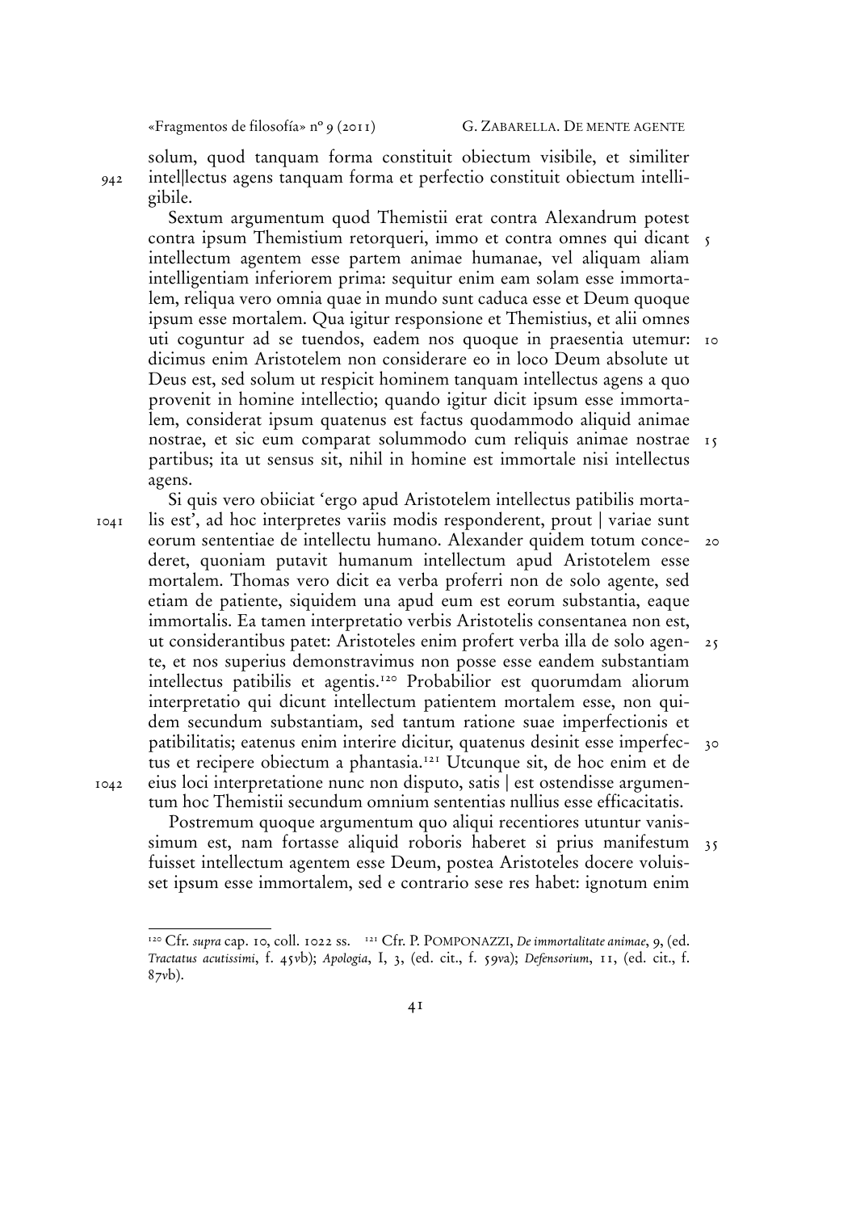solum, quod tanquam forma constituit obiectum visibile, et similiter intel||lectus agens tanquam forma et perfectio constituit obiectum intelligibile.

Sextum argumentum quod Themistii erat contra Alexandrum potest contra ipsum Themistium retorqueri, immo et contra omnes qui dicant intellectum agentem esse partem animae humanae, vel aliquam aliam intelligentiam inferiorem prima: sequitur enim eam solam esse immortalem, reliqua vero omnia quae in mundo sunt caduca esse et Deum quoque ipsum esse mortalem. Qua igitur responsione et Themistius, et alii omnes uti coguntur ad se tuendos, eadem nos quoque in praesentia utemur: dicimus enim Aristotelem non considerare eo in loco Deum absolute ut Deus est, sed solum ut respicit hominem tanquam intellectus agens a quo provenit in homine intellectio; quando igitur dicit ipsum esse immortalem, considerat ipsum quatenus est factus quodammodo aliquid animae nostrae, et sic eum comparat solummodo cum reliquis animae nostrae partibus; ita ut sensus sit, nihil in homine est immortale nisi intellectus agens.

Si quis vero obiiciat 'ergo apud Aristotelem intellectus patibilis mortalis est', ad hoc interpretes variis modis responderent, prout | variae sunt eorum sententiae de intellectu humano. Alexander quidem totum concederet, quoniam putavit humanum intellectum apud Aristotelem esse mortalem. Thomas vero dicit ea verba proferri non de solo agente, sed etiam de patiente, siquidem una apud eum est eorum substantia, eaque immortalis. Ea tamen interpretatio verbis Aristotelis consentanea non est, ut considerantibus patet: Aristoteles enim profert verba illa de solo agente, et nos superius demonstravimus non posse esse eandem substantiam intellectus patibilis et agentis.[120] Probabilior est quorumdam aliorum interpretatio qui dicunt intellectum patientem mortalem esse, non quidem secundum substantiam, sed tantum ratione suae imperfectionis et patibilitatis; eatenus enim interire dicitur, quatenus desinit esse imperfectus et recipere obiectum a phantasia.[121] Utcunque sit, de hoc enim et de eius loci interpretatione nunc non disputo, satis | est ostendisse argumentum hoc Themistii secundum omnium sententias nullius esse efficacitatis.

Postremum quoque argumentum quo aliqui recentiores utuntur vanissimum est, nam fortasse aliquid roboris haberet si prius manifestum fuisset intellectum agentem esse Deum, postea Aristoteles docere voluisset ipsum esse immortalem, sed e contrario sese res habet: ignotum enim

---

[120] Cfr. *supra* cap. 10, coll. 1022 ss. [121] Cfr. P. POMPONAZZI, *De immortalitate animae*, 9, (ed. *Tractatus acutissimi*, f. 45vb); *Apologia*, I, 3, (ed. cit., f. 59va); *Defensorium*, 11, (ed. cit., f. 87vb).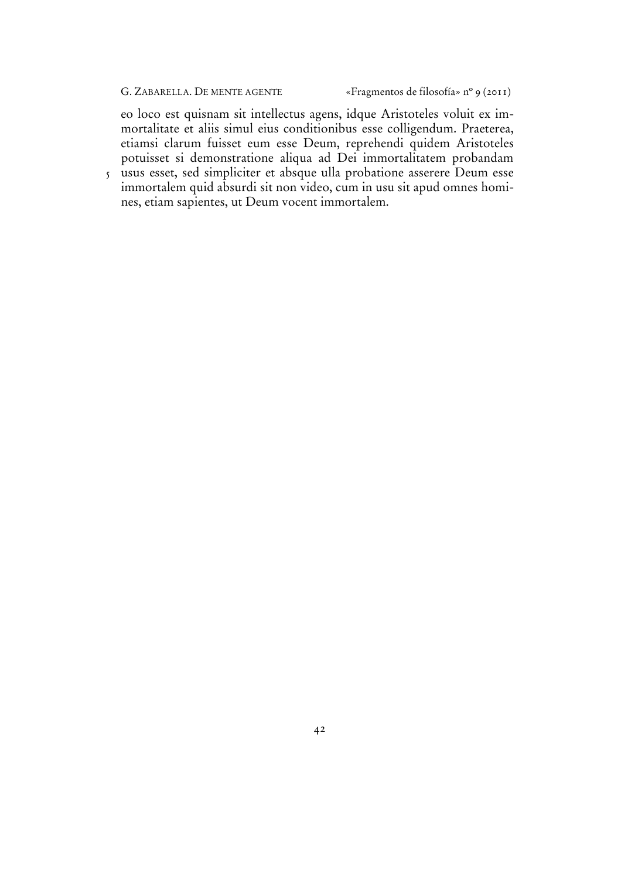eo loco est quisnam sit intellectus agens, idque Aristoteles voluit ex immortalitate et aliis simul eius conditionibus esse colligendum. Praeterea, etiamsi clarum fuisset eum esse Deum, reprehendi quidem Aristoteles potuisset si demonstratione aliqua ad Dei immortalitatem probandam usus esset, sed simpliciter et absque ulla probatione asserere Deum esse immortalem quid absurdi sit non video, cum in usu sit apud omnes homines, etiam sapientes, ut Deum vocent immortalem.